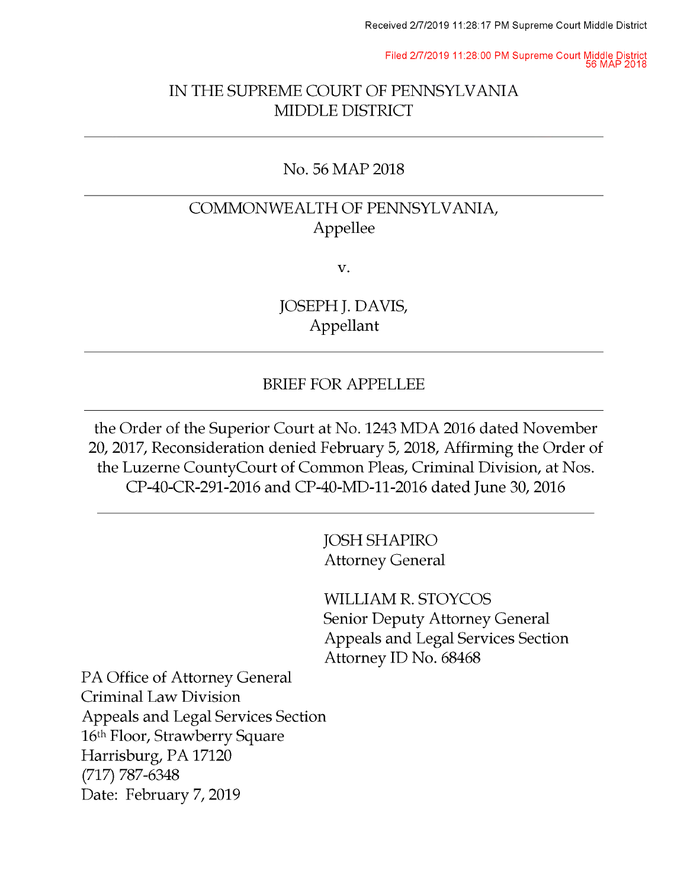Received 2/7/2019 11:28:17 PM Supreme Court Middle District

Filed 2/7/2019 11:28:00 PM Supreme Court Middle District
56 MAP 2018

# IN THE SUPREME COURT OF PENNSYLVANIA
# MIDDLE DISTRICT

---

No. 56 MAP 2018

---

COMMONWEALTH OF PENNSYLVANIA,
Appellee

v.

JOSEPH J. DAVIS,
Appellant

---

## BRIEF FOR APPELLEE

---

the Order of the Superior Court at No. 1243 MDA 2016 dated November 20, 2017, Reconsideration denied February 5, 2018, Affirming the Order of the Luzerne CountyCourt of Common Pleas, Criminal Division, at Nos. CP-40-CR-291-2016 and CP-40-MD-11-2016 dated June 30, 2016

---

JOSH SHAPIRO
Attorney General

WILLIAM R. STOYCOS
Senior Deputy Attorney General
Appeals and Legal Services Section
Attorney ID No. 68468

PA Office of Attorney General
Criminal Law Division
Appeals and Legal Services Section
16th Floor, Strawberry Square
Harrisburg, PA 17120
(717) 787-6348
Date: February 7, 2019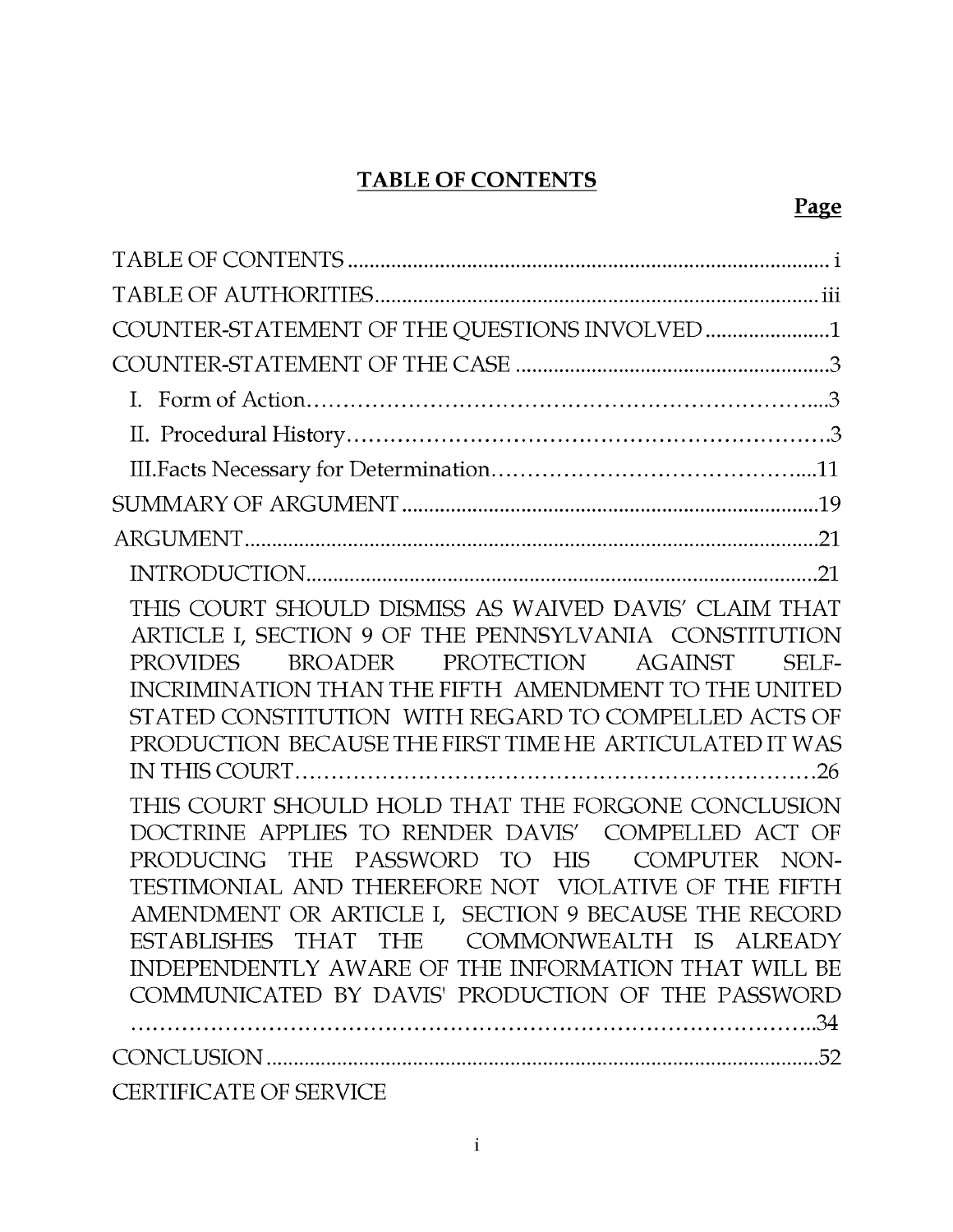# TABLE OF CONTENTS

| | Page |
|---|---|
| TABLE OF CONTENTS | i |
| TABLE OF AUTHORITIES | iii |
| COUNTER-STATEMENT OF THE QUESTIONS INVOLVED | 1 |
| COUNTER-STATEMENT OF THE CASE | 3 |
| I. Form of Action | 3 |
| II. Procedural History | 3 |
| III. Facts Necessary for Determination | 11 |
| SUMMARY OF ARGUMENT | 19 |
| ARGUMENT | 21 |
| INTRODUCTION | 21 |
| THIS COURT SHOULD DISMISS AS WAIVED DAVIS' CLAIM THAT ARTICLE I, SECTION 9 OF THE PENNSYLVANIA CONSTITUTION PROVIDES BROADER PROTECTION AGAINST SELF-INCRIMINATION THAN THE FIFTH AMENDMENT TO THE UNITED STATED CONSTITUTION WITH REGARD TO COMPELLED ACTS OF PRODUCTION BECAUSE THE FIRST TIME HE ARTICULATED IT WAS IN THIS COURT | 26 |
| THIS COURT SHOULD HOLD THAT THE FORGONE CONCLUSION DOCTRINE APPLIES TO RENDER DAVIS' COMPELLED ACT OF PRODUCING THE PASSWORD TO HIS COMPUTER NON-TESTIMONIAL AND THEREFORE NOT VIOLATIVE OF THE FIFTH AMENDMENT OR ARTICLE I, SECTION 9 BECAUSE THE RECORD ESTABLISHES THAT THE COMMONWEALTH IS ALREADY INDEPENDENTLY AWARE OF THE INFORMATION THAT WILL BE COMMUNICATED BY DAVIS' PRODUCTION OF THE PASSWORD | 34 |
| CONCLUSION | 52 |
| CERTIFICATE OF SERVICE | |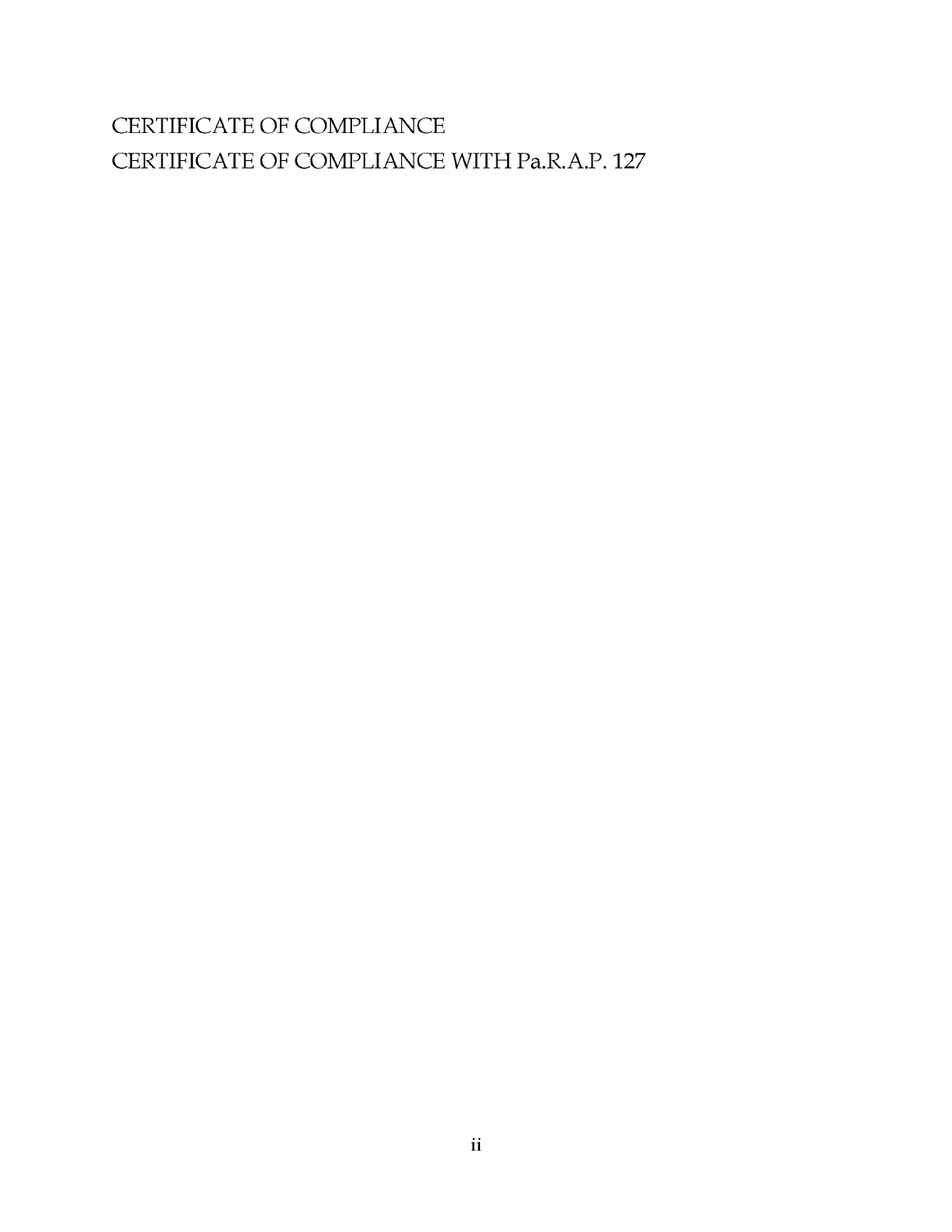CERTIFICATE OF COMPLIANCE

CERTIFICATE OF COMPLIANCE WITH Pa.R.A.P. 127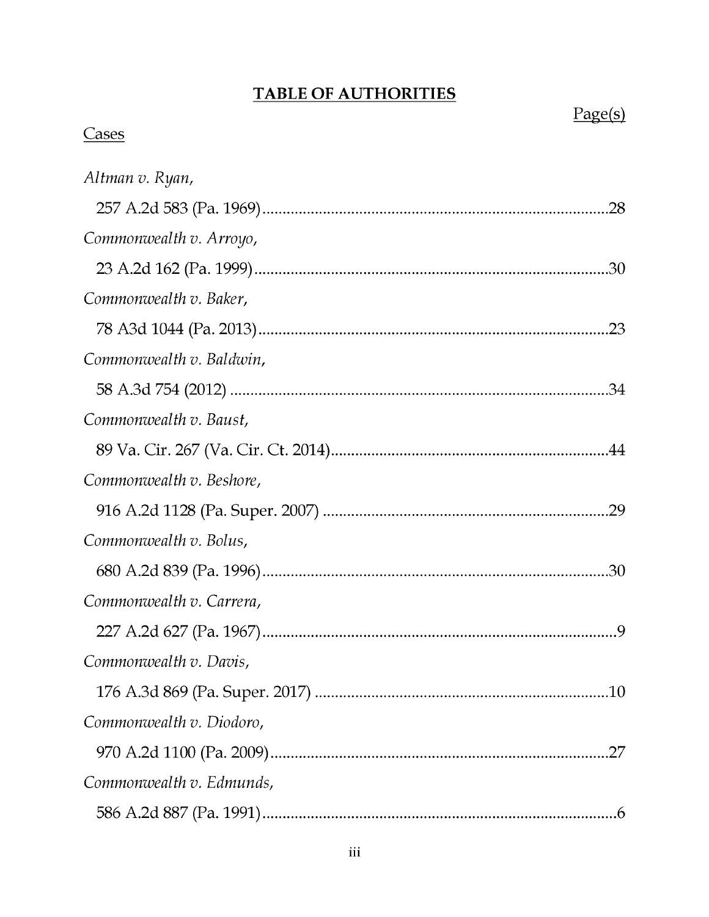# TABLE OF AUTHORITIES

Page(s)

Cases

*Altman v. Ryan*,
257 A.2d 583 (Pa. 1969) .......................................................................................28

*Commonwealth v. Arroyo*,
23 A.2d 162 (Pa. 1999) .........................................................................................30

*Commonwealth v. Baker*,
78 A3d 1044 (Pa. 2013) ........................................................................................23

*Commonwealth v. Baldwin*,
58 A.3d 754 (2012) ...............................................................................................34

*Commonwealth v. Baust*,
89 Va. Cir. 267 (Va. Cir. Ct. 2014) ......................................................................44

*Commonwealth v. Beshore*,
916 A.2d 1128 (Pa. Super. 2007) ........................................................................29

*Commonwealth v. Bolus*,
680 A.2d 839 (Pa. 1996) .......................................................................................30

*Commonwealth v. Carrera*,
227 A.2d 627 (Pa. 1967) .........................................................................................9

*Commonwealth v. Davis*,
176 A.3d 869 (Pa. Super. 2017) ..........................................................................10

*Commonwealth v. Diodoro*,
970 A.2d 1100 (Pa. 2009) .....................................................................................27

*Commonwealth v. Edmunds*,
586 A.2d 887 (Pa. 1991) .........................................................................................6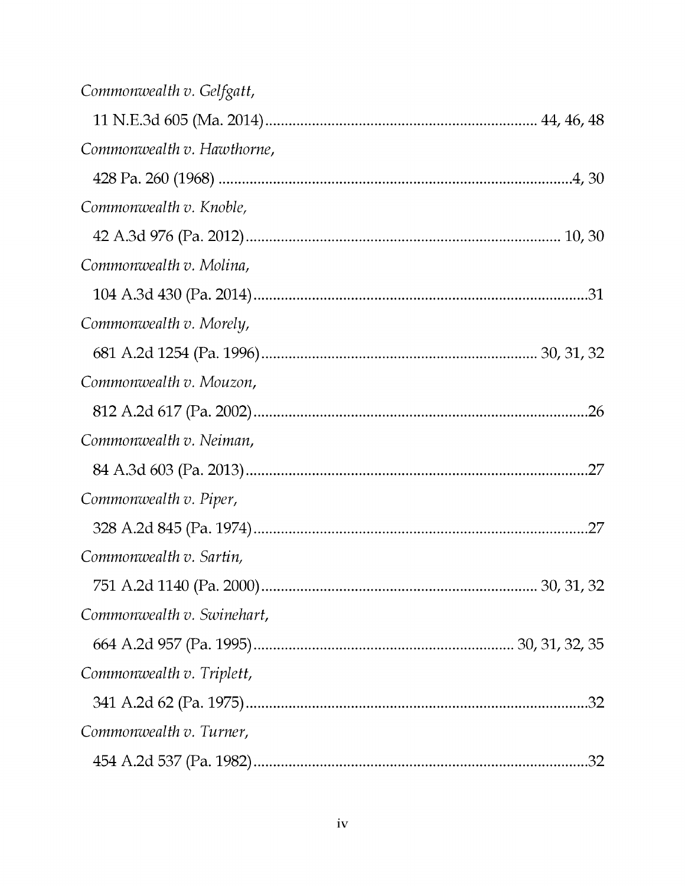*Commonwealth v. Gelfgatt*,
11 N.E.3d 605 (Ma. 2014) .................................................................... 44, 46, 48

*Commonwealth v. Hawthorne*,
428 Pa. 260 (1968) ..........................................................................................4, 30

*Commonwealth v. Knoble*,
42 A.3d 976 (Pa. 2012) ................................................................................ 10, 30

*Commonwealth v. Molina*,
104 A.3d 430 (Pa. 2014) .......................................................................................31

*Commonwealth v. Morely*,
681 A.2d 1254 (Pa. 1996) ..................................................................... 30, 31, 32

*Commonwealth v. Mouzon*,
812 A.2d 617 (Pa. 2002) .......................................................................................26

*Commonwealth v. Neiman*,
84 A.3d 603 (Pa. 2013) .........................................................................................27

*Commonwealth v. Piper*,
328 A.2d 845 (Pa. 1974) .......................................................................................27

*Commonwealth v. Sartin*,
751 A.2d 1140 (Pa. 2000) ..................................................................... 30, 31, 32

*Commonwealth v. Swinehart*,
664 A.2d 957 (Pa. 1995) .................................................................. 30, 31, 32, 35

*Commonwealth v. Triplett*,
341 A.2d 62 (Pa. 1975) .........................................................................................32

*Commonwealth v. Turner*,
454 A.2d 537 (Pa. 1982) .......................................................................................32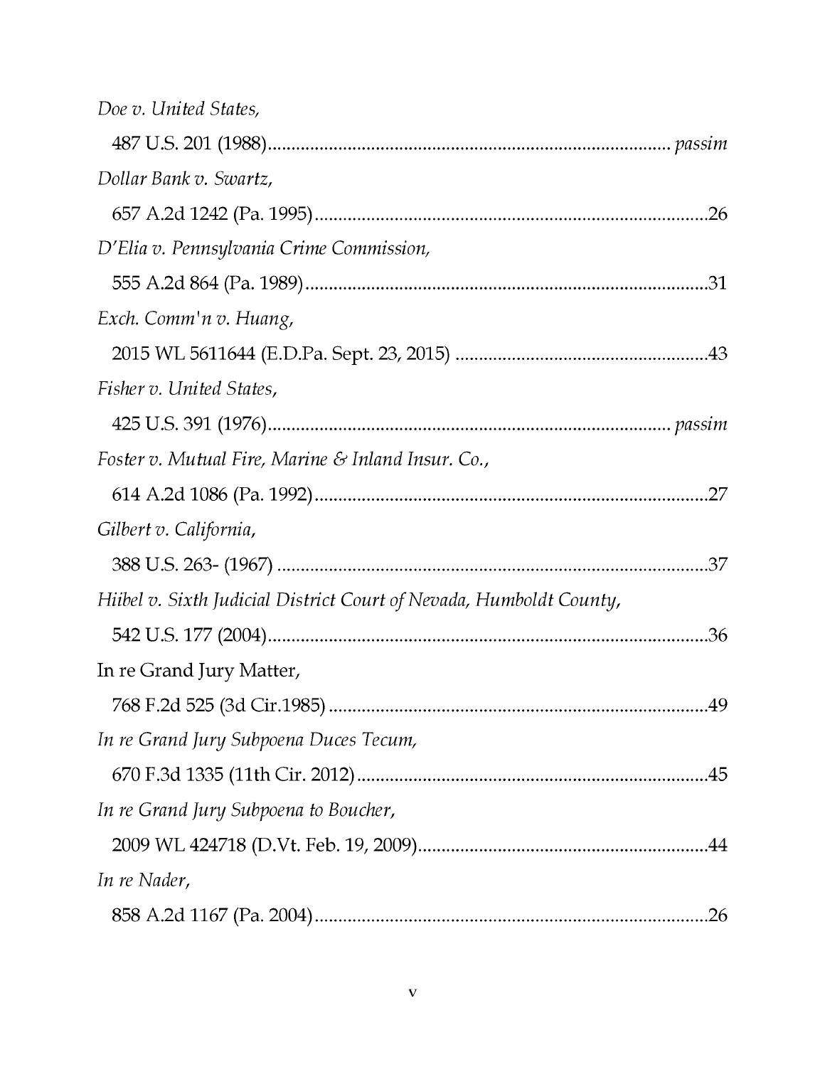*Doe v. United States*,

487 U.S. 201 (1988)........................................................................................ *passim*

*Dollar Bank v. Swartz*,

657 A.2d 1242 (Pa. 1995).......................................................................................26

*D'Elia v. Pennsylvania Crime Commission*,

555 A.2d 864 (Pa. 1989).........................................................................................31

*Exch. Comm'n v. Huang*,

2015 WL 5611644 (E.D.Pa. Sept. 23, 2015) ........................................................43

*Fisher v. United States*,

425 U.S. 391 (1976)........................................................................................ *passim*

*Foster v. Mutual Fire, Marine & Inland Insur. Co.*,

614 A.2d 1086 (Pa. 1992).......................................................................................27

*Gilbert v. California*,

388 U.S. 263- (1967) ..............................................................................................37

*Hiibel v. Sixth Judicial District Court of Nevada, Humboldt County*,

542 U.S. 177 (2004).................................................................................................36

In re Grand Jury Matter,

768 F.2d 525 (3d Cir.1985) ...................................................................................49

*In re Grand Jury Subpoena Duces Tecum*,

670 F.3d 1335 (11th Cir. 2012).............................................................................45

*In re Grand Jury Subpoena to Boucher*,

2009 WL 424718 (D.Vt. Feb. 19, 2009)................................................................44

*In re Nader*,

858 A.2d 1167 (Pa. 2004).......................................................................................26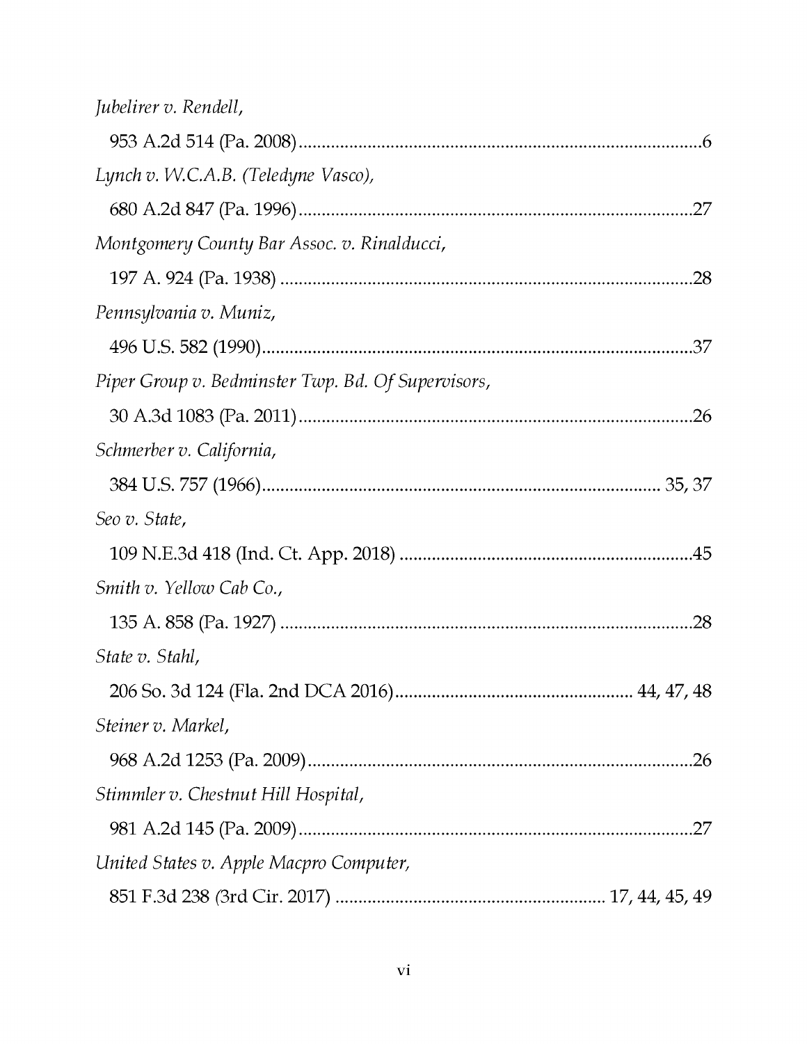*Jubelirer v. Rendell*,

953 A.2d 514 (Pa. 2008).........................................................................................6

*Lynch v. W.C.A.B. (Teledyne Vasco)*,

680 A.2d 847 (Pa. 1996).......................................................................................27

*Montgomery County Bar Assoc. v. Rinalducci*,

197 A. 924 (Pa. 1938) ...........................................................................................28

*Pennsylvania v. Muniz*,

496 U.S. 582 (1990)...............................................................................................37

*Piper Group v. Bedminster Twp. Bd. Of Supervisors*,

30 A.3d 1083 (Pa. 2011)......................................................................................26

*Schmerber v. California*,

384 U.S. 757 (1966)..................................................................................... 35, 37

*Seo v. State*,

109 N.E.3d 418 (Ind. Ct. App. 2018) ................................................................45

*Smith v. Yellow Cab Co.*,

135 A. 858 (Pa. 1927) ...........................................................................................28

*State v. Stahl*,

206 So. 3d 124 (Fla. 2nd DCA 2016).................................................... 44, 47, 48

*Steiner v. Markel*,

968 A.2d 1253 (Pa. 2009).....................................................................................26

*Stimmler v. Chestnut Hill Hospital*,

981 A.2d 145 (Pa. 2009).......................................................................................27

*United States v. Apple Macpro Computer*,

851 F.3d 238 (3rd Cir. 2017) ........................................................... 17, 44, 45, 49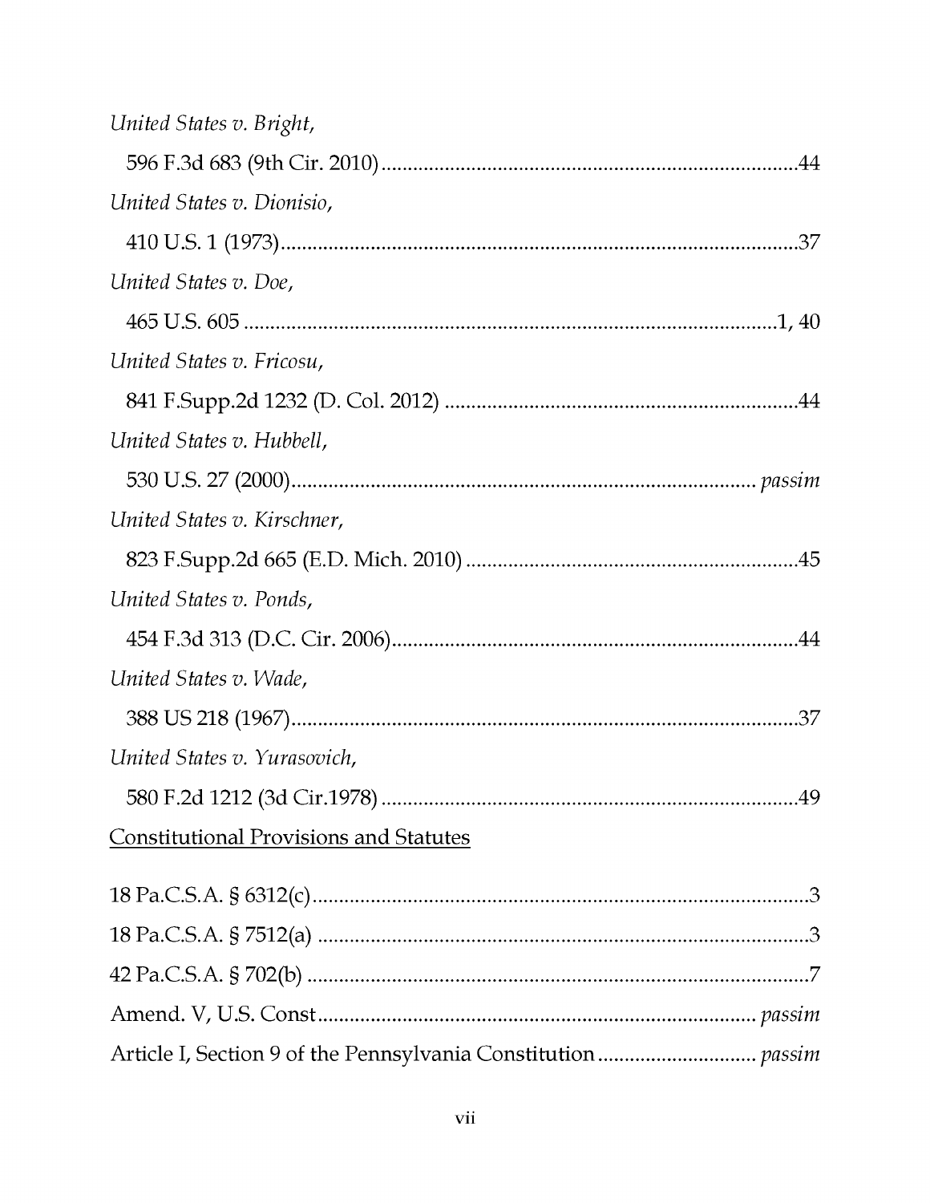*United States v. Bright*,

596 F.3d 683 (9th Cir. 2010)................................................................................44

*United States v. Dionisio*,

410 U.S. 1 (1973)..................................................................................................37

*United States v. Doe*,

465 U.S. 605 ......................................................................................................1, 40

*United States v. Fricosu*,

841 F.Supp.2d 1232 (D. Col. 2012) ...................................................................44

*United States v. Hubbell*,

530 U.S. 27 (2000)....................................................................................... *passim*

*United States v. Kirschner*,

823 F.Supp.2d 665 (E.D. Mich. 2010) ...............................................................45

*United States v. Ponds*,

454 F.3d 313 (D.C. Cir. 2006).............................................................................44

*United States v. Wade*,

388 US 218 (1967).................................................................................................37

*United States v. Yurasovich*,

580 F.2d 1212 (3d Cir.1978) ...............................................................................49

Constitutional Provisions and Statutes

18 Pa.C.S.A. § 6312(c).............................................................................................3

18 Pa.C.S.A. § 7512(a) ............................................................................................3

42 Pa.C.S.A. § 702(b) ..............................................................................................7

Amend. V, U.S. Const................................................................................ *passim*

Article I, Section 9 of the Pennsylvania Constitution ............................. *passim*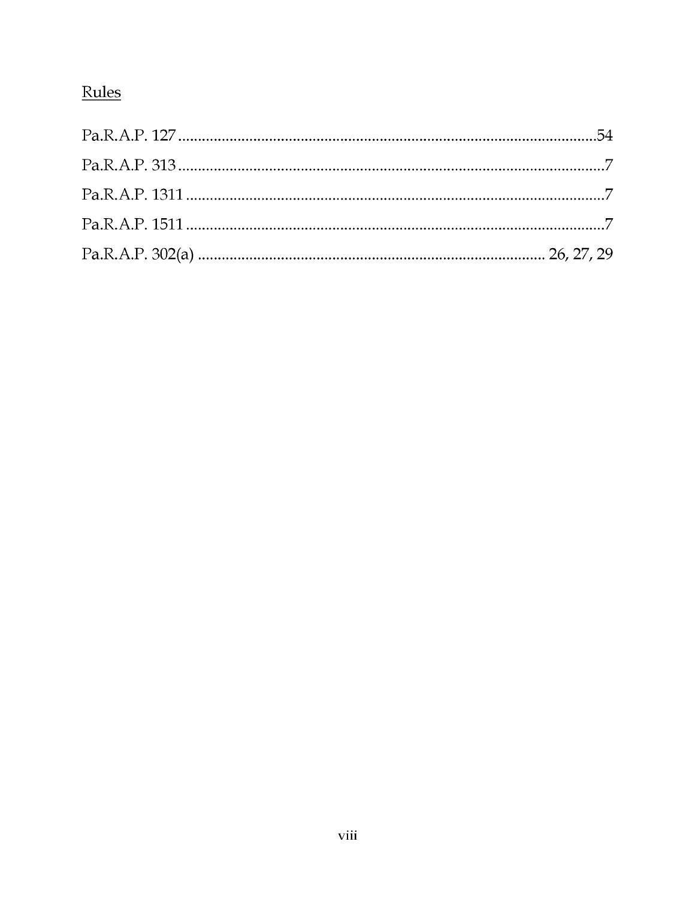Rules

Pa.R.A.P. 127 ..........................................................................................54

Pa.R.A.P. 313 ............................................................................................7

Pa.R.A.P. 1311 ..........................................................................................7

Pa.R.A.P. 1511 ..........................................................................................7

Pa.R.A.P. 302(a) ........................................................................ 26, 27, 29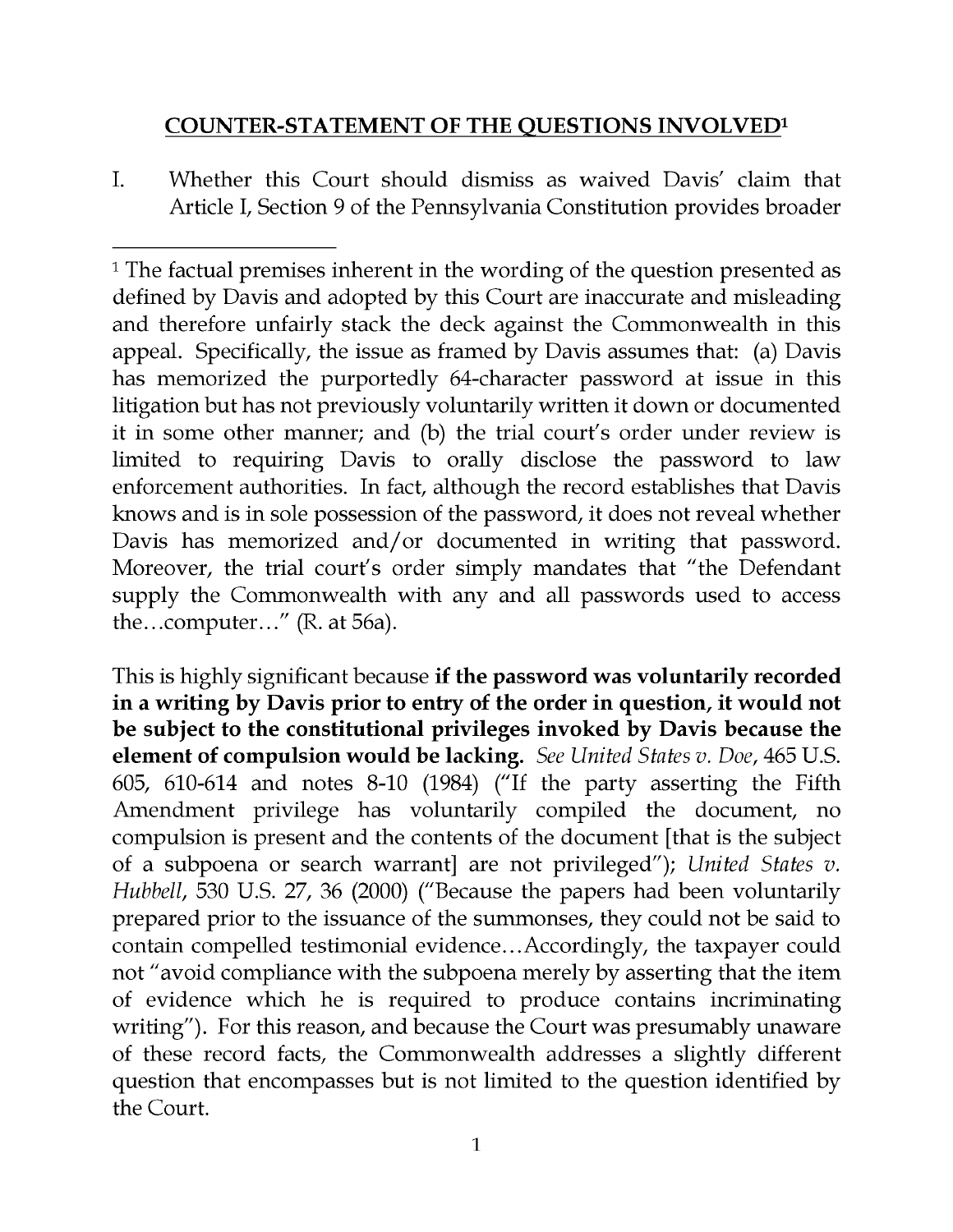## COUNTER-STATEMENT OF THE QUESTIONS INVOLVED[1]

I. Whether this Court should dismiss as waived Davis' claim that Article I, Section 9 of the Pennsylvania Constitution provides broader

---

[1] The factual premises inherent in the wording of the question presented as defined by Davis and adopted by this Court are inaccurate and misleading and therefore unfairly stack the deck against the Commonwealth in this appeal. Specifically, the issue as framed by Davis assumes that: (a) Davis has memorized the purportedly 64-character password at issue in this litigation but has not previously voluntarily written it down or documented it in some other manner; and (b) the trial court's order under review is limited to requiring Davis to orally disclose the password to law enforcement authorities. In fact, although the record establishes that Davis knows and is in sole possession of the password, it does not reveal whether Davis has memorized and/or documented in writing that password. Moreover, the trial court's order simply mandates that "the Defendant supply the Commonwealth with any and all passwords used to access the…computer…" (R. at 56a).

This is highly significant because **if the password was voluntarily recorded in a writing by Davis prior to entry of the order in question, it would not be subject to the constitutional privileges invoked by Davis because the element of compulsion would be lacking.** *See United States v. Doe*, 465 U.S. 605, 610-614 and notes 8-10 (1984) ("If the party asserting the Fifth Amendment privilege has voluntarily compiled the document, no compulsion is present and the contents of the document [that is the subject of a subpoena or search warrant] are not privileged"); *United States v. Hubbell*, 530 U.S. 27, 36 (2000) ("Because the papers had been voluntarily prepared prior to the issuance of the summonses, they could not be said to contain compelled testimonial evidence…Accordingly, the taxpayer could not "avoid compliance with the subpoena merely by asserting that the item of evidence which he is required to produce contains incriminating writing"). For this reason, and because the Court was presumably unaware of these record facts, the Commonwealth addresses a slightly different question that encompasses but is not limited to the question identified by the Court.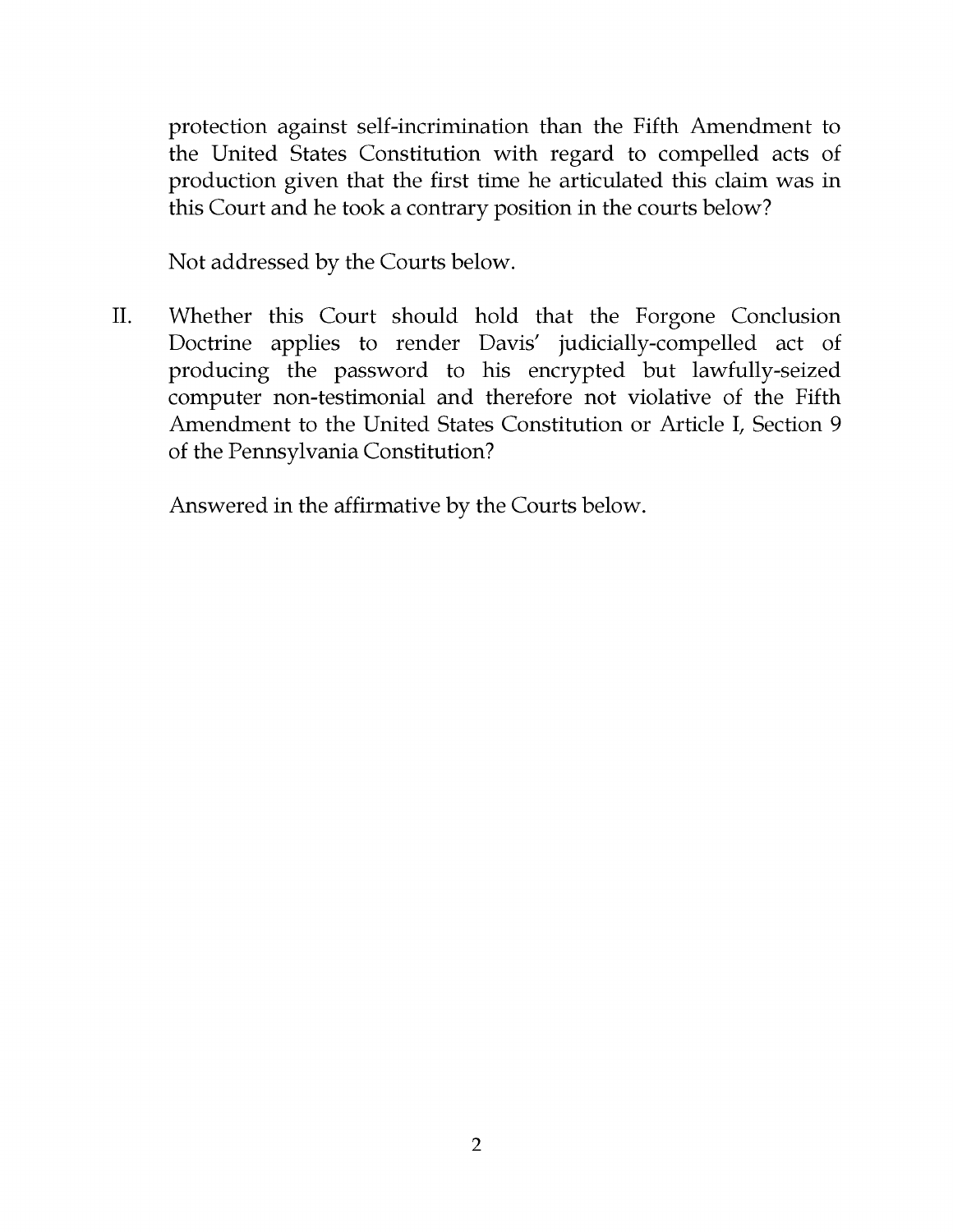protection against self-incrimination than the Fifth Amendment to the United States Constitution with regard to compelled acts of production given that the first time he articulated this claim was in this Court and he took a contrary position in the courts below?

Not addressed by the Courts below.

II. Whether this Court should hold that the Forgone Conclusion Doctrine applies to render Davis' judicially-compelled act of producing the password to his encrypted but lawfully-seized computer non-testimonial and therefore not violative of the Fifth Amendment to the United States Constitution or Article I, Section 9 of the Pennsylvania Constitution?

Answered in the affirmative by the Courts below.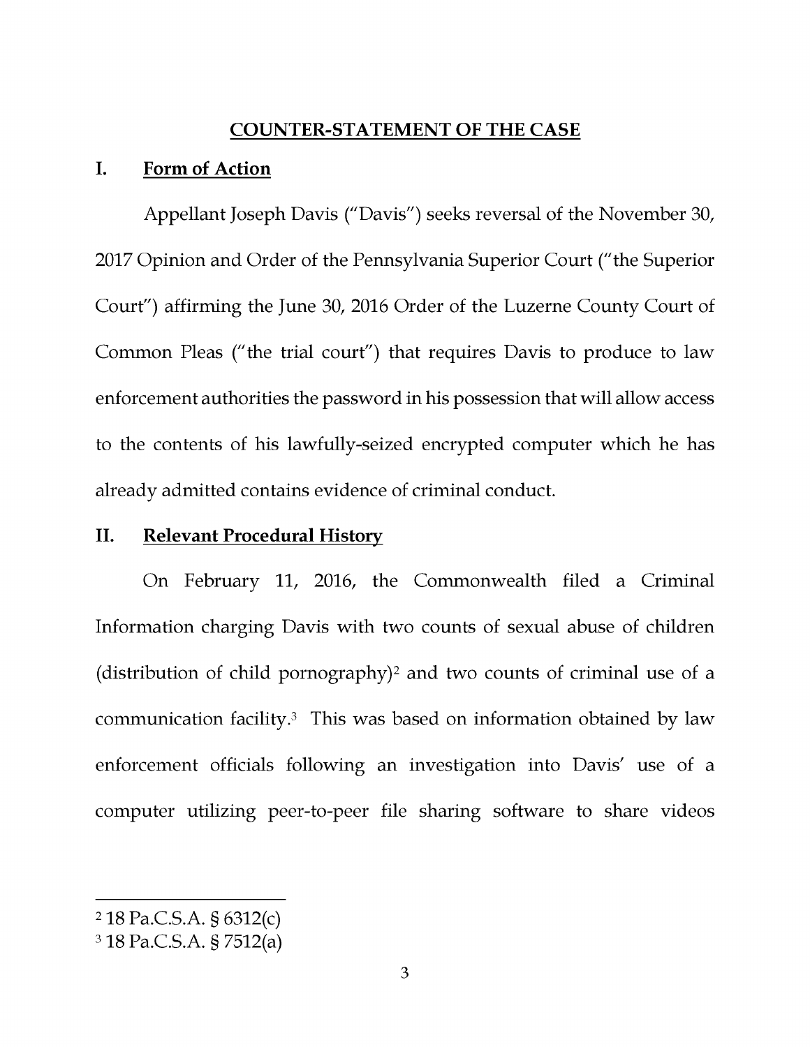## COUNTER-STATEMENT OF THE CASE

### I. Form of Action

Appellant Joseph Davis ("Davis") seeks reversal of the November 30, 2017 Opinion and Order of the Pennsylvania Superior Court ("the Superior Court") affirming the June 30, 2016 Order of the Luzerne County Court of Common Pleas ("the trial court") that requires Davis to produce to law enforcement authorities the password in his possession that will allow access to the contents of his lawfully-seized encrypted computer which he has already admitted contains evidence of criminal conduct.

### II. Relevant Procedural History

On February 11, 2016, the Commonwealth filed a Criminal Information charging Davis with two counts of sexual abuse of children (distribution of child pornography)[2] and two counts of criminal use of a communication facility.[3] This was based on information obtained by law enforcement officials following an investigation into Davis' use of a computer utilizing peer-to-peer file sharing software to share videos

---

[2] 18 Pa.C.S.A. § 6312(c)

[3] 18 Pa.C.S.A. § 7512(a)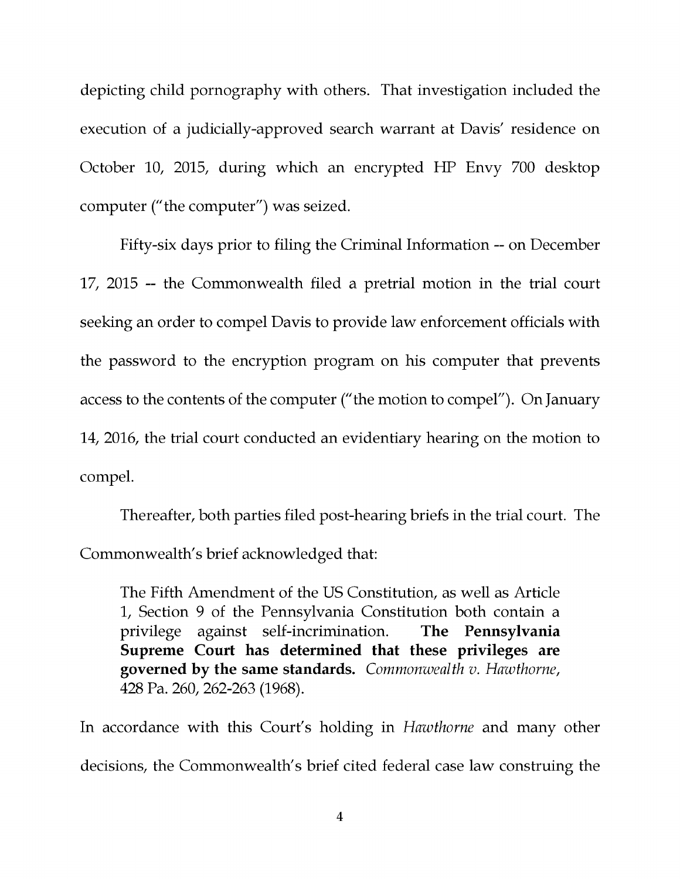depicting child pornography with others. That investigation included the execution of a judicially-approved search warrant at Davis' residence on October 10, 2015, during which an encrypted HP Envy 700 desktop computer ("the computer") was seized.

Fifty-six days prior to filing the Criminal Information -- on December 17, 2015 -- the Commonwealth filed a pretrial motion in the trial court seeking an order to compel Davis to provide law enforcement officials with the password to the encryption program on his computer that prevents access to the contents of the computer ("the motion to compel"). On January 14, 2016, the trial court conducted an evidentiary hearing on the motion to compel.

Thereafter, both parties filed post-hearing briefs in the trial court. The Commonwealth's brief acknowledged that:

> The Fifth Amendment of the US Constitution, as well as Article 1, Section 9 of the Pennsylvania Constitution both contain a privilege against self-incrimination. **The Pennsylvania Supreme Court has determined that these privileges are governed by the same standards.** *Commonwealth v. Hawthorne*, 428 Pa. 260, 262-263 (1968).

In accordance with this Court's holding in *Hawthorne* and many other decisions, the Commonwealth's brief cited federal case law construing the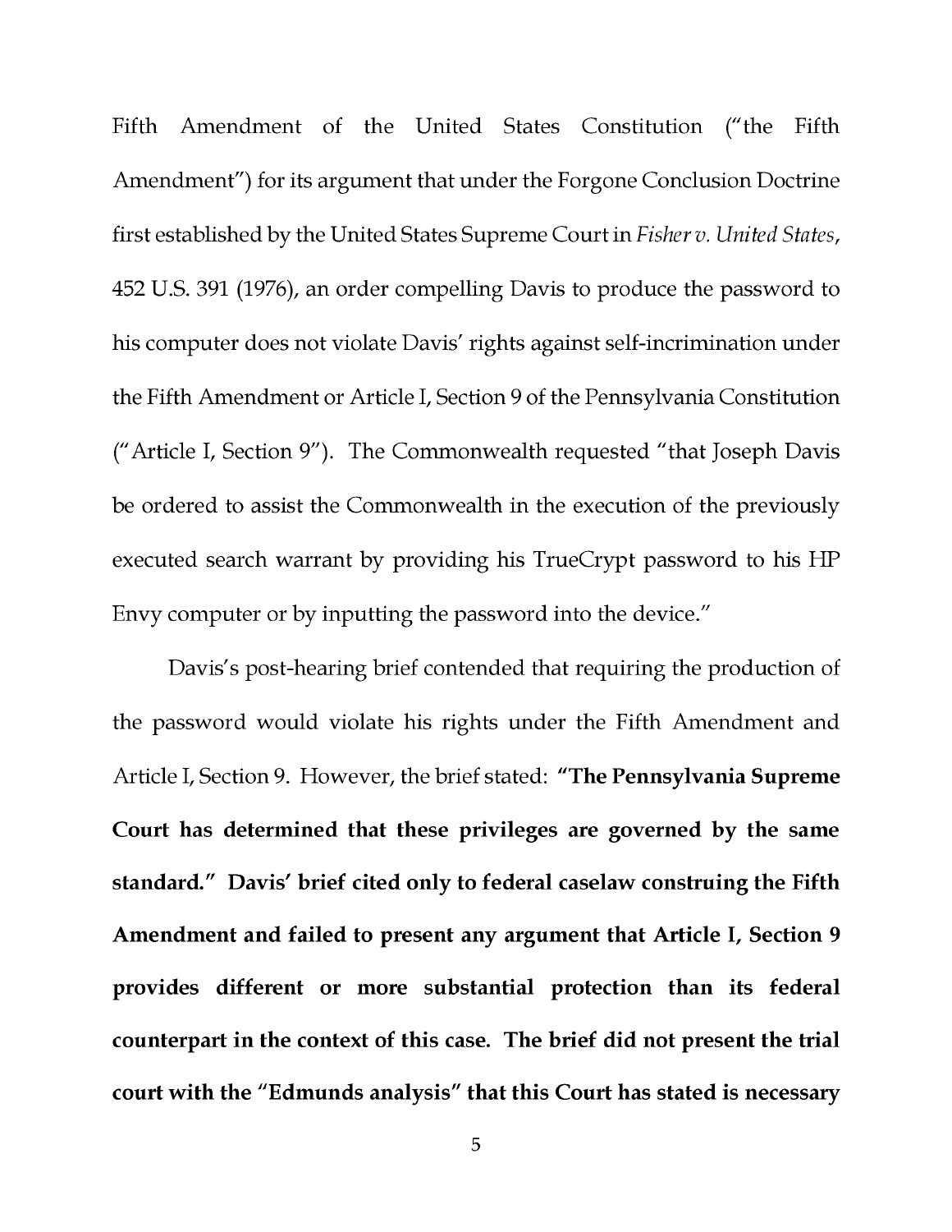Fifth Amendment of the United States Constitution ("the Fifth Amendment") for its argument that under the Forgone Conclusion Doctrine first established by the United States Supreme Court in *Fisher v. United States*, 452 U.S. 391 (1976), an order compelling Davis to produce the password to his computer does not violate Davis' rights against self-incrimination under the Fifth Amendment or Article I, Section 9 of the Pennsylvania Constitution ("Article I, Section 9"). The Commonwealth requested "that Joseph Davis be ordered to assist the Commonwealth in the execution of the previously executed search warrant by providing his TrueCrypt password to his HP Envy computer or by inputting the password into the device."

Davis's post-hearing brief contended that requiring the production of the password would violate his rights under the Fifth Amendment and Article I, Section 9. However, the brief stated: **"The Pennsylvania Supreme Court has determined that these privileges are governed by the same standard." Davis' brief cited only to federal caselaw construing the Fifth Amendment and failed to present any argument that Article I, Section 9 provides different or more substantial protection than its federal counterpart in the context of this case. The brief did not present the trial court with the "Edmunds analysis" that this Court has stated is necessary**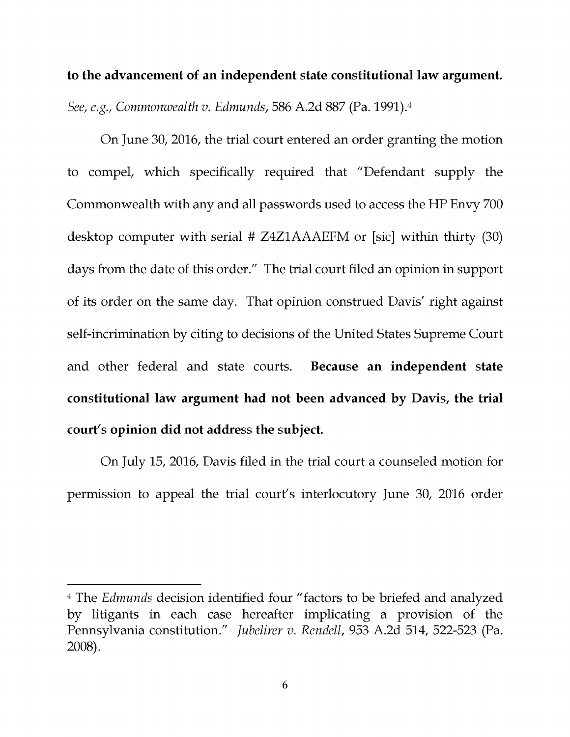**to the advancement of an independent state constitutional law argument.** *See, e.g., Commonwealth v. Edmunds*, 586 A.2d 887 (Pa. 1991).[4]

On June 30, 2016, the trial court entered an order granting the motion to compel, which specifically required that "Defendant supply the Commonwealth with any and all passwords used to access the HP Envy 700 desktop computer with serial # Z4Z1AAAEFM or [sic] within thirty (30) days from the date of this order." The trial court filed an opinion in support of its order on the same day. That opinion construed Davis' right against self-incrimination by citing to decisions of the United States Supreme Court and other federal and state courts. **Because an independent state constitutional law argument had not been advanced by Davis, the trial court's opinion did not address the subject.**

On July 15, 2016, Davis filed in the trial court a counseled motion for permission to appeal the trial court's interlocutory June 30, 2016 order

---

[4] The *Edmunds* decision identified four "factors to be briefed and analyzed by litigants in each case hereafter implicating a provision of the Pennsylvania constitution." *Jubelirer v. Rendell*, 953 A.2d 514, 522-523 (Pa. 2008).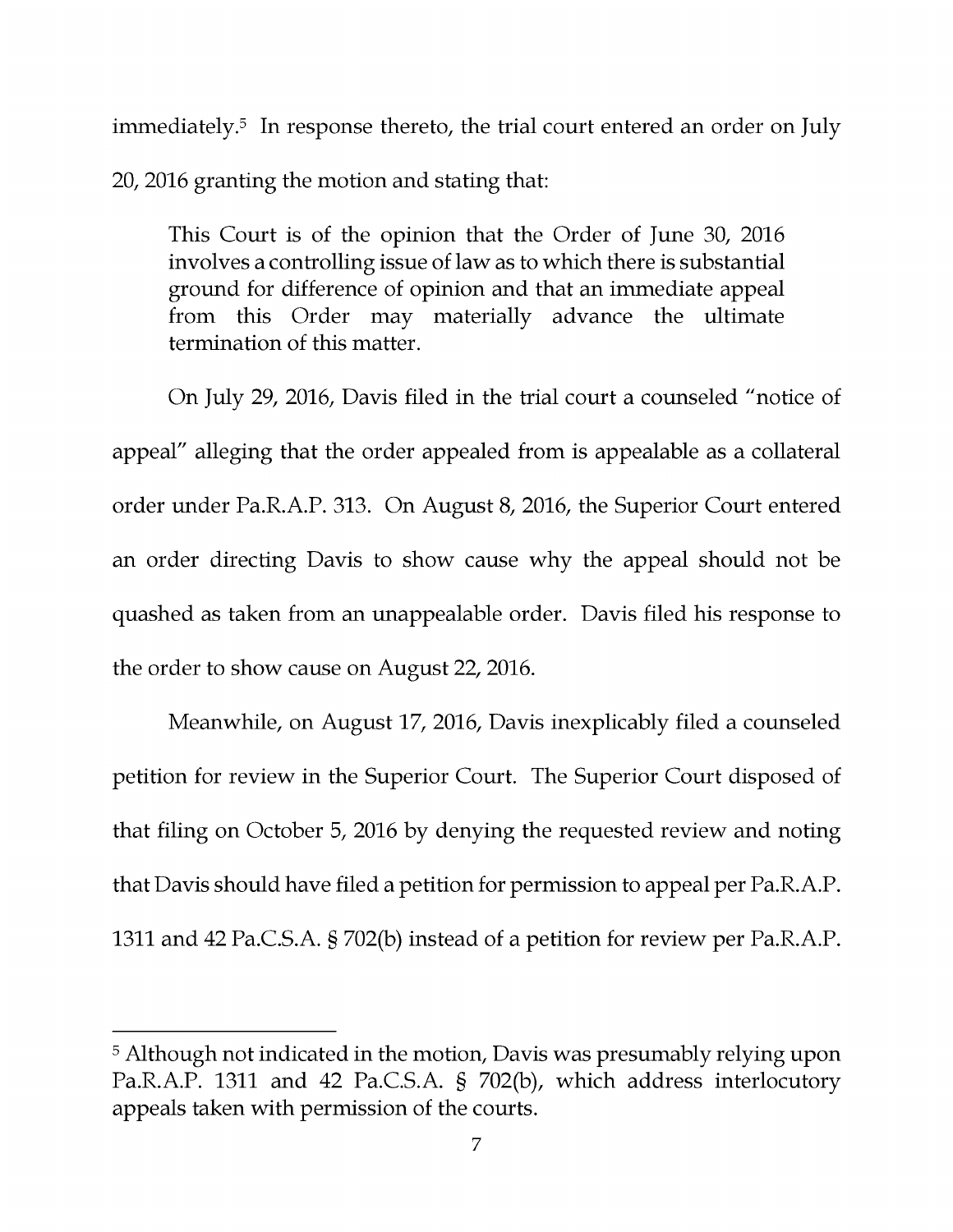immediately.[5] In response thereto, the trial court entered an order on July 20, 2016 granting the motion and stating that:

> This Court is of the opinion that the Order of June 30, 2016 involves a controlling issue of law as to which there is substantial ground for difference of opinion and that an immediate appeal from this Order may materially advance the ultimate termination of this matter.

On July 29, 2016, Davis filed in the trial court a counseled "notice of appeal" alleging that the order appealed from is appealable as a collateral order under Pa.R.A.P. 313. On August 8, 2016, the Superior Court entered an order directing Davis to show cause why the appeal should not be quashed as taken from an unappealable order. Davis filed his response to the order to show cause on August 22, 2016.

Meanwhile, on August 17, 2016, Davis inexplicably filed a counseled petition for review in the Superior Court. The Superior Court disposed of that filing on October 5, 2016 by denying the requested review and noting that Davis should have filed a petition for permission to appeal per Pa.R.A.P. 1311 and 42 Pa.C.S.A. § 702(b) instead of a petition for review per Pa.R.A.P.

---

[5] Although not indicated in the motion, Davis was presumably relying upon Pa.R.A.P. 1311 and 42 Pa.C.S.A. § 702(b), which address interlocutory appeals taken with permission of the courts.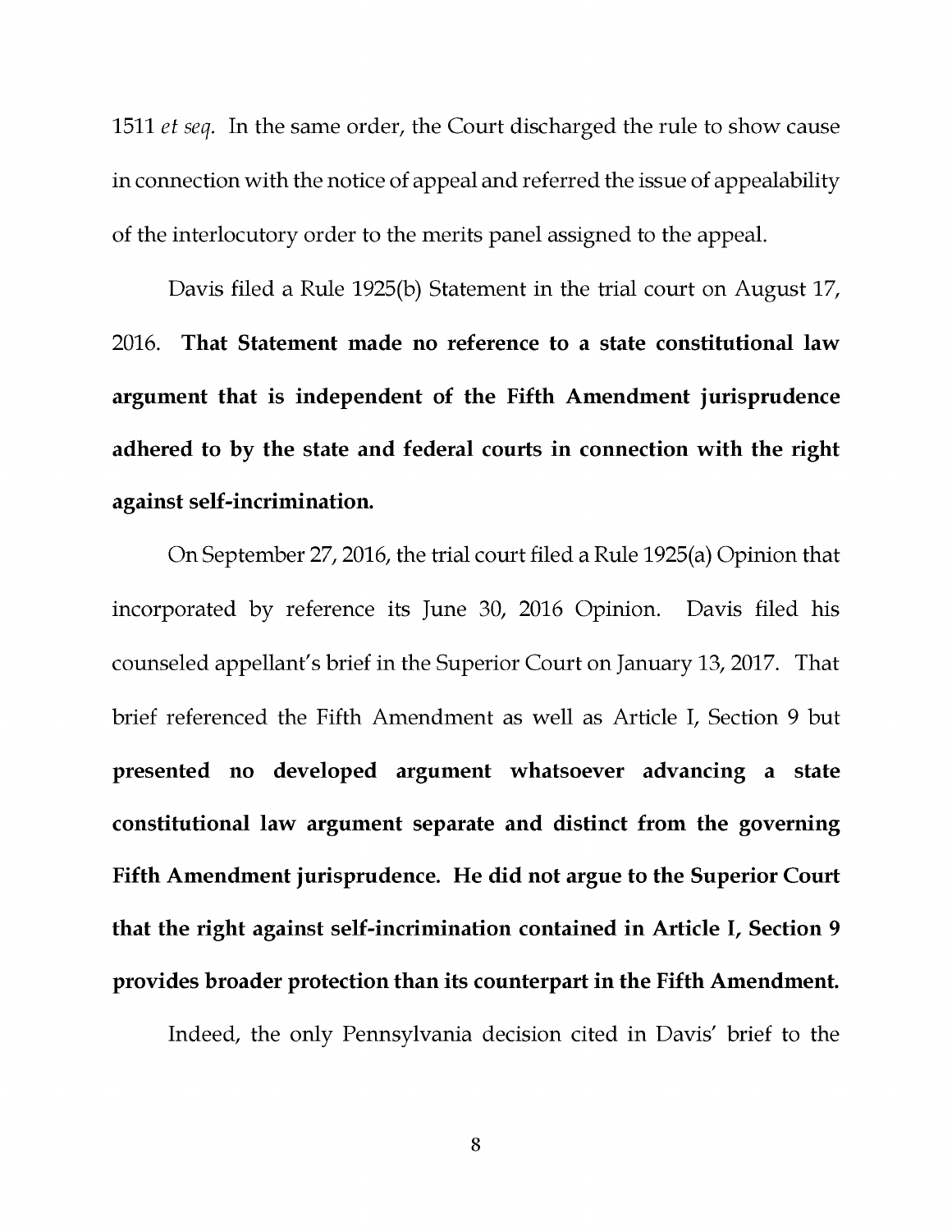1511 *et seq.* In the same order, the Court discharged the rule to show cause in connection with the notice of appeal and referred the issue of appealability of the interlocutory order to the merits panel assigned to the appeal.

Davis filed a Rule 1925(b) Statement in the trial court on August 17, 2016. **That Statement made no reference to a state constitutional law argument that is independent of the Fifth Amendment jurisprudence adhered to by the state and federal courts in connection with the right against self-incrimination.**

On September 27, 2016, the trial court filed a Rule 1925(a) Opinion that incorporated by reference its June 30, 2016 Opinion. Davis filed his counseled appellant's brief in the Superior Court on January 13, 2017. That brief referenced the Fifth Amendment as well as Article I, Section 9 but **presented no developed argument whatsoever advancing a state constitutional law argument separate and distinct from the governing Fifth Amendment jurisprudence. He did not argue to the Superior Court that the right against self-incrimination contained in Article I, Section 9 provides broader protection than its counterpart in the Fifth Amendment.**

Indeed, the only Pennsylvania decision cited in Davis' brief to the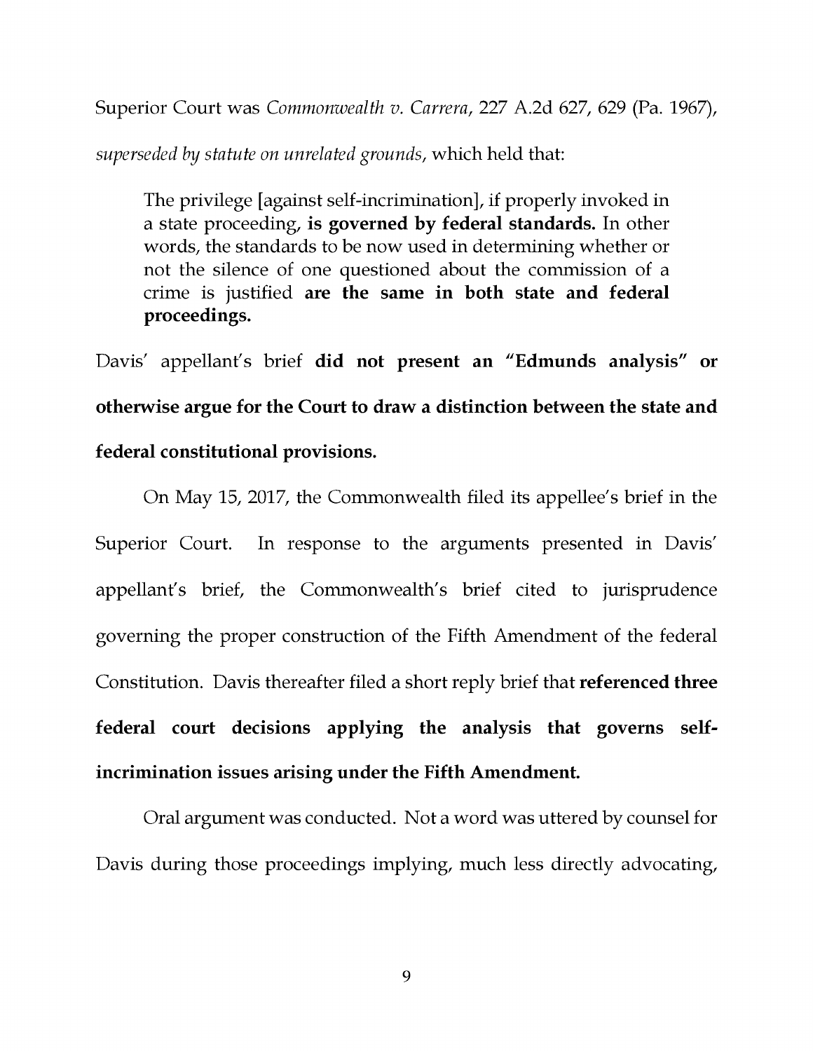Superior Court was *Commonwealth v. Carrera*, 227 A.2d 627, 629 (Pa. 1967), *superseded by statute on unrelated grounds*, which held that:

> The privilege [against self-incrimination], if properly invoked in a state proceeding, **is governed by federal standards.** In other words, the standards to be now used in determining whether or not the silence of one questioned about the commission of a crime is justified **are the same in both state and federal proceedings.**

Davis' appellant's brief **did not present an "Edmunds analysis" or otherwise argue for the Court to draw a distinction between the state and federal constitutional provisions.**

On May 15, 2017, the Commonwealth filed its appellee's brief in the Superior Court. In response to the arguments presented in Davis' appellant's brief, the Commonwealth's brief cited to jurisprudence governing the proper construction of the Fifth Amendment of the federal Constitution. Davis thereafter filed a short reply brief that **referenced three federal court decisions applying the analysis that governs self-incrimination issues arising under the Fifth Amendment.**

Oral argument was conducted. Not a word was uttered by counsel for Davis during those proceedings implying, much less directly advocating,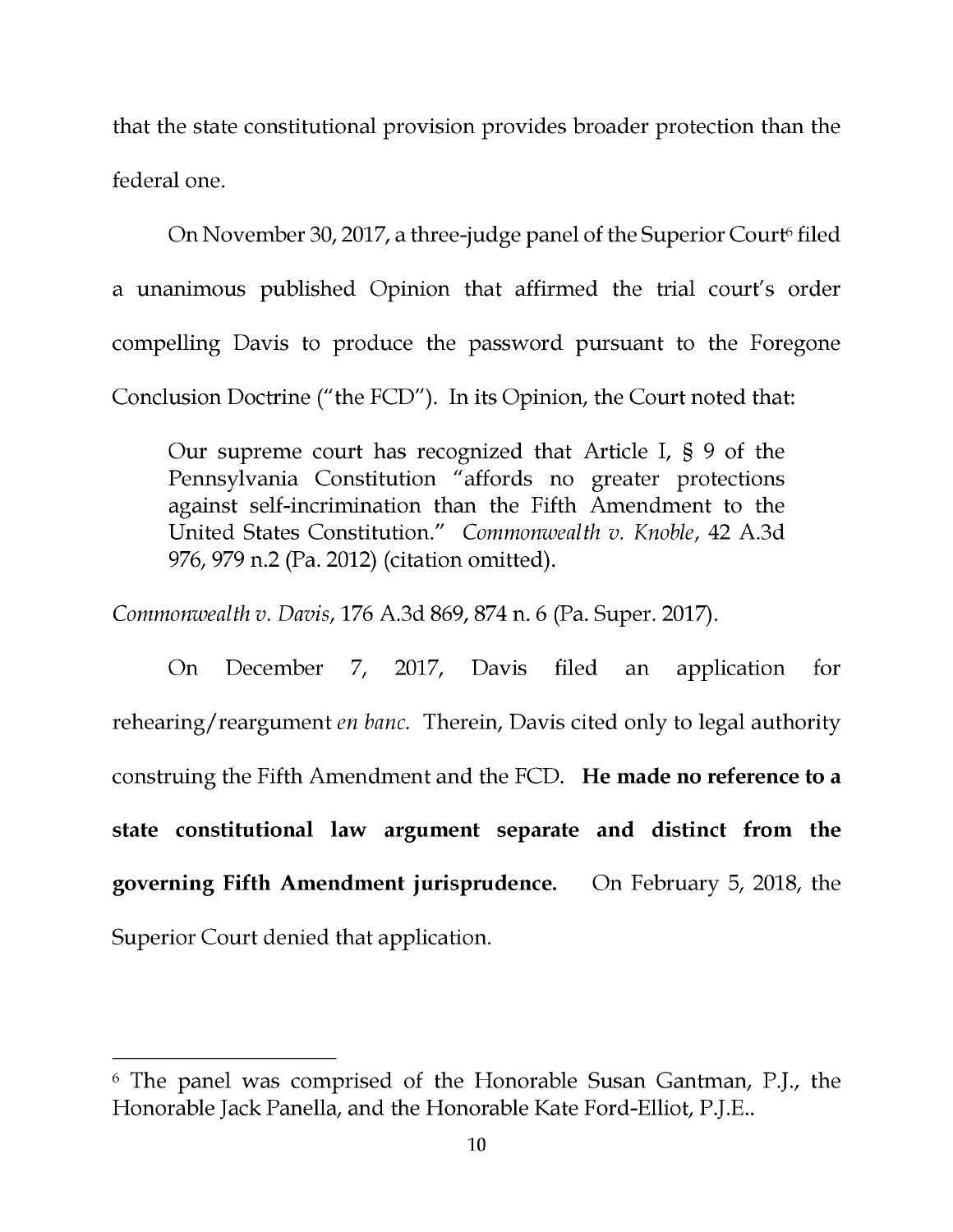that the state constitutional provision provides broader protection than the federal one.

On November 30, 2017, a three-judge panel of the Superior Court[6] filed a unanimous published Opinion that affirmed the trial court's order compelling Davis to produce the password pursuant to the Foregone Conclusion Doctrine ("the FCD"). In its Opinion, the Court noted that:

> Our supreme court has recognized that Article I, § 9 of the Pennsylvania Constitution "affords no greater protections against self-incrimination than the Fifth Amendment to the United States Constitution." *Commonwealth v. Knoble*, 42 A.3d 976, 979 n.2 (Pa. 2012) (citation omitted).

*Commonwealth v. Davis*, 176 A.3d 869, 874 n. 6 (Pa. Super. 2017).

On December 7, 2017, Davis filed an application for rehearing/reargument *en banc.* Therein, Davis cited only to legal authority construing the Fifth Amendment and the FCD. **He made no reference to a state constitutional law argument separate and distinct from the governing Fifth Amendment jurisprudence.** On February 5, 2018, the Superior Court denied that application.

---

[6] The panel was comprised of the Honorable Susan Gantman, P.J., the Honorable Jack Panella, and the Honorable Kate Ford-Elliot, P.J.E..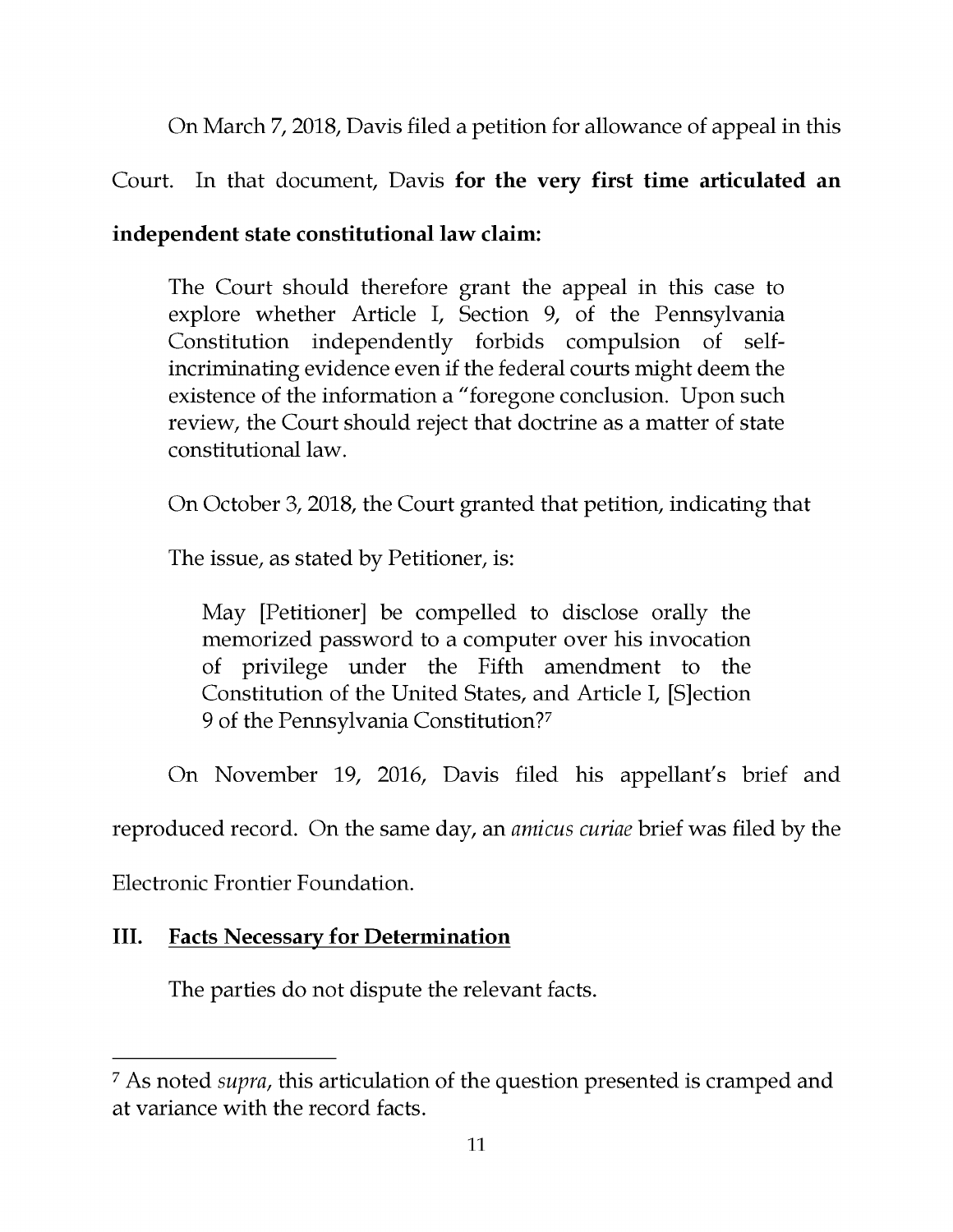On March 7, 2018, Davis filed a petition for allowance of appeal in this Court. In that document, Davis **for the very first time articulated an independent state constitutional law claim:**

> The Court should therefore grant the appeal in this case to explore whether Article I, Section 9, of the Pennsylvania Constitution independently forbids compulsion of self-incriminating evidence even if the federal courts might deem the existence of the information a "foregone conclusion. Upon such review, the Court should reject that doctrine as a matter of state constitutional law.

> On October 3, 2018, the Court granted that petition, indicating that
>
> The issue, as stated by Petitioner, is:
>
>> May [Petitioner] be compelled to disclose orally the memorized password to a computer over his invocation of privilege under the Fifth amendment to the Constitution of the United States, and Article I, [S]ection 9 of the Pennsylvania Constitution?[7]

On November 19, 2016, Davis filed his appellant's brief and reproduced record. On the same day, an *amicus curiae* brief was filed by the Electronic Frontier Foundation.

## III. Facts Necessary for Determination

The parties do not dispute the relevant facts.

---

[7] As noted *supra*, this articulation of the question presented is cramped and at variance with the record facts.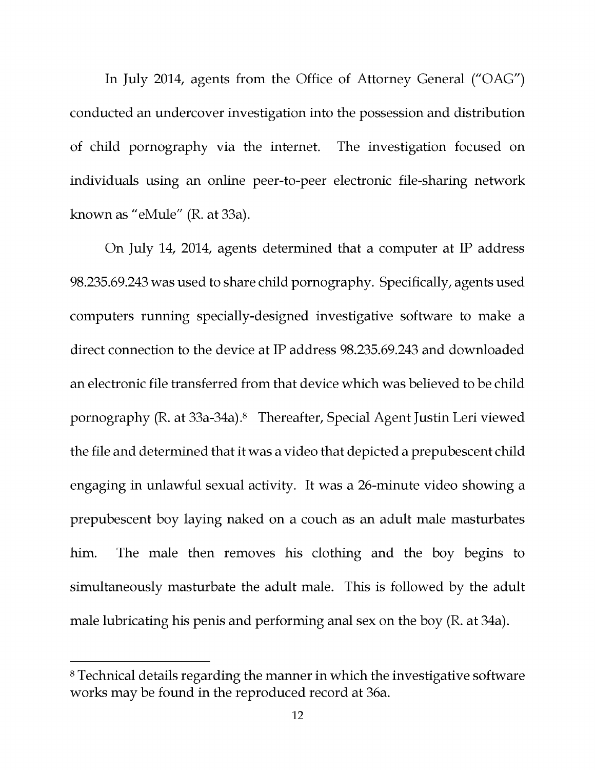In July 2014, agents from the Office of Attorney General ("OAG") conducted an undercover investigation into the possession and distribution of child pornography via the internet. The investigation focused on individuals using an online peer-to-peer electronic file-sharing network known as "eMule" (R. at 33a).

On July 14, 2014, agents determined that a computer at IP address 98.235.69.243 was used to share child pornography. Specifically, agents used computers running specially-designed investigative software to make a direct connection to the device at IP address 98.235.69.243 and downloaded an electronic file transferred from that device which was believed to be child pornography (R. at 33a-34a).[8] Thereafter, Special Agent Justin Leri viewed the file and determined that it was a video that depicted a prepubescent child engaging in unlawful sexual activity. It was a 26-minute video showing a prepubescent boy laying naked on a couch as an adult male masturbates him. The male then removes his clothing and the boy begins to simultaneously masturbate the adult male. This is followed by the adult male lubricating his penis and performing anal sex on the boy (R. at 34a).

---

[8] Technical details regarding the manner in which the investigative software works may be found in the reproduced record at 36a.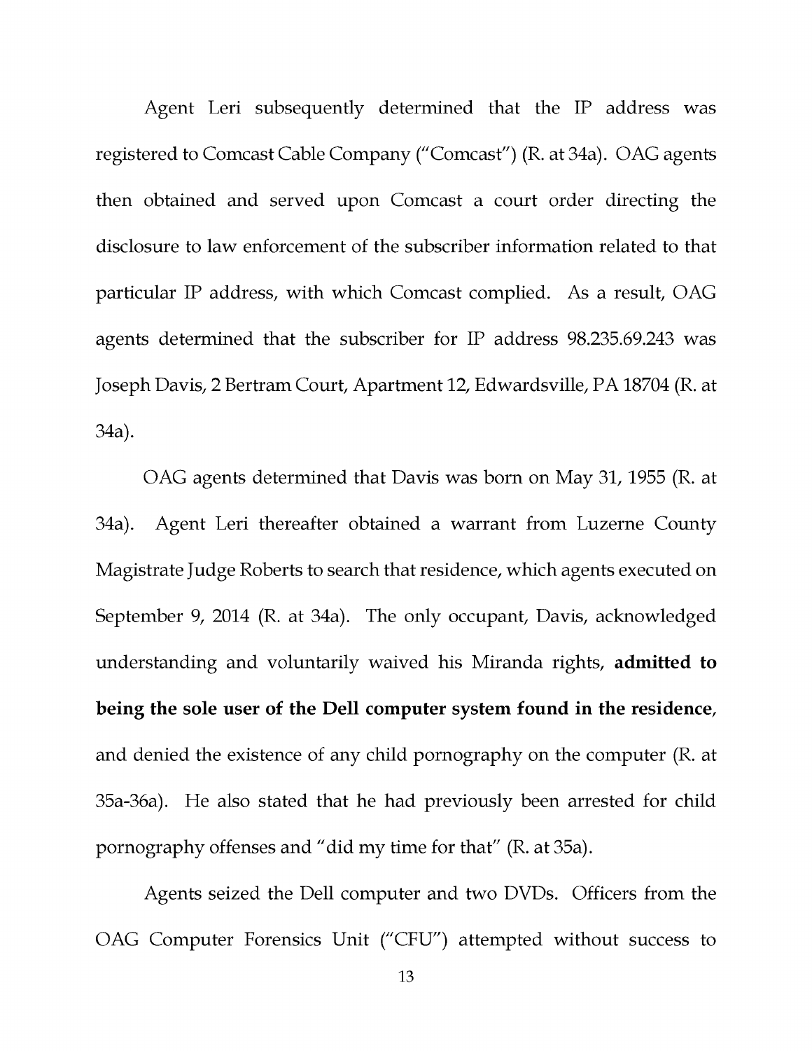Agent Leri subsequently determined that the IP address was registered to Comcast Cable Company ("Comcast") (R. at 34a). OAG agents then obtained and served upon Comcast a court order directing the disclosure to law enforcement of the subscriber information related to that particular IP address, with which Comcast complied. As a result, OAG agents determined that the subscriber for IP address 98.235.69.243 was Joseph Davis, 2 Bertram Court, Apartment 12, Edwardsville, PA 18704 (R. at 34a).

OAG agents determined that Davis was born on May 31, 1955 (R. at 34a). Agent Leri thereafter obtained a warrant from Luzerne County Magistrate Judge Roberts to search that residence, which agents executed on September 9, 2014 (R. at 34a). The only occupant, Davis, acknowledged understanding and voluntarily waived his Miranda rights, **admitted to being the sole user of the Dell computer system found in the residence**, and denied the existence of any child pornography on the computer (R. at 35a-36a). He also stated that he had previously been arrested for child pornography offenses and "did my time for that" (R. at 35a).

Agents seized the Dell computer and two DVDs. Officers from the OAG Computer Forensics Unit ("CFU") attempted without success to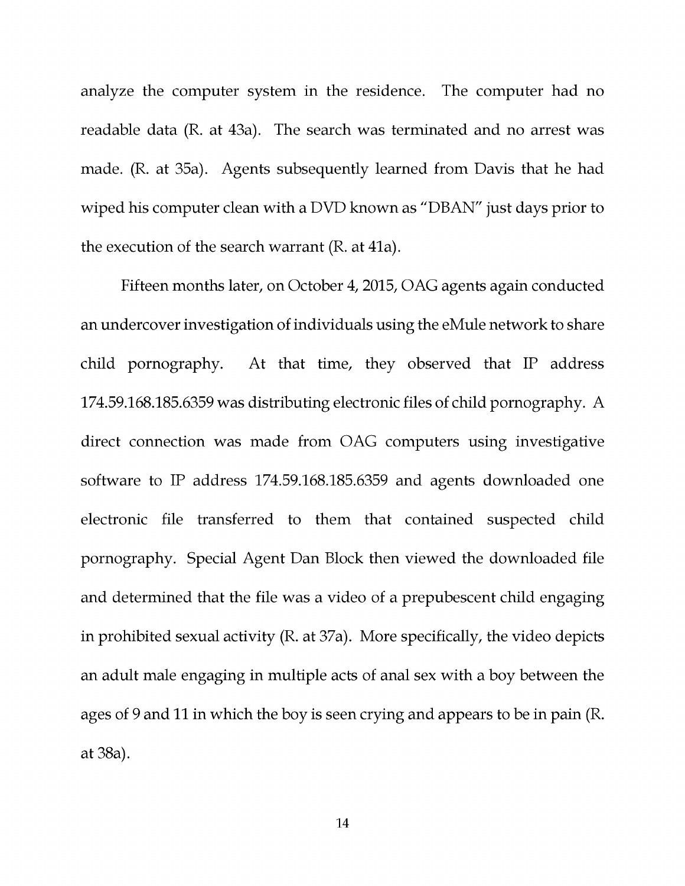analyze the computer system in the residence. The computer had no readable data (R. at 43a). The search was terminated and no arrest was made. (R. at 35a). Agents subsequently learned from Davis that he had wiped his computer clean with a DVD known as "DBAN" just days prior to the execution of the search warrant (R. at 41a).

Fifteen months later, on October 4, 2015, OAG agents again conducted an undercover investigation of individuals using the eMule network to share child pornography. At that time, they observed that IP address 174.59.168.185.6359 was distributing electronic files of child pornography. A direct connection was made from OAG computers using investigative software to IP address 174.59.168.185.6359 and agents downloaded one electronic file transferred to them that contained suspected child pornography. Special Agent Dan Block then viewed the downloaded file and determined that the file was a video of a prepubescent child engaging in prohibited sexual activity (R. at 37a). More specifically, the video depicts an adult male engaging in multiple acts of anal sex with a boy between the ages of 9 and 11 in which the boy is seen crying and appears to be in pain (R. at 38a).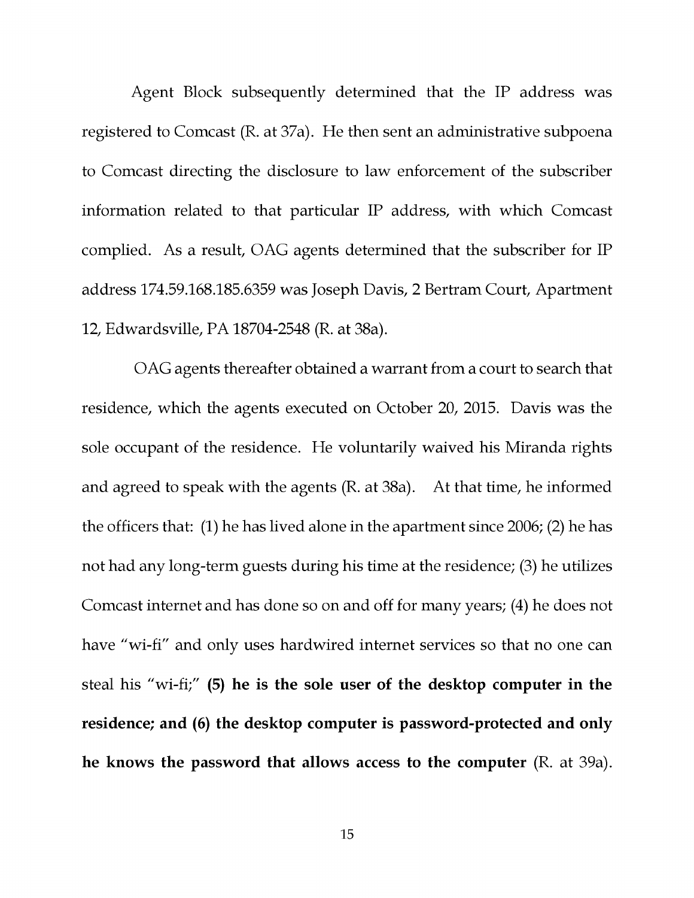Agent Block subsequently determined that the IP address was registered to Comcast (R. at 37a). He then sent an administrative subpoena to Comcast directing the disclosure to law enforcement of the subscriber information related to that particular IP address, with which Comcast complied. As a result, OAG agents determined that the subscriber for IP address 174.59.168.185.6359 was Joseph Davis, 2 Bertram Court, Apartment 12, Edwardsville, PA 18704-2548 (R. at 38a).

OAG agents thereafter obtained a warrant from a court to search that residence, which the agents executed on October 20, 2015. Davis was the sole occupant of the residence. He voluntarily waived his Miranda rights and agreed to speak with the agents (R. at 38a). At that time, he informed the officers that: (1) he has lived alone in the apartment since 2006; (2) he has not had any long-term guests during his time at the residence; (3) he utilizes Comcast internet and has done so on and off for many years; (4) he does not have "wi-fi" and only uses hardwired internet services so that no one can steal his "wi-fi;" **(5) he is the sole user of the desktop computer in the residence; and (6) the desktop computer is password-protected and only he knows the password that allows access to the computer** (R. at 39a).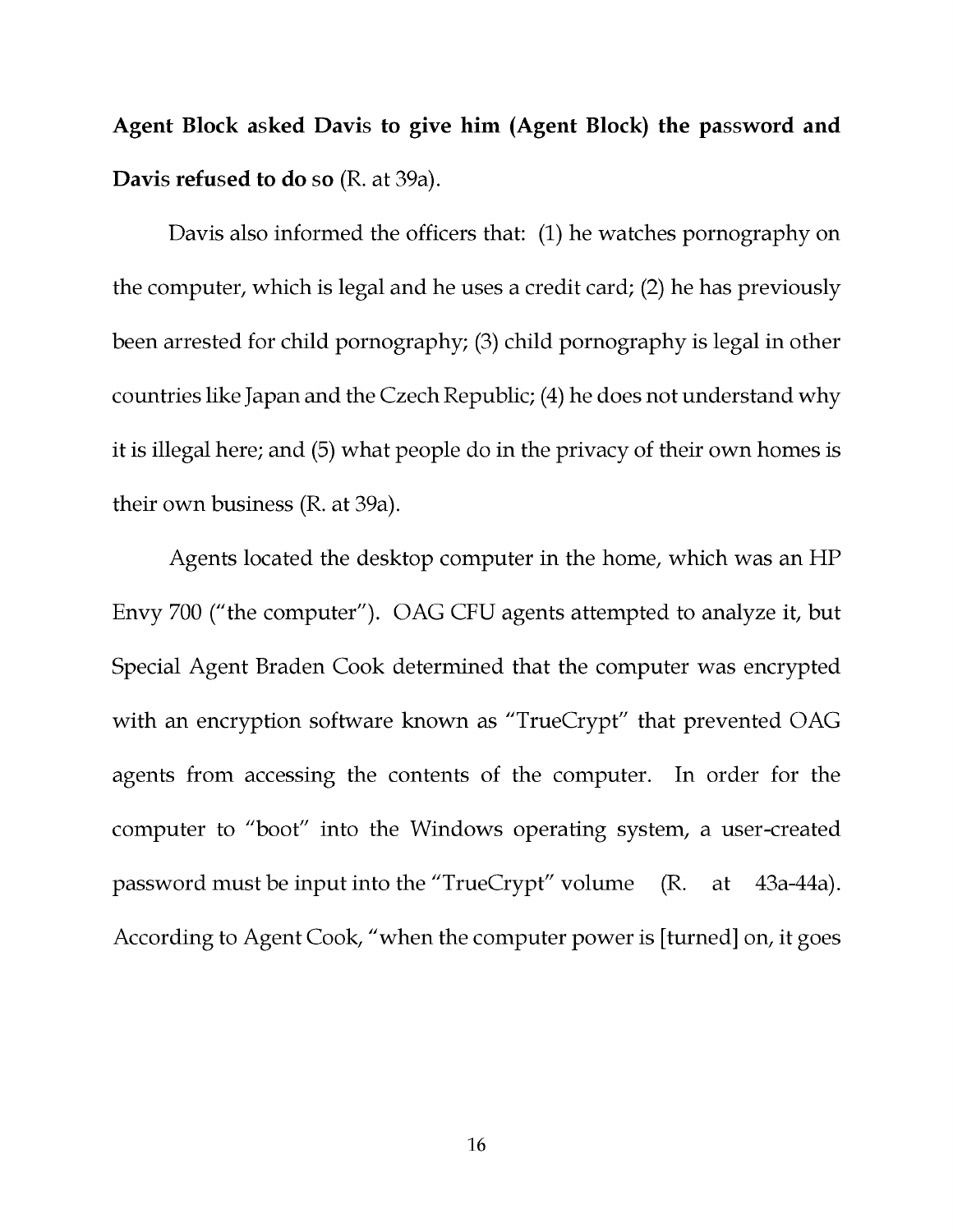**Agent Block asked Davis to give him (Agent Block) the password and Davis refused to do so** (R. at 39a).

Davis also informed the officers that: (1) he watches pornography on the computer, which is legal and he uses a credit card; (2) he has previously been arrested for child pornography; (3) child pornography is legal in other countries like Japan and the Czech Republic; (4) he does not understand why it is illegal here; and (5) what people do in the privacy of their own homes is their own business (R. at 39a).

Agents located the desktop computer in the home, which was an HP Envy 700 ("the computer"). OAG CFU agents attempted to analyze it, but Special Agent Braden Cook determined that the computer was encrypted with an encryption software known as "TrueCrypt" that prevented OAG agents from accessing the contents of the computer. In order for the computer to "boot" into the Windows operating system, a user-created password must be input into the "TrueCrypt" volume (R. at 43a-44a). According to Agent Cook, "when the computer power is [turned] on, it goes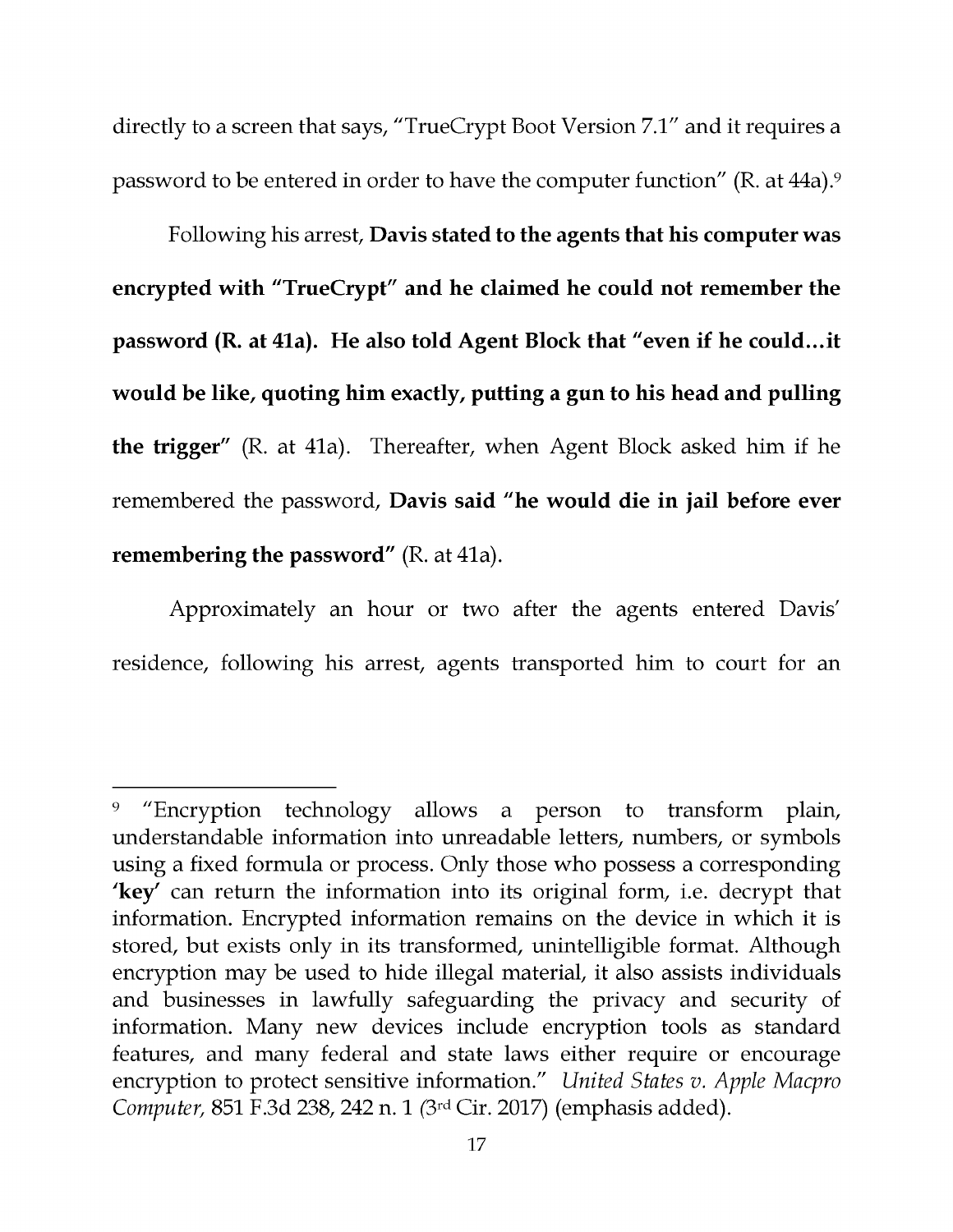directly to a screen that says, "TrueCrypt Boot Version 7.1" and it requires a password to be entered in order to have the computer function" (R. at 44a).[9]

Following his arrest, **Davis stated to the agents that his computer was encrypted with "TrueCrypt" and he claimed he could not remember the password (R. at 41a). He also told Agent Block that "even if he could…it would be like, quoting him exactly, putting a gun to his head and pulling the trigger"** (R. at 41a). Thereafter, when Agent Block asked him if he remembered the password, **Davis said "he would die in jail before ever remembering the password"** (R. at 41a).

Approximately an hour or two after the agents entered Davis' residence, following his arrest, agents transported him to court for an

---

[9] "Encryption technology allows a person to transform plain, understandable information into unreadable letters, numbers, or symbols using a fixed formula or process. Only those who possess a corresponding **'key'** can return the information into its original form, i.e. decrypt that information. Encrypted information remains on the device in which it is stored, but exists only in its transformed, unintelligible format. Although encryption may be used to hide illegal material, it also assists individuals and businesses in lawfully safeguarding the privacy and security of information. Many new devices include encryption tools as standard features, and many federal and state laws either require or encourage encryption to protect sensitive information." *United States v. Apple Macpro Computer,* 851 F.3d 238, 242 n. 1 (3rd Cir. 2017) (emphasis added).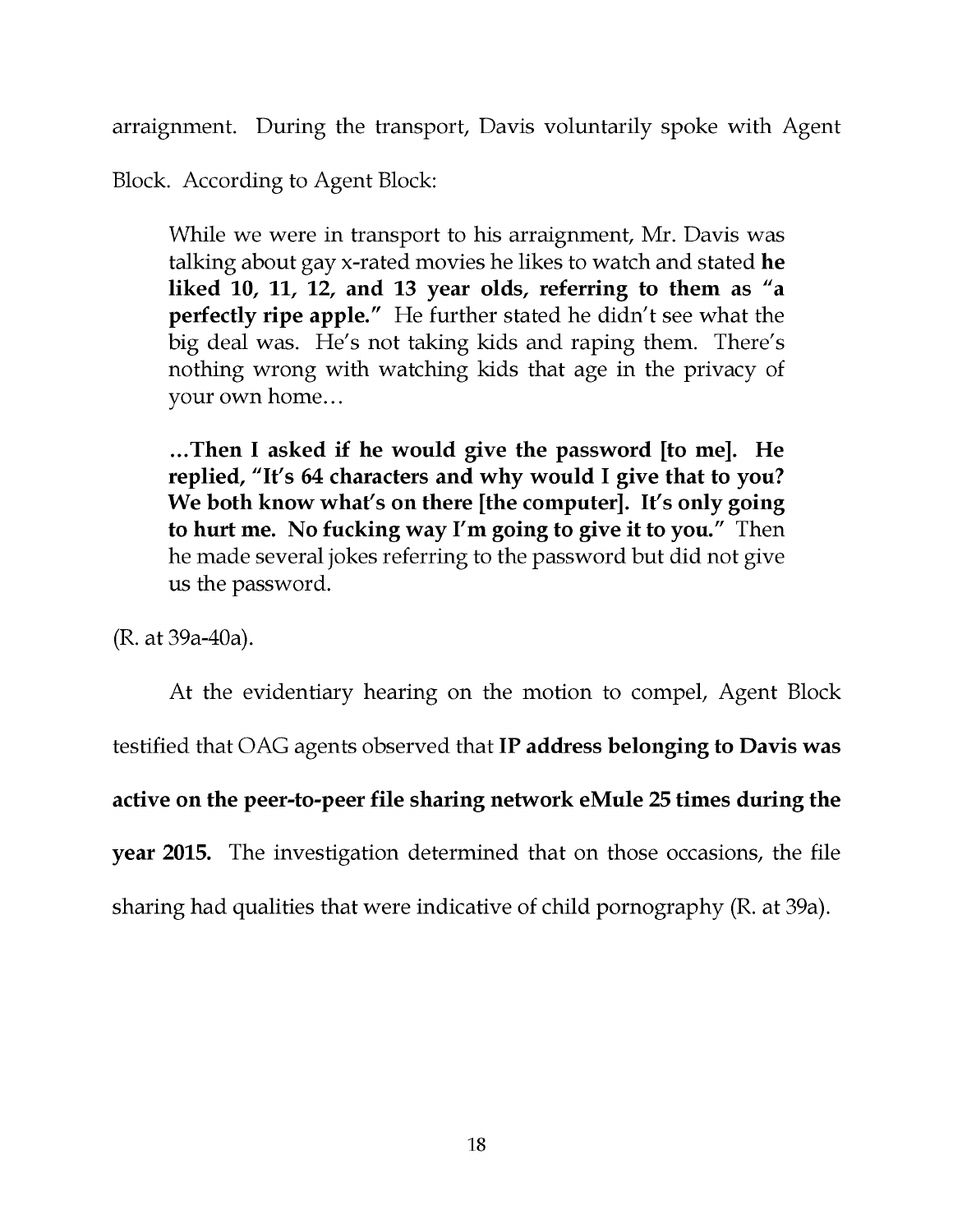arraignment. During the transport, Davis voluntarily spoke with Agent Block. According to Agent Block:

> While we were in transport to his arraignment, Mr. Davis was talking about gay x-rated movies he likes to watch and stated **he liked 10, 11, 12, and 13 year olds, referring to them as "a perfectly ripe apple."** He further stated he didn't see what the big deal was. He's not taking kids and raping them. There's nothing wrong with watching kids that age in the privacy of your own home…
>
> **…Then I asked if he would give the password [to me]. He replied, "It's 64 characters and why would I give that to you? We both know what's on there [the computer]. It's only going to hurt me. No fucking way I'm going to give it to you."** Then he made several jokes referring to the password but did not give us the password.

(R. at 39a-40a).

At the evidentiary hearing on the motion to compel, Agent Block testified that OAG agents observed that **IP address belonging to Davis was active on the peer-to-peer file sharing network eMule 25 times during the year 2015.** The investigation determined that on those occasions, the file sharing had qualities that were indicative of child pornography (R. at 39a).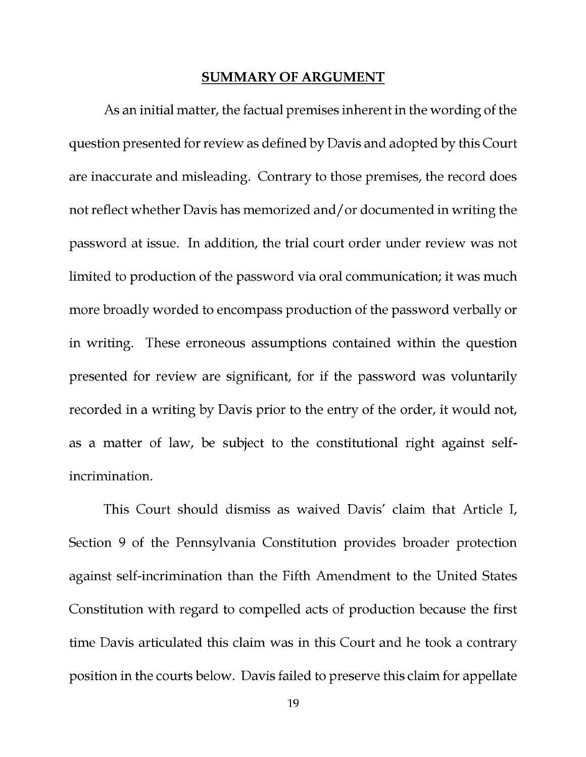## SUMMARY OF ARGUMENT

As an initial matter, the factual premises inherent in the wording of the question presented for review as defined by Davis and adopted by this Court are inaccurate and misleading. Contrary to those premises, the record does not reflect whether Davis has memorized and/or documented in writing the password at issue. In addition, the trial court order under review was not limited to production of the password via oral communication; it was much more broadly worded to encompass production of the password verbally or in writing. These erroneous assumptions contained within the question presented for review are significant, for if the password was voluntarily recorded in a writing by Davis prior to the entry of the order, it would not, as a matter of law, be subject to the constitutional right against self-incrimination.

This Court should dismiss as waived Davis' claim that Article I, Section 9 of the Pennsylvania Constitution provides broader protection against self-incrimination than the Fifth Amendment to the United States Constitution with regard to compelled acts of production because the first time Davis articulated this claim was in this Court and he took a contrary position in the courts below. Davis failed to preserve this claim for appellate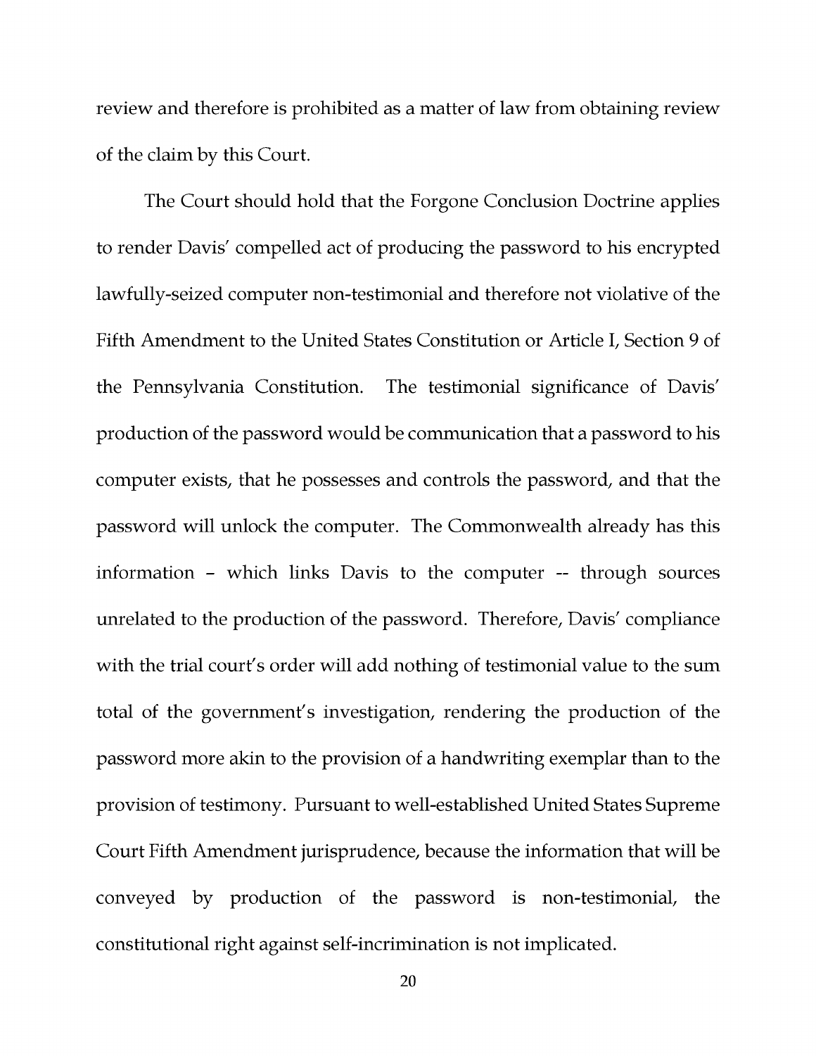review and therefore is prohibited as a matter of law from obtaining review of the claim by this Court.

The Court should hold that the Forgone Conclusion Doctrine applies to render Davis' compelled act of producing the password to his encrypted lawfully-seized computer non-testimonial and therefore not violative of the Fifth Amendment to the United States Constitution or Article I, Section 9 of the Pennsylvania Constitution. The testimonial significance of Davis' production of the password would be communication that a password to his computer exists, that he possesses and controls the password, and that the password will unlock the computer. The Commonwealth already has this information – which links Davis to the computer -- through sources unrelated to the production of the password. Therefore, Davis' compliance with the trial court's order will add nothing of testimonial value to the sum total of the government's investigation, rendering the production of the password more akin to the provision of a handwriting exemplar than to the provision of testimony. Pursuant to well-established United States Supreme Court Fifth Amendment jurisprudence, because the information that will be conveyed by production of the password is non-testimonial, the constitutional right against self-incrimination is not implicated.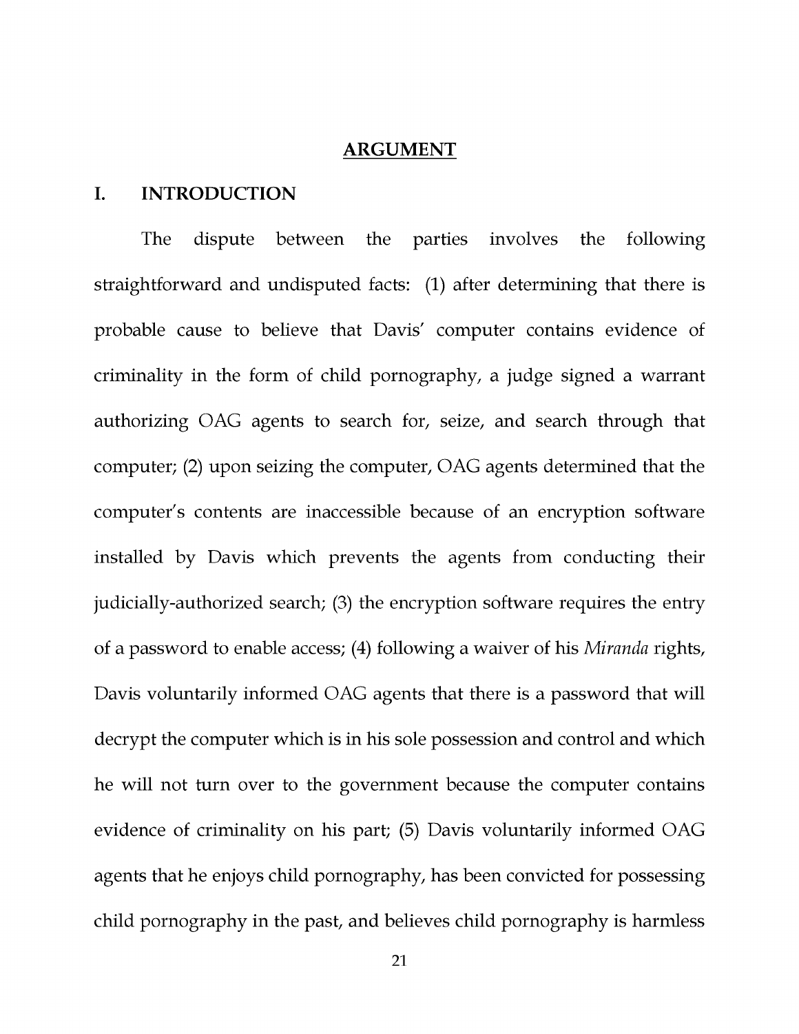## ARGUMENT

### I. INTRODUCTION

The dispute between the parties involves the following straightforward and undisputed facts: (1) after determining that there is probable cause to believe that Davis' computer contains evidence of criminality in the form of child pornography, a judge signed a warrant authorizing OAG agents to search for, seize, and search through that computer; (2) upon seizing the computer, OAG agents determined that the computer's contents are inaccessible because of an encryption software installed by Davis which prevents the agents from conducting their judicially-authorized search; (3) the encryption software requires the entry of a password to enable access; (4) following a waiver of his *Miranda* rights, Davis voluntarily informed OAG agents that there is a password that will decrypt the computer which is in his sole possession and control and which he will not turn over to the government because the computer contains evidence of criminality on his part; (5) Davis voluntarily informed OAG agents that he enjoys child pornography, has been convicted for possessing child pornography in the past, and believes child pornography is harmless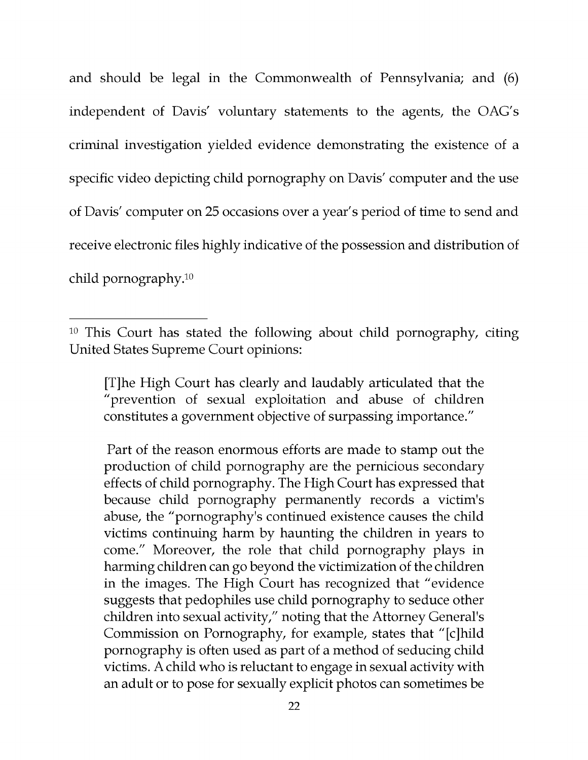and should be legal in the Commonwealth of Pennsylvania; and (6) independent of Davis' voluntary statements to the agents, the OAG's criminal investigation yielded evidence demonstrating the existence of a specific video depicting child pornography on Davis' computer and the use of Davis' computer on 25 occasions over a year's period of time to send and receive electronic files highly indicative of the possession and distribution of child pornography.[10]

---

[10] This Court has stated the following about child pornography, citing United States Supreme Court opinions:

> [T]he High Court has clearly and laudably articulated that the "prevention of sexual exploitation and abuse of children constitutes a government objective of surpassing importance."
>
> Part of the reason enormous efforts are made to stamp out the production of child pornography are the pernicious secondary effects of child pornography. The High Court has expressed that because child pornography permanently records a victim's abuse, the "pornography's continued existence causes the child victims continuing harm by haunting the children in years to come." Moreover, the role that child pornography plays in harming children can go beyond the victimization of the children in the images. The High Court has recognized that "evidence suggests that pedophiles use child pornography to seduce other children into sexual activity," noting that the Attorney General's Commission on Pornography, for example, states that "[c]hild pornography is often used as part of a method of seducing child victims. A child who is reluctant to engage in sexual activity with an adult or to pose for sexually explicit photos can sometimes be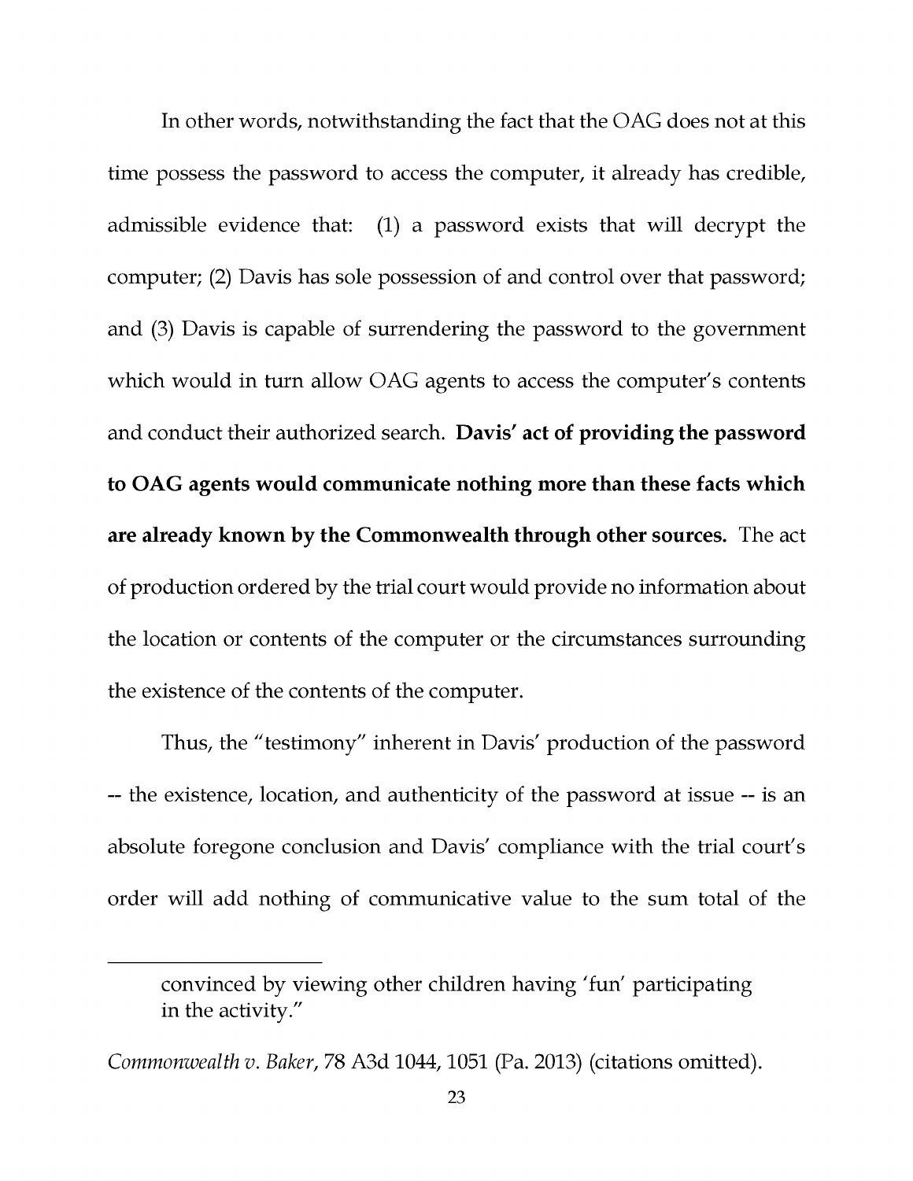In other words, notwithstanding the fact that the OAG does not at this time possess the password to access the computer, it already has credible, admissible evidence that: (1) a password exists that will decrypt the computer; (2) Davis has sole possession of and control over that password; and (3) Davis is capable of surrendering the password to the government which would in turn allow OAG agents to access the computer's contents and conduct their authorized search. **Davis' act of providing the password to OAG agents would communicate nothing more than these facts which are already known by the Commonwealth through other sources.** The act of production ordered by the trial court would provide no information about the location or contents of the computer or the circumstances surrounding the existence of the contents of the computer.

Thus, the "testimony" inherent in Davis' production of the password -- the existence, location, and authenticity of the password at issue -- is an absolute foregone conclusion and Davis' compliance with the trial court's order will add nothing of communicative value to the sum total of the

---

> convinced by viewing other children having 'fun' participating in the activity."

*Commonwealth v. Baker*, 78 A3d 1044, 1051 (Pa. 2013) (citations omitted).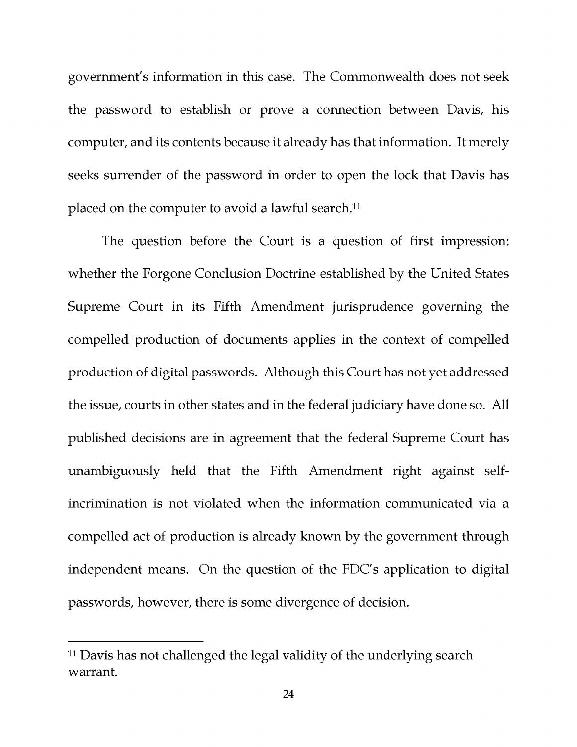government's information in this case. The Commonwealth does not seek the password to establish or prove a connection between Davis, his computer, and its contents because it already has that information. It merely seeks surrender of the password in order to open the lock that Davis has placed on the computer to avoid a lawful search.[11]

The question before the Court is a question of first impression: whether the Forgone Conclusion Doctrine established by the United States Supreme Court in its Fifth Amendment jurisprudence governing the compelled production of documents applies in the context of compelled production of digital passwords. Although this Court has not yet addressed the issue, courts in other states and in the federal judiciary have done so. All published decisions are in agreement that the federal Supreme Court has unambiguously held that the Fifth Amendment right against self-incrimination is not violated when the information communicated via a compelled act of production is already known by the government through independent means. On the question of the FDC's application to digital passwords, however, there is some divergence of decision.

---

[11] Davis has not challenged the legal validity of the underlying search warrant.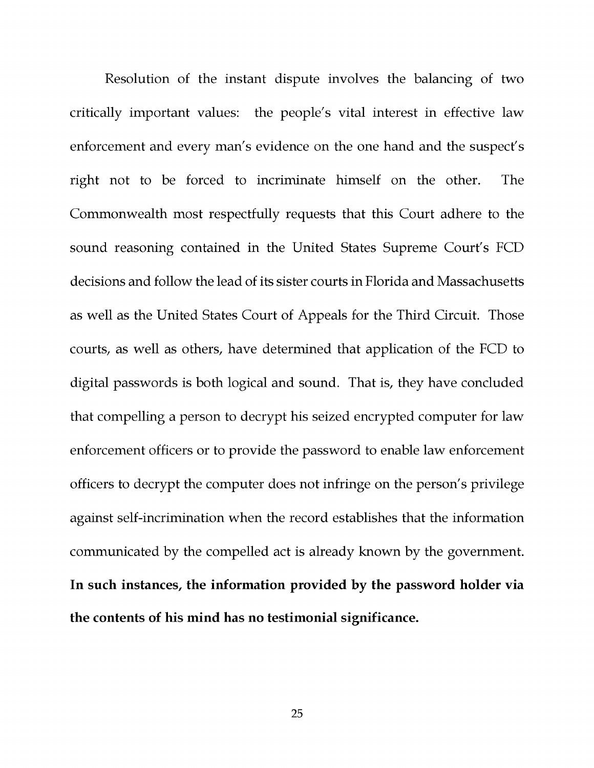Resolution of the instant dispute involves the balancing of two critically important values: the people's vital interest in effective law enforcement and every man's evidence on the one hand and the suspect's right not to be forced to incriminate himself on the other. The Commonwealth most respectfully requests that this Court adhere to the sound reasoning contained in the United States Supreme Court's FCD decisions and follow the lead of its sister courts in Florida and Massachusetts as well as the United States Court of Appeals for the Third Circuit. Those courts, as well as others, have determined that application of the FCD to digital passwords is both logical and sound. That is, they have concluded that compelling a person to decrypt his seized encrypted computer for law enforcement officers or to provide the password to enable law enforcement officers to decrypt the computer does not infringe on the person's privilege against self-incrimination when the record establishes that the information communicated by the compelled act is already known by the government. **In such instances, the information provided by the password holder via the contents of his mind has no testimonial significance.**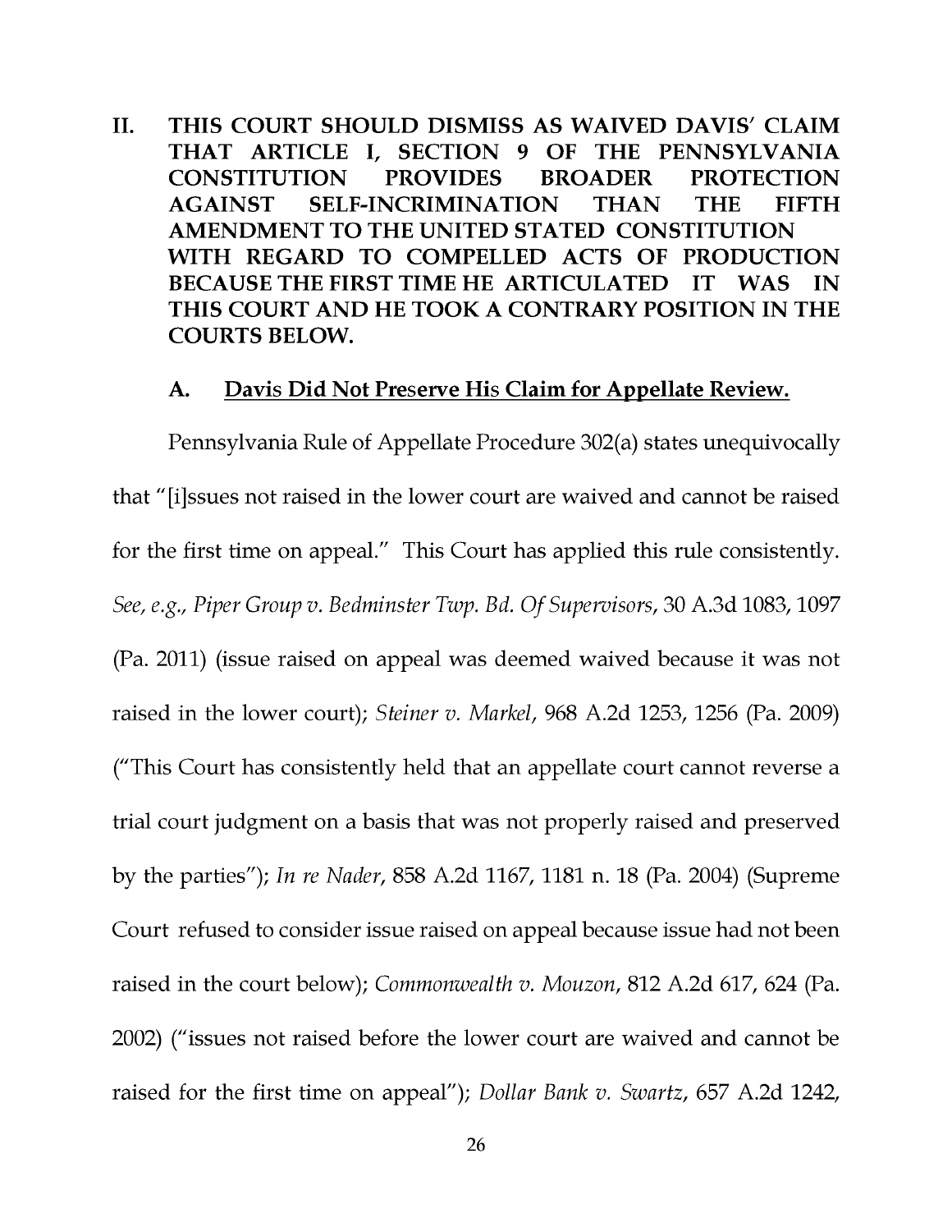## II. THIS COURT SHOULD DISMISS AS WAIVED DAVIS' CLAIM THAT ARTICLE I, SECTION 9 OF THE PENNSYLVANIA CONSTITUTION PROVIDES BROADER PROTECTION AGAINST SELF-INCRIMINATION THAN THE FIFTH AMENDMENT TO THE UNITED STATED CONSTITUTION WITH REGARD TO COMPELLED ACTS OF PRODUCTION BECAUSE THE FIRST TIME HE ARTICULATED IT WAS IN THIS COURT AND HE TOOK A CONTRARY POSITION IN THE COURTS BELOW.

### A. Davis Did Not Preserve His Claim for Appellate Review.

Pennsylvania Rule of Appellate Procedure 302(a) states unequivocally that "[i]ssues not raised in the lower court are waived and cannot be raised for the first time on appeal." This Court has applied this rule consistently. *See, e.g., Piper Group v. Bedminster Twp. Bd. Of Supervisors*, 30 A.3d 1083, 1097 (Pa. 2011) (issue raised on appeal was deemed waived because it was not raised in the lower court); *Steiner v. Markel*, 968 A.2d 1253, 1256 (Pa. 2009) ("This Court has consistently held that an appellate court cannot reverse a trial court judgment on a basis that was not properly raised and preserved by the parties"); *In re Nader*, 858 A.2d 1167, 1181 n. 18 (Pa. 2004) (Supreme Court refused to consider issue raised on appeal because issue had not been raised in the court below); *Commonwealth v. Mouzon*, 812 A.2d 617, 624 (Pa. 2002) ("issues not raised before the lower court are waived and cannot be raised for the first time on appeal"); *Dollar Bank v. Swartz*, 657 A.2d 1242,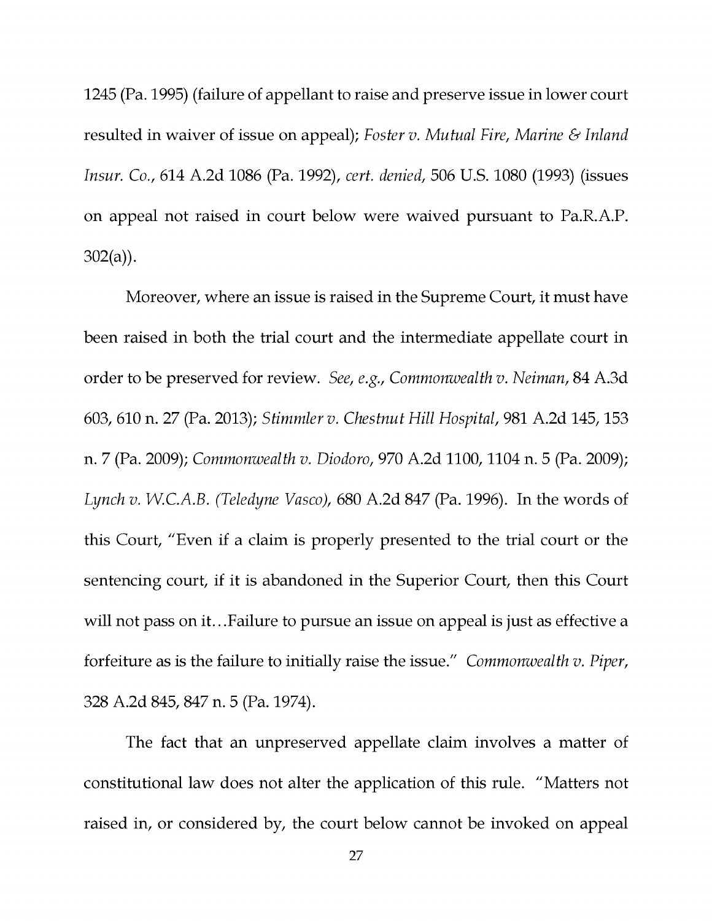1245 (Pa. 1995) (failure of appellant to raise and preserve issue in lower court resulted in waiver of issue on appeal); *Foster v. Mutual Fire, Marine & Inland Insur. Co.*, 614 A.2d 1086 (Pa. 1992), *cert. denied*, 506 U.S. 1080 (1993) (issues on appeal not raised in court below were waived pursuant to Pa.R.A.P. 302(a)).

Moreover, where an issue is raised in the Supreme Court, it must have been raised in both the trial court and the intermediate appellate court in order to be preserved for review. *See, e.g.*, *Commonwealth v. Neiman*, 84 A.3d 603, 610 n. 27 (Pa. 2013); *Stimmler v. Chestnut Hill Hospital*, 981 A.2d 145, 153 n. 7 (Pa. 2009); *Commonwealth v. Diodoro*, 970 A.2d 1100, 1104 n. 5 (Pa. 2009); *Lynch v. W.C.A.B. (Teledyne Vasco)*, 680 A.2d 847 (Pa. 1996). In the words of this Court, "Even if a claim is properly presented to the trial court or the sentencing court, if it is abandoned in the Superior Court, then this Court will not pass on it…Failure to pursue an issue on appeal is just as effective a forfeiture as is the failure to initially raise the issue." *Commonwealth v. Piper*, 328 A.2d 845, 847 n. 5 (Pa. 1974).

The fact that an unpreserved appellate claim involves a matter of constitutional law does not alter the application of this rule. "Matters not raised in, or considered by, the court below cannot be invoked on appeal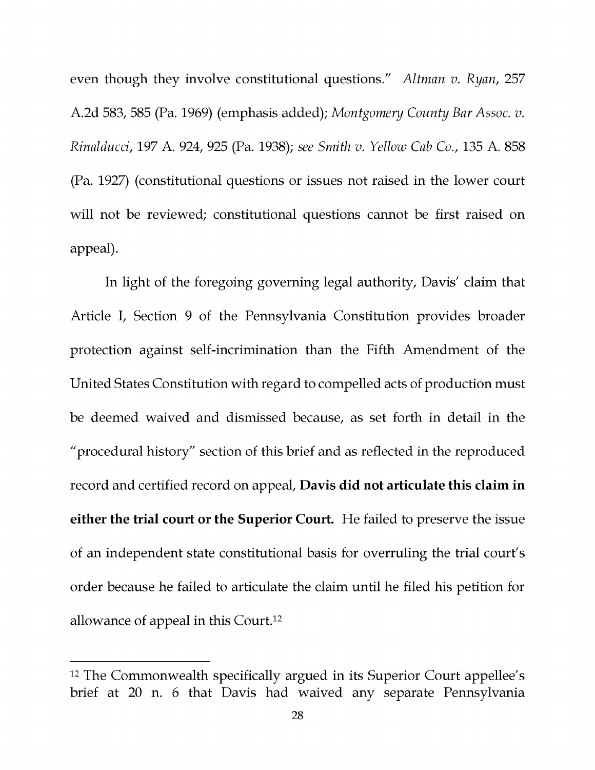even though they involve constitutional questions." *Altman v. Ryan*, 257 A.2d 583, 585 (Pa. 1969) (emphasis added); *Montgomery County Bar Assoc. v. Rinalducci*, 197 A. 924, 925 (Pa. 1938); *see Smith v. Yellow Cab Co.*, 135 A. 858 (Pa. 1927) (constitutional questions or issues not raised in the lower court will not be reviewed; constitutional questions cannot be first raised on appeal).

In light of the foregoing governing legal authority, Davis' claim that Article I, Section 9 of the Pennsylvania Constitution provides broader protection against self-incrimination than the Fifth Amendment of the United States Constitution with regard to compelled acts of production must be deemed waived and dismissed because, as set forth in detail in the "procedural history" section of this brief and as reflected in the reproduced record and certified record on appeal, **Davis did not articulate this claim in either the trial court or the Superior Court.** He failed to preserve the issue of an independent state constitutional basis for overruling the trial court's order because he failed to articulate the claim until he filed his petition for allowance of appeal in this Court.[12]

---

[12] The Commonwealth specifically argued in its Superior Court appellee's brief at 20 n. 6 that Davis had waived any separate Pennsylvania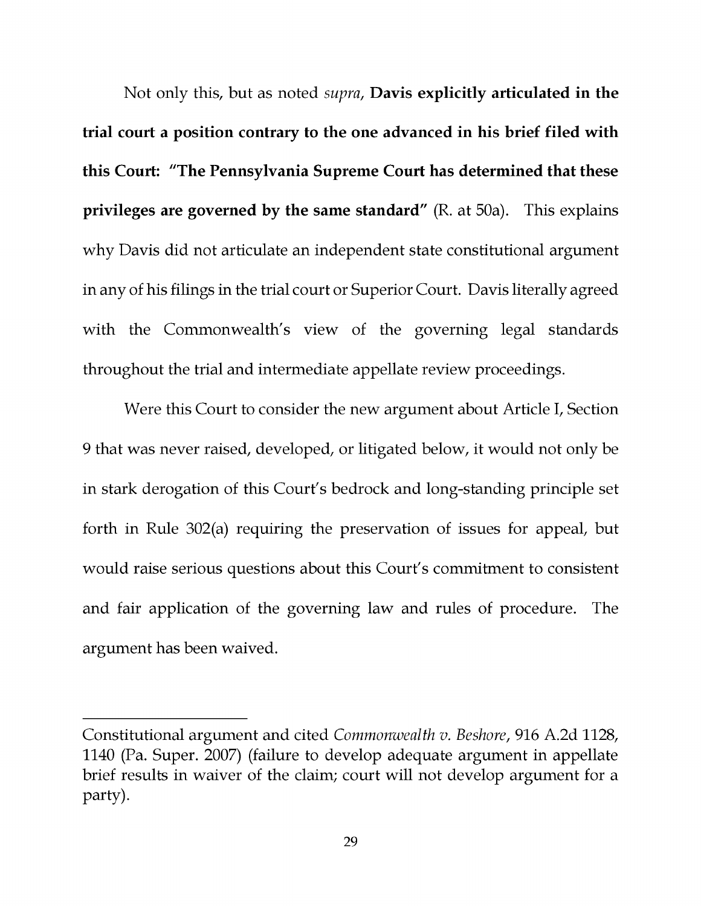Not only this, but as noted *supra*, **Davis explicitly articulated in the trial court a position contrary to the one advanced in his brief filed with this Court: "The Pennsylvania Supreme Court has determined that these privileges are governed by the same standard"** (R. at 50a). This explains why Davis did not articulate an independent state constitutional argument in any of his filings in the trial court or Superior Court. Davis literally agreed with the Commonwealth's view of the governing legal standards throughout the trial and intermediate appellate review proceedings.

Were this Court to consider the new argument about Article I, Section 9 that was never raised, developed, or litigated below, it would not only be in stark derogation of this Court's bedrock and long-standing principle set forth in Rule 302(a) requiring the preservation of issues for appeal, but would raise serious questions about this Court's commitment to consistent and fair application of the governing law and rules of procedure. The argument has been waived.

---

Constitutional argument and cited *Commonwealth v. Beshore*, 916 A.2d 1128, 1140 (Pa. Super. 2007) (failure to develop adequate argument in appellate brief results in waiver of the claim; court will not develop argument for a party).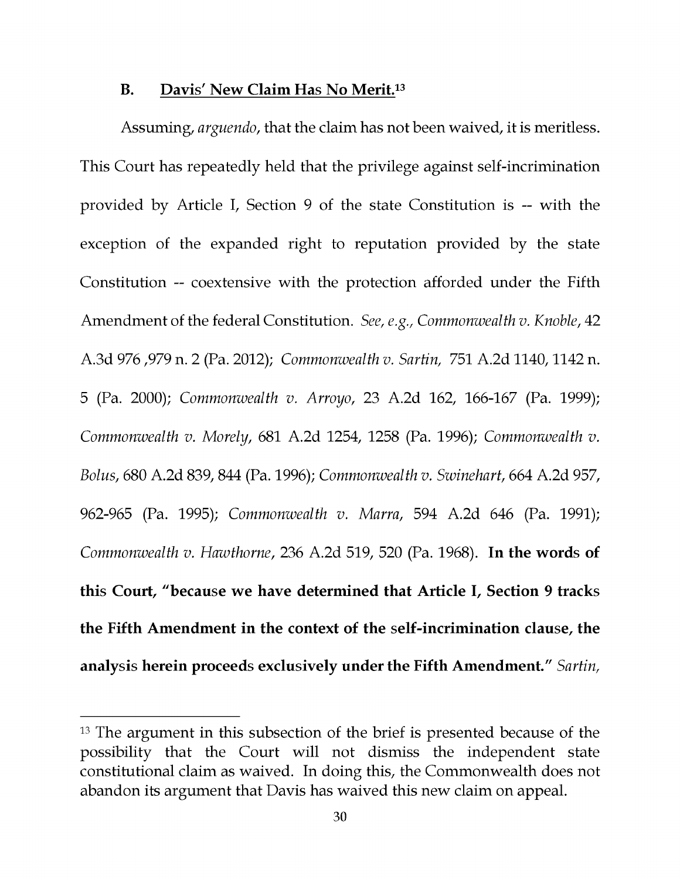### B. Davis' New Claim Has No Merit.[13]

Assuming, *arguendo*, that the claim has not been waived, it is meritless. This Court has repeatedly held that the privilege against self-incrimination provided by Article I, Section 9 of the state Constitution is -- with the exception of the expanded right to reputation provided by the state Constitution -- coextensive with the protection afforded under the Fifth Amendment of the federal Constitution. *See, e.g., Commonwealth v. Knoble*, 42 A.3d 976 ,979 n. 2 (Pa. 2012); *Commonwealth v. Sartin,* 751 A.2d 1140, 1142 n. 5 (Pa. 2000); *Commonwealth v. Arroyo*, 23 A.2d 162, 166-167 (Pa. 1999); *Commonwealth v. Morely*, 681 A.2d 1254, 1258 (Pa. 1996); *Commonwealth v. Bolus*, 680 A.2d 839, 844 (Pa. 1996); *Commonwealth v. Swinehart*, 664 A.2d 957, 962-965 (Pa. 1995); *Commonwealth v. Marra*, 594 A.2d 646 (Pa. 1991); *Commonwealth v. Hawthorne*, 236 A.2d 519, 520 (Pa. 1968). **In the words of this Court, "because we have determined that Article I, Section 9 tracks the Fifth Amendment in the context of the self-incrimination clause, the analysis herein proceeds exclusively under the Fifth Amendment."** *Sartin,*

---

[13] The argument in this subsection of the brief is presented because of the possibility that the Court will not dismiss the independent state constitutional claim as waived. In doing this, the Commonwealth does not abandon its argument that Davis has waived this new claim on appeal.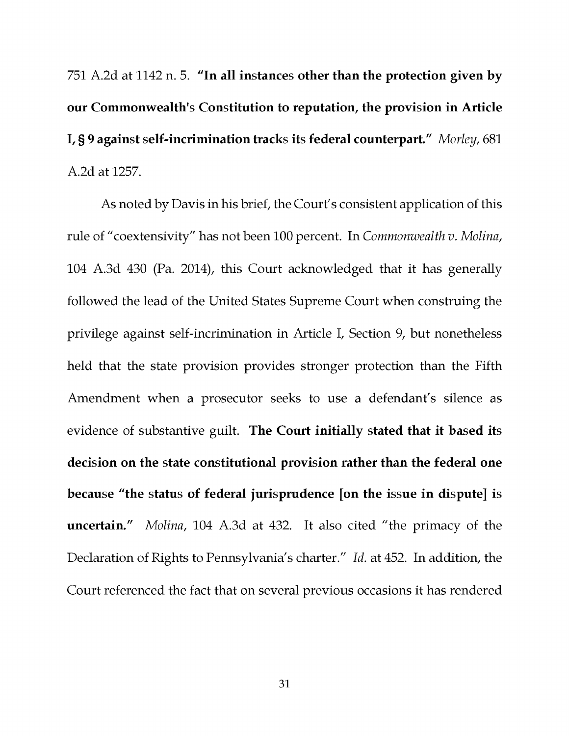751 A.2d at 1142 n. 5. **"In all instances other than the protection given by our Commonwealth's Constitution to reputation, the provision in Article I, § 9 against self-incrimination tracks its federal counterpart."** *Morley*, 681 A.2d at 1257.

As noted by Davis in his brief, the Court's consistent application of this rule of "coextensivity" has not been 100 percent. In *Commonwealth v. Molina*, 104 A.3d 430 (Pa. 2014), this Court acknowledged that it has generally followed the lead of the United States Supreme Court when construing the privilege against self-incrimination in Article I, Section 9, but nonetheless held that the state provision provides stronger protection than the Fifth Amendment when a prosecutor seeks to use a defendant's silence as evidence of substantive guilt. **The Court initially stated that it based its decision on the state constitutional provision rather than the federal one because "the status of federal jurisprudence [on the issue in dispute] is uncertain."** *Molina*, 104 A.3d at 432. It also cited "the primacy of the Declaration of Rights to Pennsylvania's charter." *Id.* at 452. In addition, the Court referenced the fact that on several previous occasions it has rendered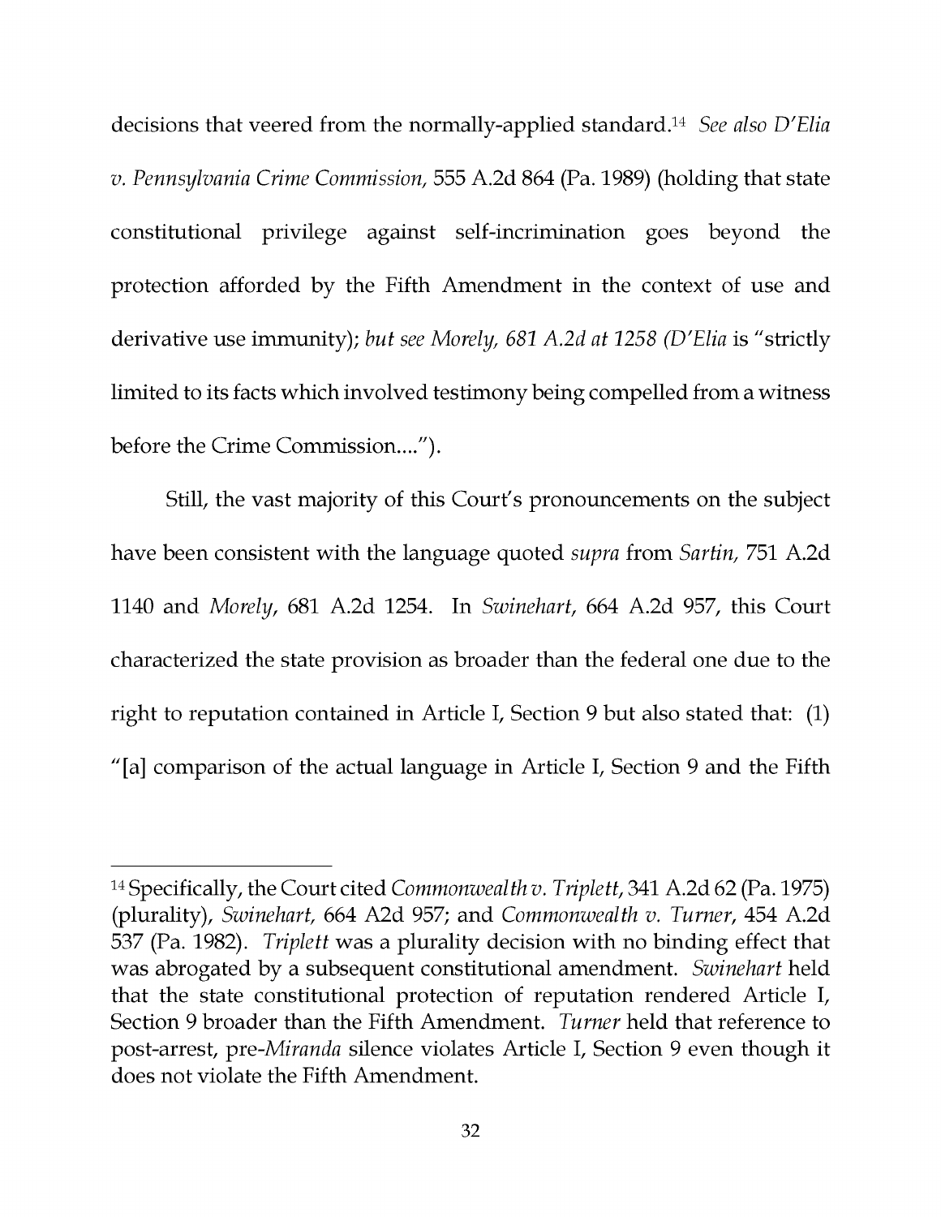decisions that veered from the normally-applied standard.[14] *See also D'Elia v. Pennsylvania Crime Commission*, 555 A.2d 864 (Pa. 1989) (holding that state constitutional privilege against self-incrimination goes beyond the protection afforded by the Fifth Amendment in the context of use and derivative use immunity); *but see Morely, 681 A.2d at 1258 (D'Elia* is "strictly limited to its facts which involved testimony being compelled from a witness before the Crime Commission....").

Still, the vast majority of this Court's pronouncements on the subject have been consistent with the language quoted *supra* from *Sartin*, 751 A.2d 1140 and *Morely*, 681 A.2d 1254. In *Swinehart*, 664 A.2d 957, this Court characterized the state provision as broader than the federal one due to the right to reputation contained in Article I, Section 9 but also stated that: (1) "[a] comparison of the actual language in Article I, Section 9 and the Fifth

---

[14] Specifically, the Court cited *Commonwealth v. Triplett*, 341 A.2d 62 (Pa. 1975) (plurality), *Swinehart*, 664 A2d 957; and *Commonwealth v. Turner*, 454 A.2d 537 (Pa. 1982). *Triplett* was a plurality decision with no binding effect that was abrogated by a subsequent constitutional amendment. *Swinehart* held that the state constitutional protection of reputation rendered Article I, Section 9 broader than the Fifth Amendment. *Turner* held that reference to post-arrest, pre-*Miranda* silence violates Article I, Section 9 even though it does not violate the Fifth Amendment.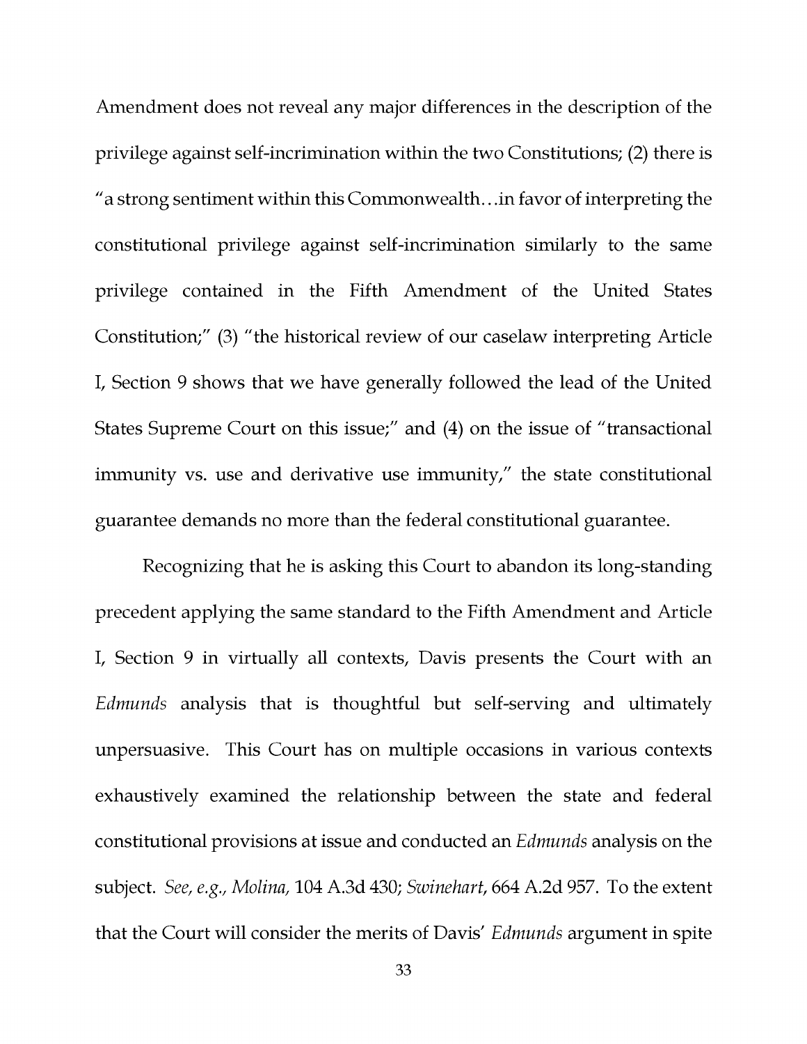Amendment does not reveal any major differences in the description of the privilege against self-incrimination within the two Constitutions; (2) there is "a strong sentiment within this Commonwealth…in favor of interpreting the constitutional privilege against self-incrimination similarly to the same privilege contained in the Fifth Amendment of the United States Constitution;" (3) "the historical review of our caselaw interpreting Article I, Section 9 shows that we have generally followed the lead of the United States Supreme Court on this issue;" and (4) on the issue of "transactional immunity vs. use and derivative use immunity," the state constitutional guarantee demands no more than the federal constitutional guarantee.

Recognizing that he is asking this Court to abandon its long-standing precedent applying the same standard to the Fifth Amendment and Article I, Section 9 in virtually all contexts, Davis presents the Court with an *Edmunds* analysis that is thoughtful but self-serving and ultimately unpersuasive. This Court has on multiple occasions in various contexts exhaustively examined the relationship between the state and federal constitutional provisions at issue and conducted an *Edmunds* analysis on the subject. *See, e.g., Molina,* 104 A.3d 430; *Swinehart,* 664 A.2d 957. To the extent that the Court will consider the merits of Davis' *Edmunds* argument in spite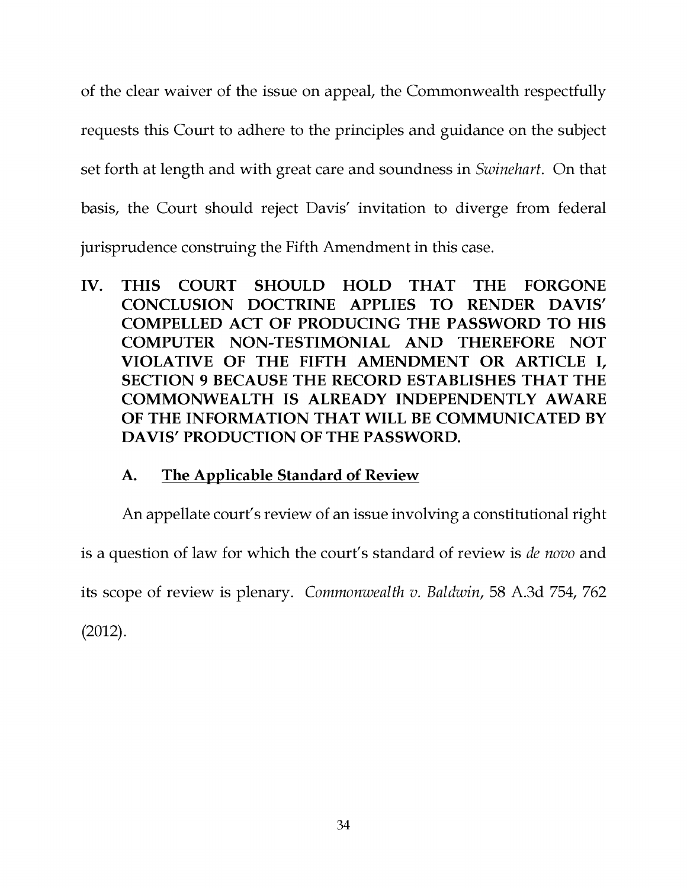of the clear waiver of the issue on appeal, the Commonwealth respectfully requests this Court to adhere to the principles and guidance on the subject set forth at length and with great care and soundness in *Swinehart*. On that basis, the Court should reject Davis' invitation to diverge from federal jurisprudence construing the Fifth Amendment in this case.

## IV. THIS COURT SHOULD HOLD THAT THE FORGONE CONCLUSION DOCTRINE APPLIES TO RENDER DAVIS' COMPELLED ACT OF PRODUCING THE PASSWORD TO HIS COMPUTER NON-TESTIMONIAL AND THEREFORE NOT VIOLATIVE OF THE FIFTH AMENDMENT OR ARTICLE I, SECTION 9 BECAUSE THE RECORD ESTABLISHES THAT THE COMMONWEALTH IS ALREADY INDEPENDENTLY AWARE OF THE INFORMATION THAT WILL BE COMMUNICATED BY DAVIS' PRODUCTION OF THE PASSWORD.

### A. The Applicable Standard of Review

An appellate court's review of an issue involving a constitutional right is a question of law for which the court's standard of review is *de novo* and its scope of review is plenary. *Commonwealth v. Baldwin*, 58 A.3d 754, 762 (2012).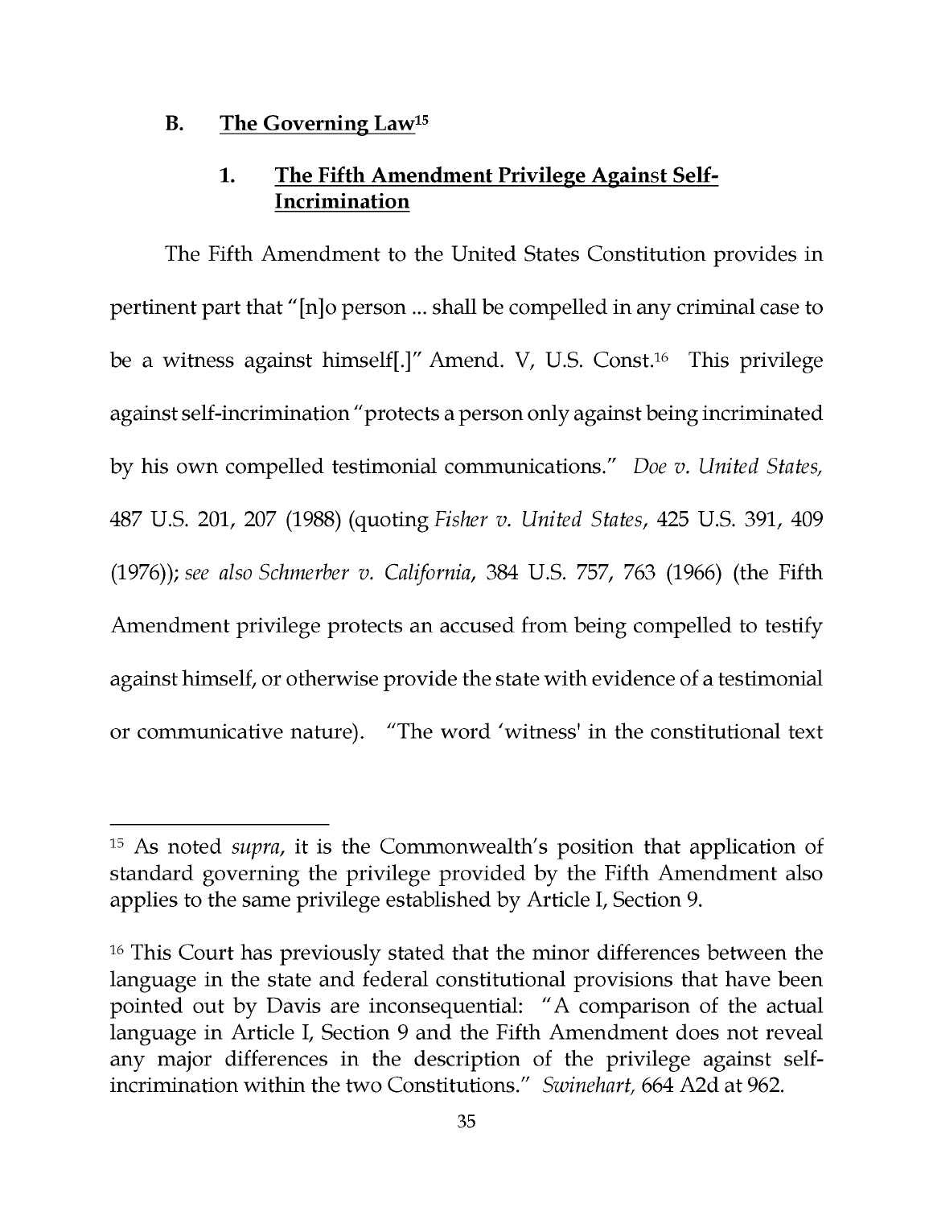## B. The Governing Law[15]

### 1. The Fifth Amendment Privilege Against Self-Incrimination

The Fifth Amendment to the United States Constitution provides in pertinent part that "[n]o person ... shall be compelled in any criminal case to be a witness against himself[.]" Amend. V, U.S. Const.[16] This privilege against self-incrimination "protects a person only against being incriminated by his own compelled testimonial communications." *Doe v. United States*, 487 U.S. 201, 207 (1988) (quoting *Fisher v. United States*, 425 U.S. 391, 409 (1976)); *see also Schmerber v. California*, 384 U.S. 757, 763 (1966) (the Fifth Amendment privilege protects an accused from being compelled to testify against himself, or otherwise provide the state with evidence of a testimonial or communicative nature). "The word 'witness' in the constitutional text

---

[15] As noted *supra*, it is the Commonwealth's position that application of standard governing the privilege provided by the Fifth Amendment also applies to the same privilege established by Article I, Section 9.

[16] This Court has previously stated that the minor differences between the language in the state and federal constitutional provisions that have been pointed out by Davis are inconsequential: "A comparison of the actual language in Article I, Section 9 and the Fifth Amendment does not reveal any major differences in the description of the privilege against self-incrimination within the two Constitutions." *Swinehart*, 664 A2d at 962.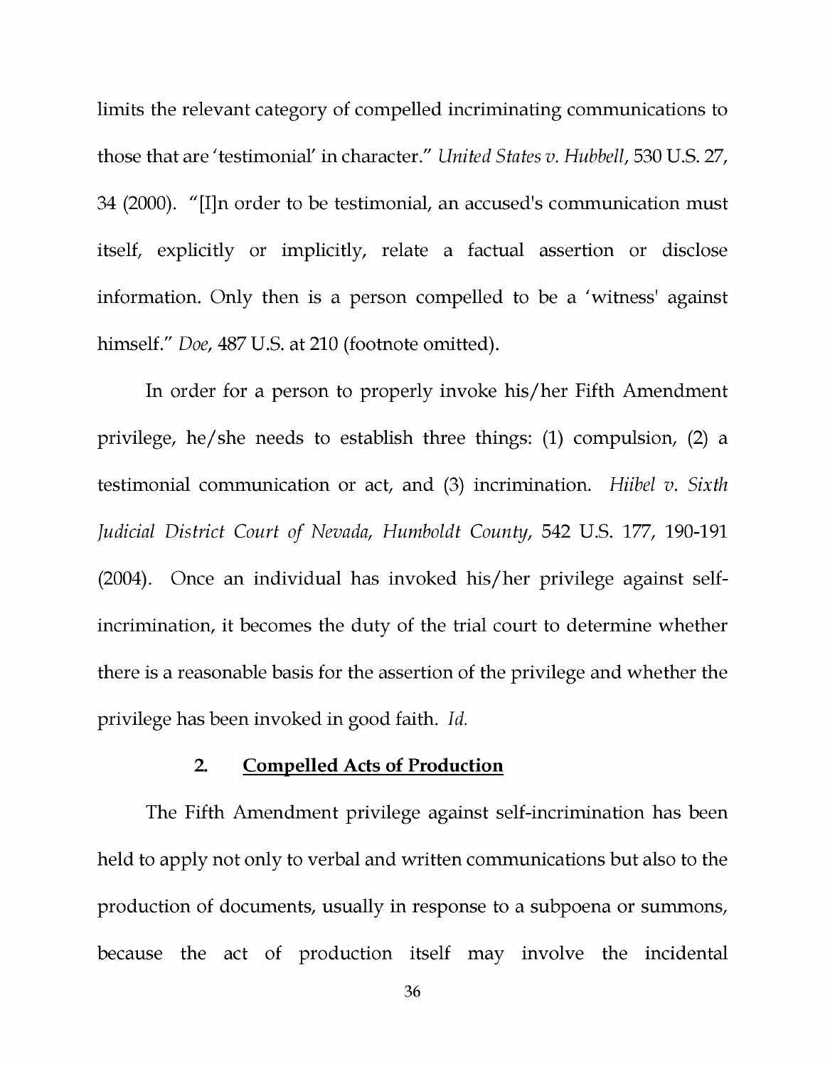limits the relevant category of compelled incriminating communications to those that are 'testimonial' in character." *United States v. Hubbell*, 530 U.S. 27, 34 (2000). "[I]n order to be testimonial, an accused's communication must itself, explicitly or implicitly, relate a factual assertion or disclose information. Only then is a person compelled to be a 'witness' against himself." *Doe*, 487 U.S. at 210 (footnote omitted).

In order for a person to properly invoke his/her Fifth Amendment privilege, he/she needs to establish three things: (1) compulsion, (2) a testimonial communication or act, and (3) incrimination. *Hiibel v. Sixth Judicial District Court of Nevada, Humboldt County*, 542 U.S. 177, 190-191 (2004). Once an individual has invoked his/her privilege against self-incrimination, it becomes the duty of the trial court to determine whether there is a reasonable basis for the assertion of the privilege and whether the privilege has been invoked in good faith. *Id.*

### 2. Compelled Acts of Production

The Fifth Amendment privilege against self-incrimination has been held to apply not only to verbal and written communications but also to the production of documents, usually in response to a subpoena or summons, because the act of production itself may involve the incidental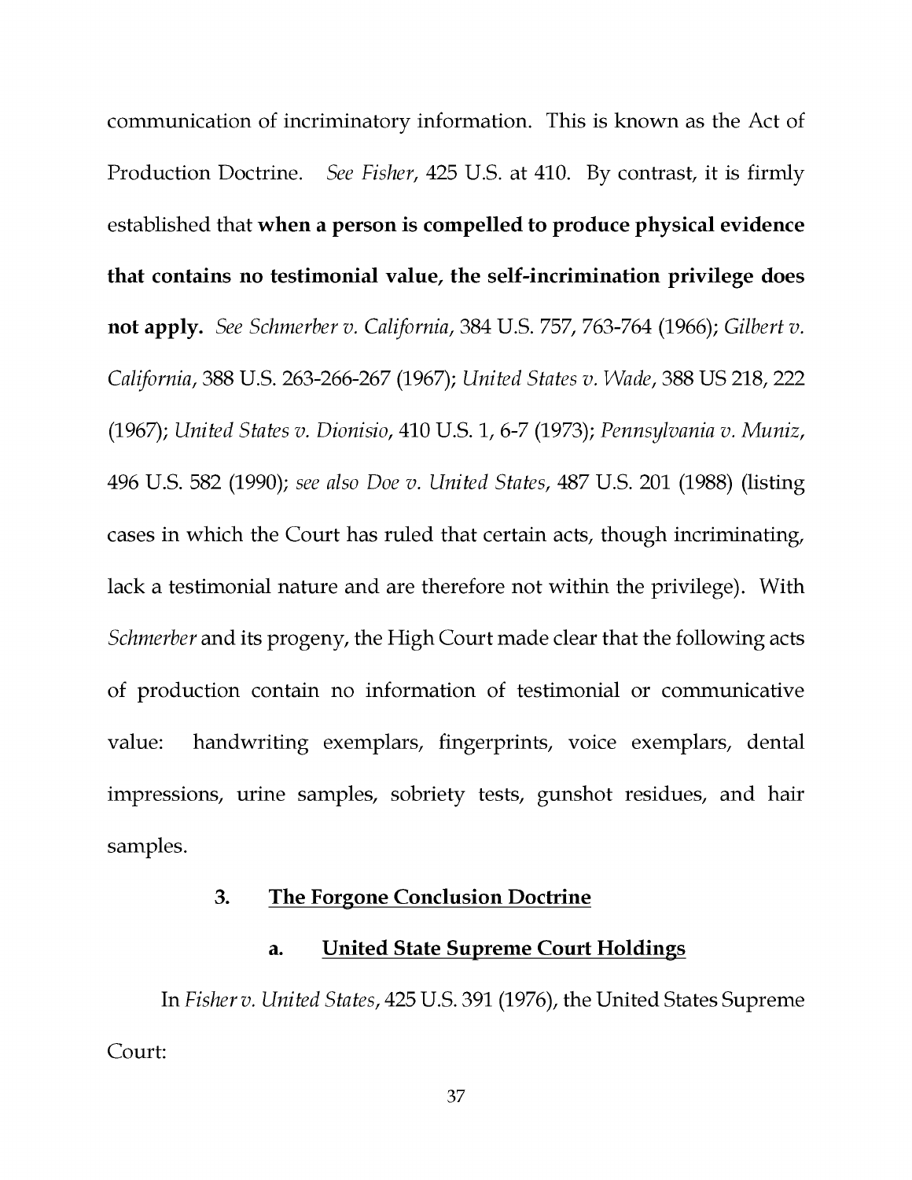communication of incriminatory information. This is known as the Act of Production Doctrine. *See Fisher*, 425 U.S. at 410. By contrast, it is firmly established that **when a person is compelled to produce physical evidence that contains no testimonial value, the self-incrimination privilege does not apply.** *See Schmerber v. California*, 384 U.S. 757, 763-764 (1966); *Gilbert v. California*, 388 U.S. 263-266-267 (1967); *United States v. Wade*, 388 US 218, 222 (1967); *United States v. Dionisio*, 410 U.S. 1, 6-7 (1973); *Pennsylvania v. Muniz*, 496 U.S. 582 (1990); *see also Doe v. United States*, 487 U.S. 201 (1988) (listing cases in which the Court has ruled that certain acts, though incriminating, lack a testimonial nature and are therefore not within the privilege). With *Schmerber* and its progeny, the High Court made clear that the following acts of production contain no information of testimonial or communicative value: handwriting exemplars, fingerprints, voice exemplars, dental impressions, urine samples, sobriety tests, gunshot residues, and hair samples.

### 3. <u>The Forgone Conclusion Doctrine</u>

#### a. <u>United State Supreme Court Holdings</u>

In *Fisher v. United States*, 425 U.S. 391 (1976), the United States Supreme Court: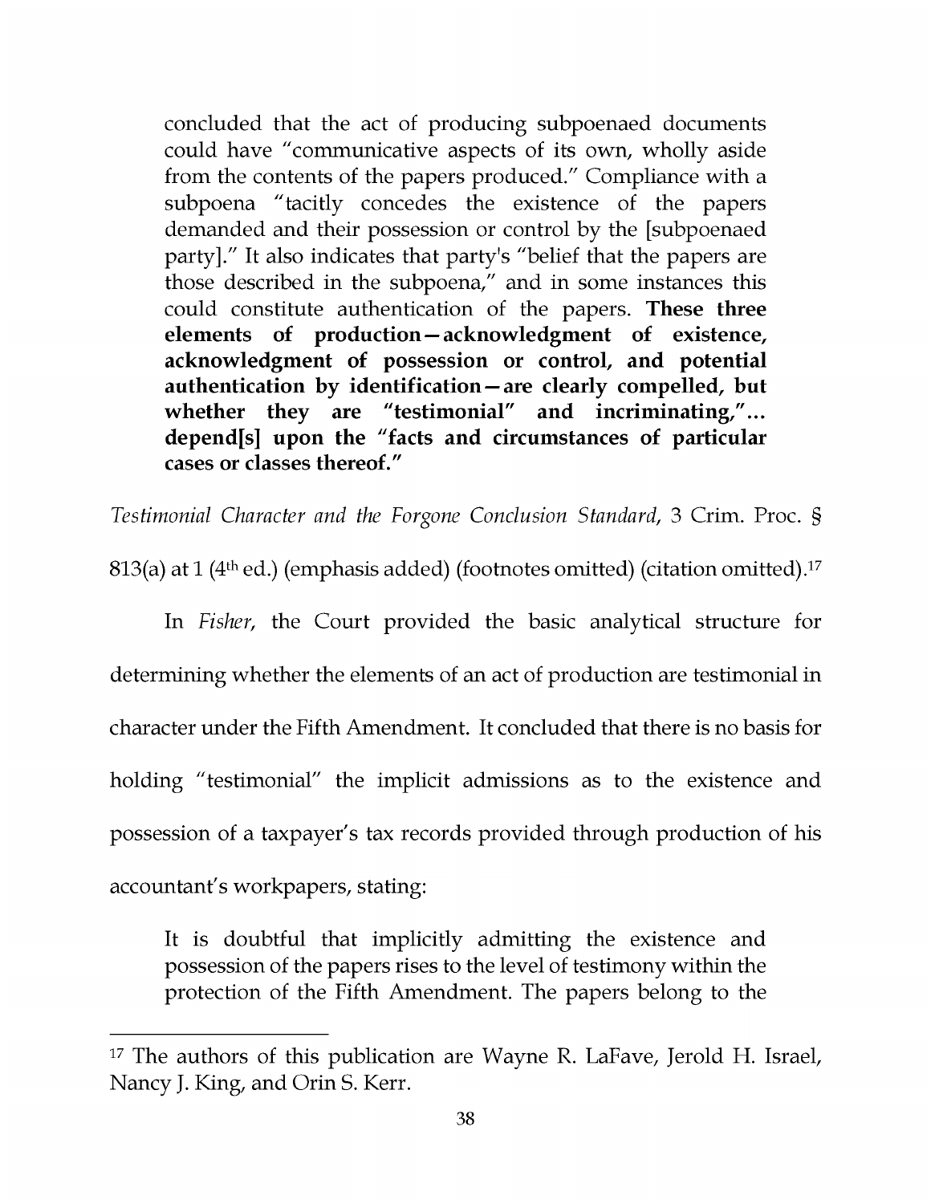> concluded that the act of producing subpoenaed documents could have "communicative aspects of its own, wholly aside from the contents of the papers produced." Compliance with a subpoena "tacitly concedes the existence of the papers demanded and their possession or control by the [subpoenaed party]." It also indicates that party's "belief that the papers are those described in the subpoena," and in some instances this could constitute authentication of the papers. **These three elements of production—acknowledgment of existence, acknowledgment of possession or control, and potential authentication by identification—are clearly compelled, but whether they are "testimonial" and incriminating,"... depend[s] upon the "facts and circumstances of particular cases or classes thereof."**

*Testimonial Character and the Forgone Conclusion Standard*, 3 Crim. Proc. § 813(a) at 1 (4th ed.) (emphasis added) (footnotes omitted) (citation omitted).[17]

In *Fisher*, the Court provided the basic analytical structure for determining whether the elements of an act of production are testimonial in character under the Fifth Amendment. It concluded that there is no basis for holding "testimonial" the implicit admissions as to the existence and possession of a taxpayer's tax records provided through production of his accountant's workpapers, stating:

> It is doubtful that implicitly admitting the existence and possession of the papers rises to the level of testimony within the protection of the Fifth Amendment. The papers belong to the

---

[17] The authors of this publication are Wayne R. LaFave, Jerold H. Israel, Nancy J. King, and Orin S. Kerr.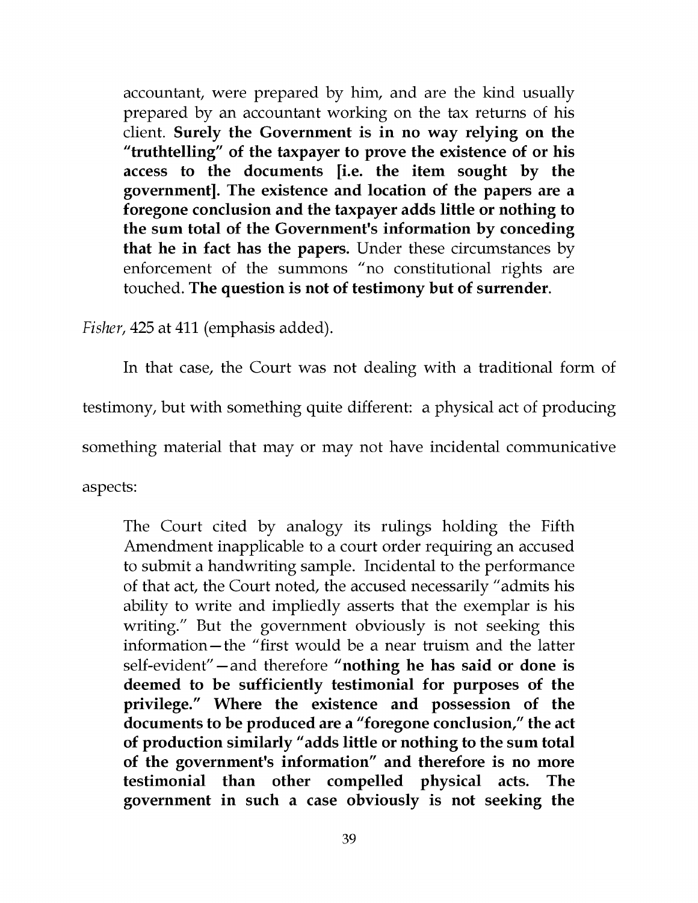> accountant, were prepared by him, and are the kind usually prepared by an accountant working on the tax returns of his client. **Surely the Government is in no way relying on the "truthtelling" of the taxpayer to prove the existence of or his access to the documents [i.e. the item sought by the government]. The existence and location of the papers are a foregone conclusion and the taxpayer adds little or nothing to the sum total of the Government's information by conceding that he in fact has the papers.** Under these circumstances by enforcement of the summons "no constitutional rights are touched. **The question is not of testimony but of surrender**.

*Fisher*, 425 at 411 (emphasis added).

In that case, the Court was not dealing with a traditional form of testimony, but with something quite different: a physical act of producing something material that may or may not have incidental communicative aspects:

> The Court cited by analogy its rulings holding the Fifth Amendment inapplicable to a court order requiring an accused to submit a handwriting sample. Incidental to the performance of that act, the Court noted, the accused necessarily "admits his ability to write and impliedly asserts that the exemplar is his writing." But the government obviously is not seeking this information—the "first would be a near truism and the latter self-evident"—and therefore **"nothing he has said or done is deemed to be sufficiently testimonial for purposes of the privilege." Where the existence and possession of the documents to be produced are a "foregone conclusion," the act of production similarly "adds little or nothing to the sum total of the government's information" and therefore is no more testimonial than other compelled physical acts. The government in such a case obviously is not seeking the**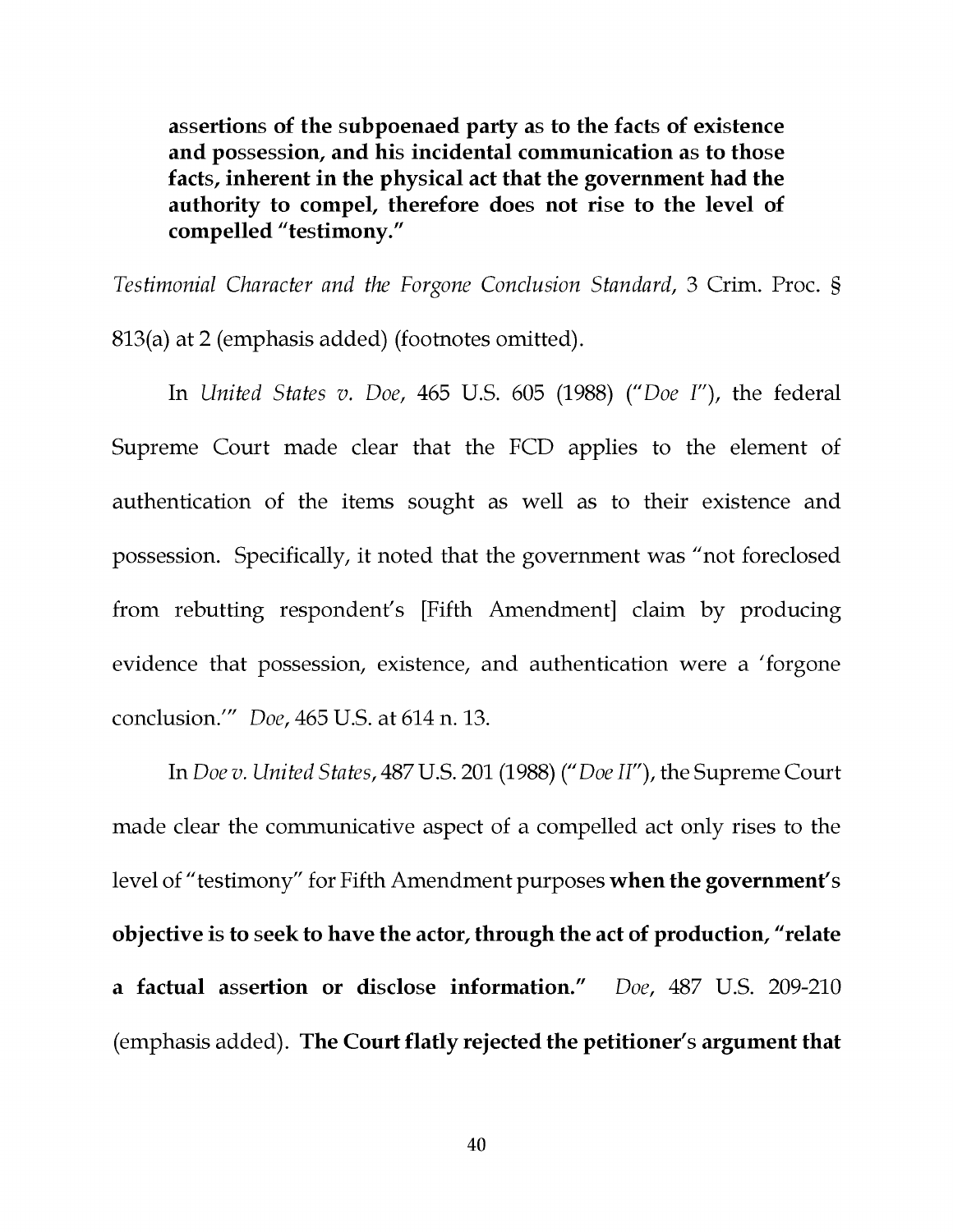**assertions of the subpoenaed party as to the facts of existence and possession, and his incidental communication as to those facts, inherent in the physical act that the government had the authority to compel, therefore does not rise to the level of compelled "testimony."**

*Testimonial Character and the Forgone Conclusion Standard*, 3 Crim. Proc. § 813(a) at 2 (emphasis added) (footnotes omitted).

In *United States v. Doe*, 465 U.S. 605 (1988) ("*Doe I*"), the federal Supreme Court made clear that the FCD applies to the element of authentication of the items sought as well as to their existence and possession. Specifically, it noted that the government was "not foreclosed from rebutting respondent's [Fifth Amendment] claim by producing evidence that possession, existence, and authentication were a 'forgone conclusion.'" *Doe*, 465 U.S. at 614 n. 13.

In *Doe v. United States*, 487 U.S. 201 (1988) ("*Doe II*"), the Supreme Court made clear the communicative aspect of a compelled act only rises to the level of "testimony" for Fifth Amendment purposes **when the government's objective is to seek to have the actor, through the act of production, "relate a factual assertion or disclose information."** *Doe*, 487 U.S. 209-210 (emphasis added). **The Court flatly rejected the petitioner's argument that**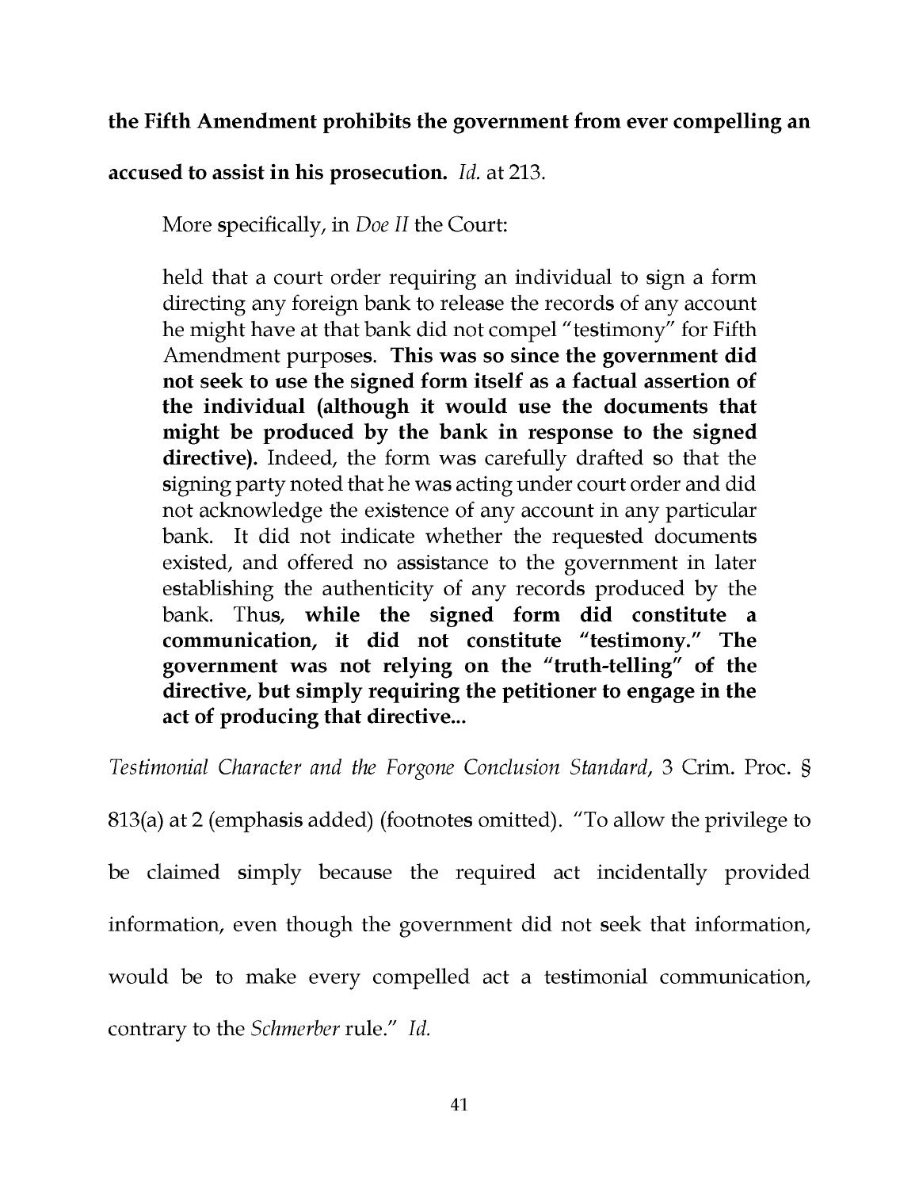**the Fifth Amendment prohibits the government from ever compelling an accused to assist in his prosecution.** *Id.* at 213.

More specifically, in *Doe II* the Court:

> held that a court order requiring an individual to sign a form directing any foreign bank to release the records of any account he might have at that bank did not compel "testimony" for Fifth Amendment purposes. **This was so since the government did not seek to use the signed form itself as a factual assertion of the individual (although it would use the documents that might be produced by the bank in response to the signed directive).** Indeed, the form was carefully drafted so that the signing party noted that he was acting under court order and did not acknowledge the existence of any account in any particular bank. It did not indicate whether the requested documents existed, and offered no assistance to the government in later establishing the authenticity of any records produced by the bank. Thus, **while the signed form did constitute a communication, it did not constitute "testimony." The government was not relying on the "truth-telling" of the directive, but simply requiring the petitioner to engage in the act of producing that directive...**

*Testimonial Character and the Forgone Conclusion Standard*, 3 Crim. Proc. § 813(a) at 2 (emphasis added) (footnotes omitted). "To allow the privilege to be claimed simply because the required act incidentally provided information, even though the government did not seek that information, would be to make every compelled act a testimonial communication, contrary to the *Schmerber* rule." *Id.*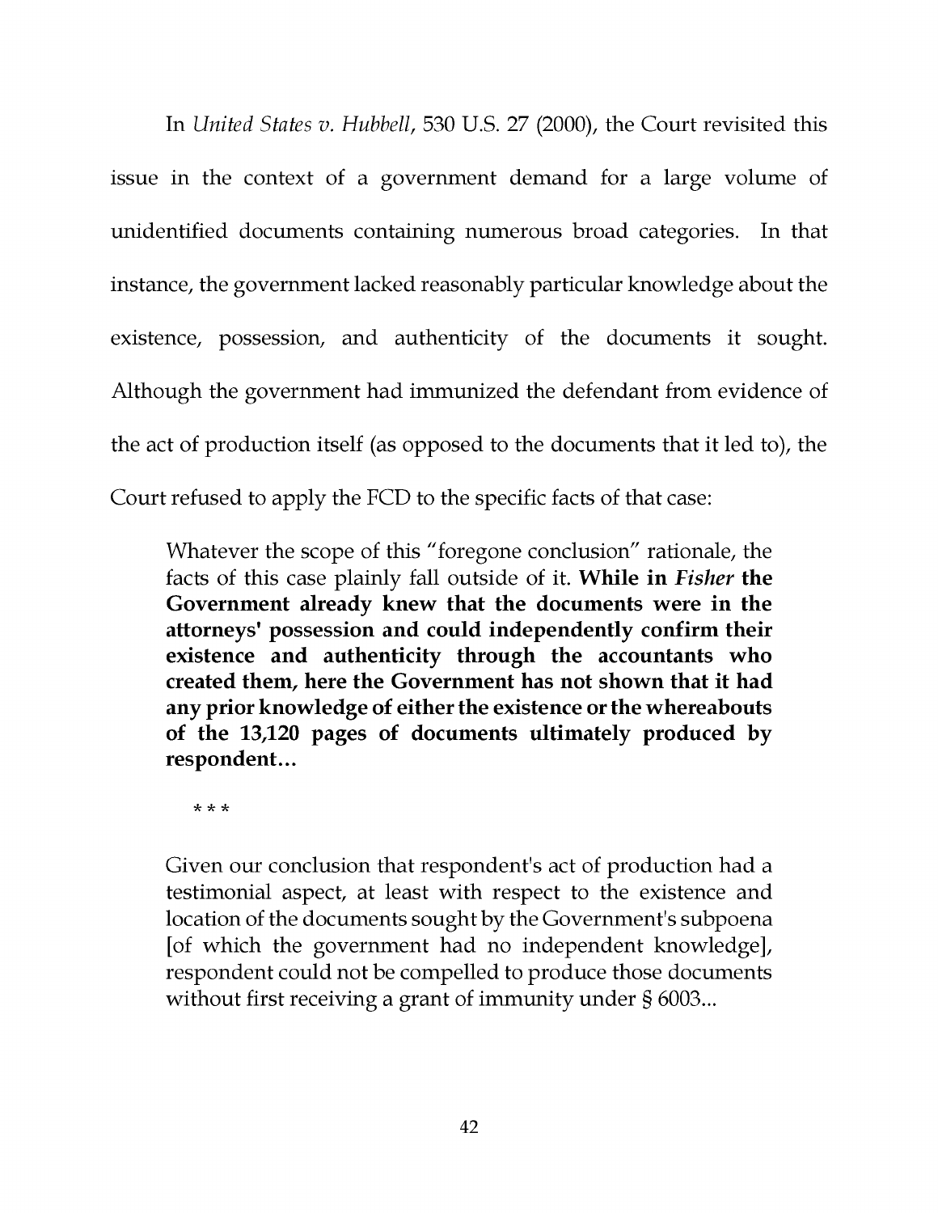In *United States v. Hubbell*, 530 U.S. 27 (2000), the Court revisited this issue in the context of a government demand for a large volume of unidentified documents containing numerous broad categories. In that instance, the government lacked reasonably particular knowledge about the existence, possession, and authenticity of the documents it sought. Although the government had immunized the defendant from evidence of the act of production itself (as opposed to the documents that it led to), the Court refused to apply the FCD to the specific facts of that case:

> Whatever the scope of this "foregone conclusion" rationale, the facts of this case plainly fall outside of it. **While in *Fisher* the Government already knew that the documents were in the attorneys' possession and could independently confirm their existence and authenticity through the accountants who created them, here the Government has not shown that it had any prior knowledge of either the existence or the whereabouts of the 13,120 pages of documents ultimately produced by respondent…**
>
> \* \* \*
>
> Given our conclusion that respondent's act of production had a testimonial aspect, at least with respect to the existence and location of the documents sought by the Government's subpoena [of which the government had no independent knowledge], respondent could not be compelled to produce those documents without first receiving a grant of immunity under § 6003...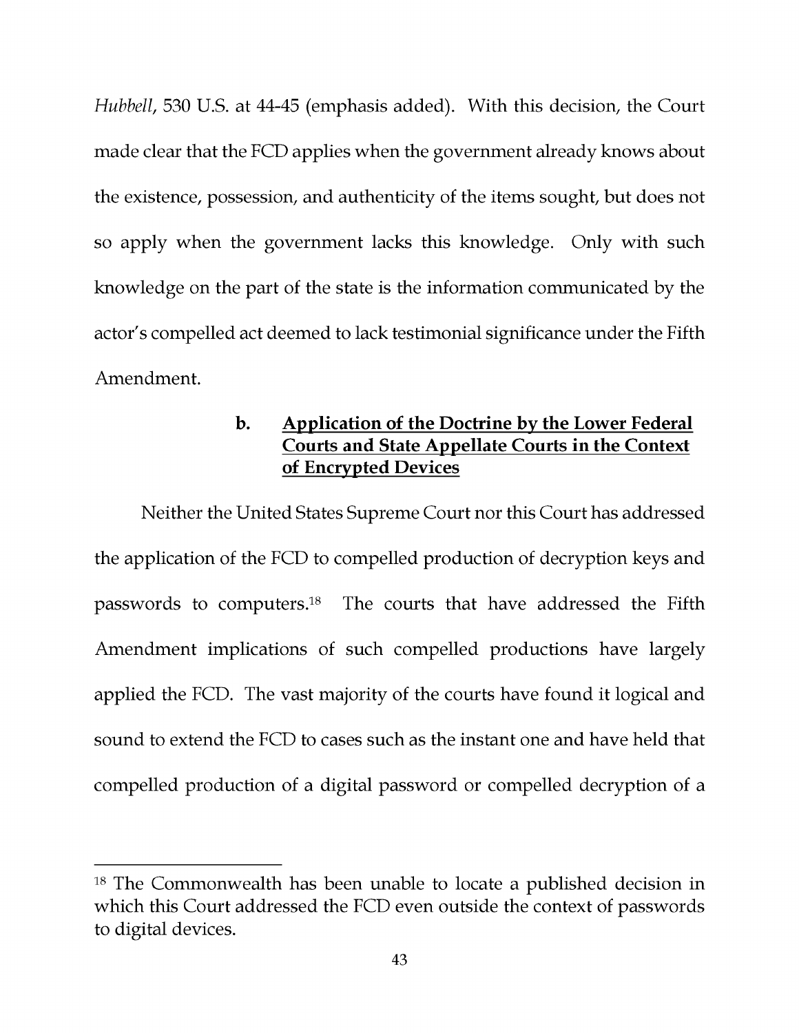*Hubbell*, 530 U.S. at 44-45 (emphasis added). With this decision, the Court made clear that the FCD applies when the government already knows about the existence, possession, and authenticity of the items sought, but does not so apply when the government lacks this knowledge. Only with such knowledge on the part of the state is the information communicated by the actor's compelled act deemed to lack testimonial significance under the Fifth Amendment.

### b. <u>Application of the Doctrine by the Lower Federal Courts and State Appellate Courts in the Context of Encrypted Devices</u>

Neither the United States Supreme Court nor this Court has addressed the application of the FCD to compelled production of decryption keys and passwords to computers.[18] The courts that have addressed the Fifth Amendment implications of such compelled productions have largely applied the FCD. The vast majority of the courts have found it logical and sound to extend the FCD to cases such as the instant one and have held that compelled production of a digital password or compelled decryption of a

---

[18] The Commonwealth has been unable to locate a published decision in which this Court addressed the FCD even outside the context of passwords to digital devices.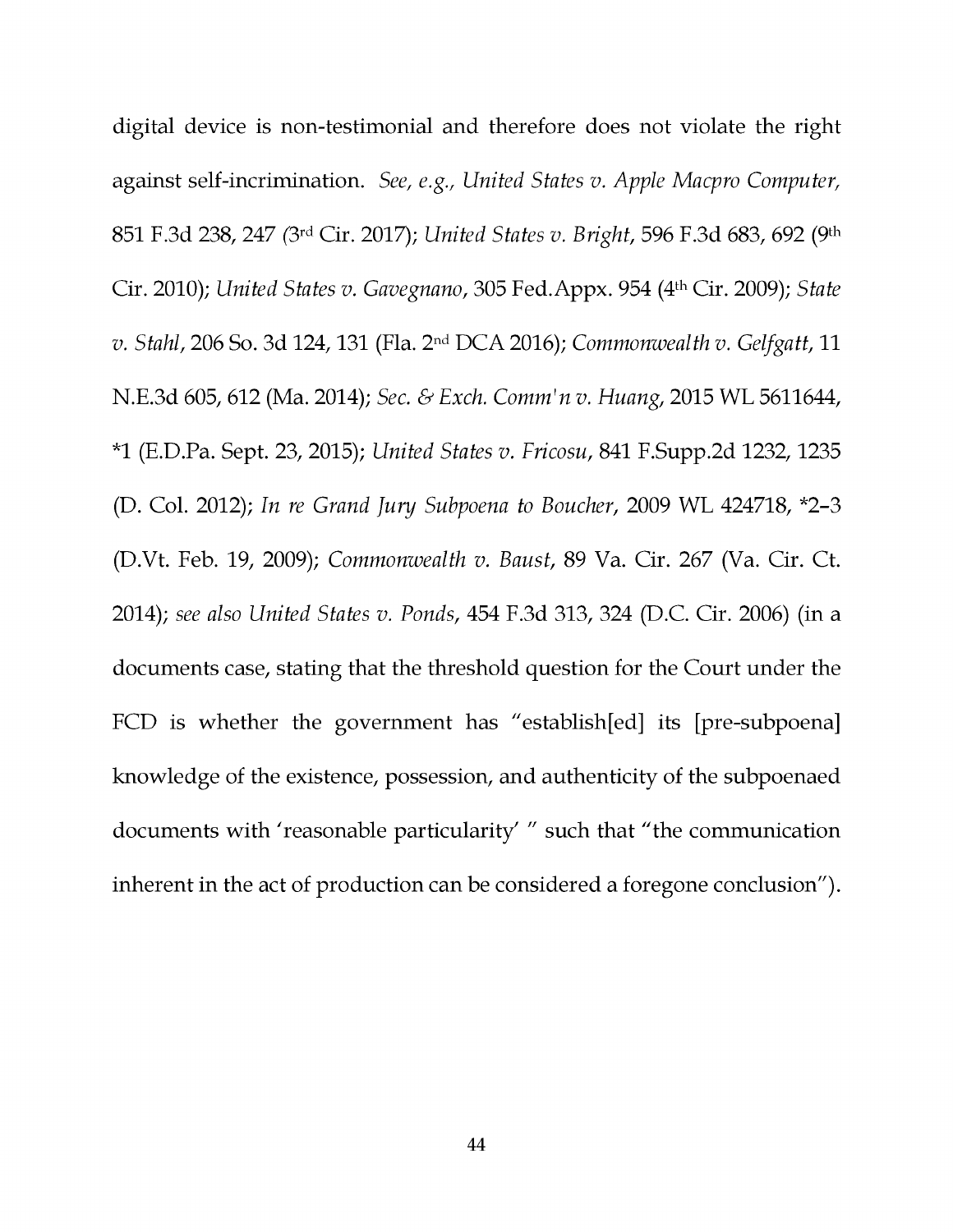digital device is non-testimonial and therefore does not violate the right against self-incrimination. *See, e.g., United States v. Apple Macpro Computer*, 851 F.3d 238, 247 (3rd Cir. 2017); *United States v. Bright*, 596 F.3d 683, 692 (9th Cir. 2010); *United States v. Gavegnano*, 305 Fed.Appx. 954 (4th Cir. 2009); *State v. Stahl*, 206 So. 3d 124, 131 (Fla. 2nd DCA 2016); *Commonwealth v. Gelfgatt*, 11 N.E.3d 605, 612 (Ma. 2014); *Sec. & Exch. Comm'n v. Huang*, 2015 WL 5611644, *1 (E.D.Pa. Sept. 23, 2015); *United States v. Fricosu*, 841 F.Supp.2d 1232, 1235 (D. Col. 2012); *In re Grand Jury Subpoena to Boucher*, 2009 WL 424718, *2–3 (D.Vt. Feb. 19, 2009); *Commonwealth v. Baust*, 89 Va. Cir. 267 (Va. Cir. Ct. 2014); *see also United States v. Ponds*, 454 F.3d 313, 324 (D.C. Cir. 2006) (in a documents case, stating that the threshold question for the Court under the FCD is whether the government has "establish[ed] its [pre-subpoena] knowledge of the existence, possession, and authenticity of the subpoenaed documents with 'reasonable particularity' " such that "the communication inherent in the act of production can be considered a foregone conclusion").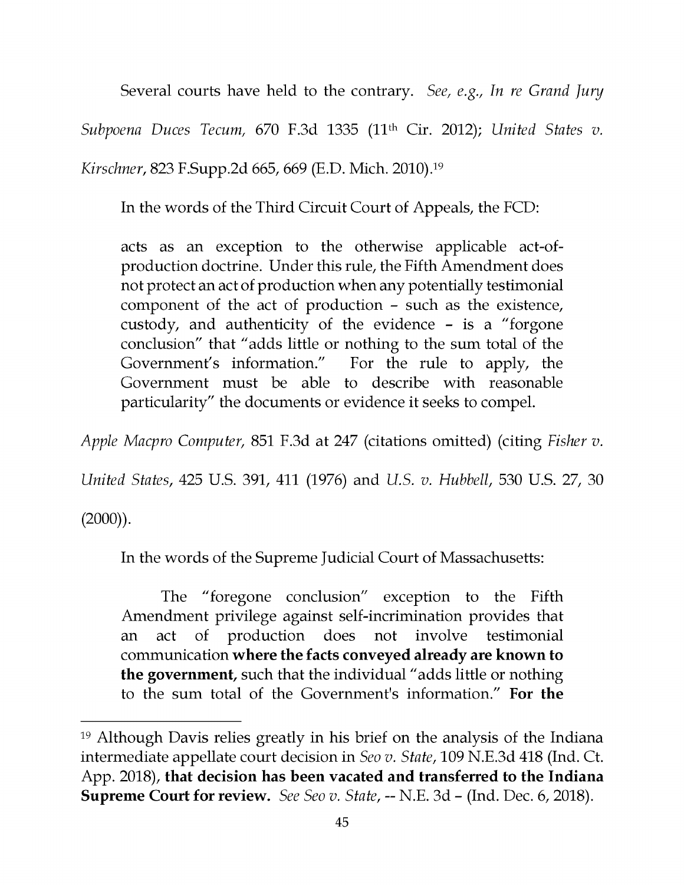Several courts have held to the contrary. *See, e.g., In re Grand Jury Subpoena Duces Tecum,* 670 F.3d 1335 (11th Cir. 2012); *United States v. Kirschner*, 823 F.Supp.2d 665, 669 (E.D. Mich. 2010).[19]

In the words of the Third Circuit Court of Appeals, the FCD:

> acts as an exception to the otherwise applicable act-of-production doctrine. Under this rule, the Fifth Amendment does not protect an act of production when any potentially testimonial component of the act of production – such as the existence, custody, and authenticity of the evidence – is a "forgone conclusion" that "adds little or nothing to the sum total of the Government's information." For the rule to apply, the Government must be able to describe with reasonable particularity" the documents or evidence it seeks to compel.

*Apple Macpro Computer,* 851 F.3d at 247 (citations omitted) (citing *Fisher v. United States*, 425 U.S. 391, 411 (1976) and *U.S. v. Hubbell*, 530 U.S. 27, 30 (2000)).

In the words of the Supreme Judicial Court of Massachusetts:

> The "foregone conclusion" exception to the Fifth Amendment privilege against self-incrimination provides that an act of production does not involve testimonial communication **where the facts conveyed already are known to the government,** such that the individual "adds little or nothing to the sum total of the Government's information." **For the**

---

[19] Although Davis relies greatly in his brief on the analysis of the Indiana intermediate appellate court decision in *Seo v. State*, 109 N.E.3d 418 (Ind. Ct. App. 2018), **that decision has been vacated and transferred to the Indiana Supreme Court for review.** *See Seo v. State*, -- N.E. 3d – (Ind. Dec. 6, 2018).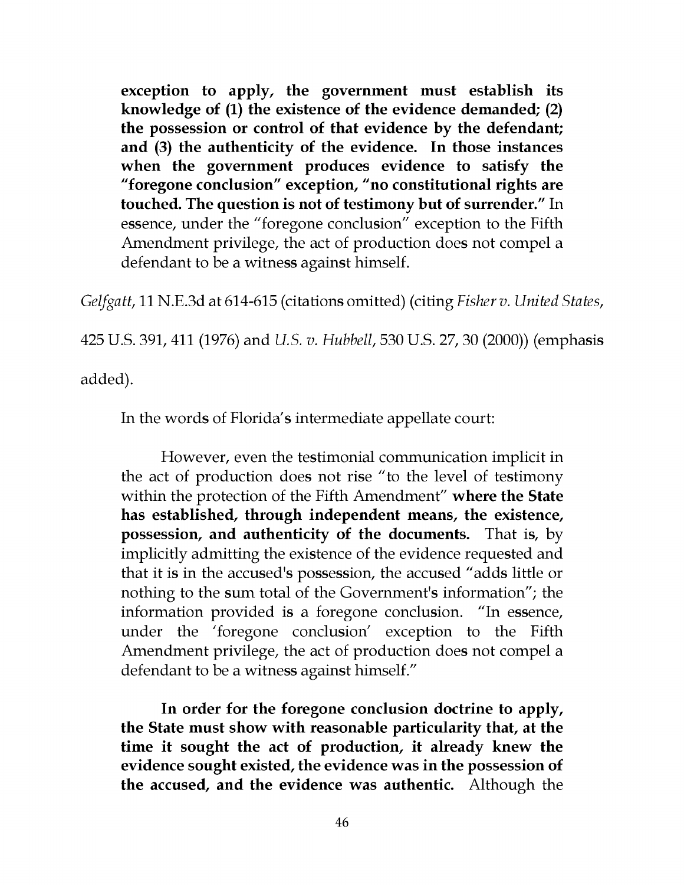> **exception to apply, the government must establish its knowledge of (1) the existence of the evidence demanded; (2) the possession or control of that evidence by the defendant; and (3) the authenticity of the evidence. In those instances when the government produces evidence to satisfy the "foregone conclusion" exception, "no constitutional rights are touched. The question is not of testimony but of surrender."** In essence, under the "foregone conclusion" exception to the Fifth Amendment privilege, the act of production does not compel a defendant to be a witness against himself.

*Gelfgatt*, 11 N.E.3d at 614-615 (citations omitted) (citing *Fisher v. United States*, 425 U.S. 391, 411 (1976) and *U.S. v. Hubbell*, 530 U.S. 27, 30 (2000)) (emphasis added).

In the words of Florida's intermediate appellate court:

> However, even the testimonial communication implicit in the act of production does not rise "to the level of testimony within the protection of the Fifth Amendment" **where the State has established, through independent means, the existence, possession, and authenticity of the documents.** That is, by implicitly admitting the existence of the evidence requested and that it is in the accused's possession, the accused "adds little or nothing to the sum total of the Government's information"; the information provided is a foregone conclusion. "In essence, under the 'foregone conclusion' exception to the Fifth Amendment privilege, the act of production does not compel a defendant to be a witness against himself."
>
> **In order for the foregone conclusion doctrine to apply, the State must show with reasonable particularity that, at the time it sought the act of production, it already knew the evidence sought existed, the evidence was in the possession of the accused, and the evidence was authentic.** Although the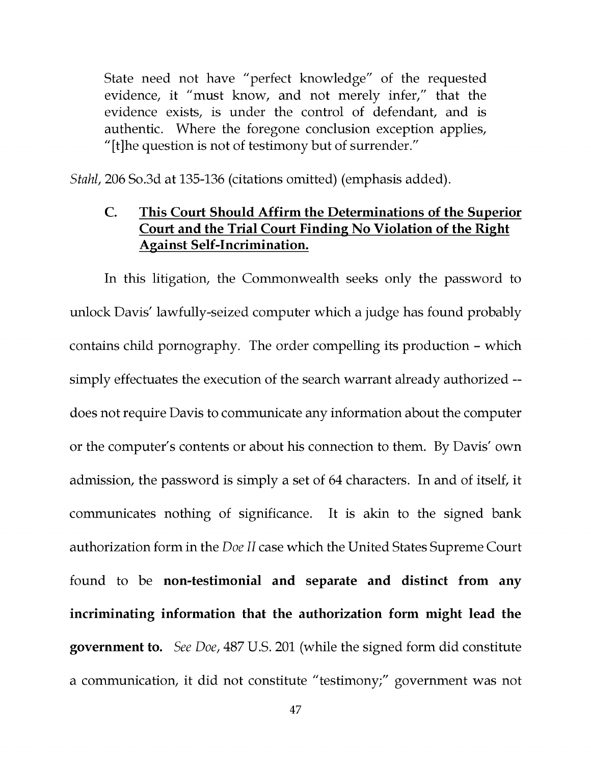> State need not have "perfect knowledge" of the requested evidence, it "must know, and not merely infer," that the evidence exists, is under the control of defendant, and is authentic. Where the foregone conclusion exception applies, "[t]he question is not of testimony but of surrender."

*Stahl*, 206 So.3d at 135-136 (citations omitted) (emphasis added).

### C. <u>This Court Should Affirm the Determinations of the Superior Court and the Trial Court Finding No Violation of the Right Against Self-Incrimination.</u>

In this litigation, the Commonwealth seeks only the password to unlock Davis' lawfully-seized computer which a judge has found probably contains child pornography. The order compelling its production – which simply effectuates the execution of the search warrant already authorized -- does not require Davis to communicate any information about the computer or the computer's contents or about his connection to them. By Davis' own admission, the password is simply a set of 64 characters. In and of itself, it communicates nothing of significance. It is akin to the signed bank authorization form in the *Doe II* case which the United States Supreme Court found to be **non-testimonial and separate and distinct from any incriminating information that the authorization form might lead the government to.** *See Doe*, 487 U.S. 201 (while the signed form did constitute a communication, it did not constitute "testimony;" government was not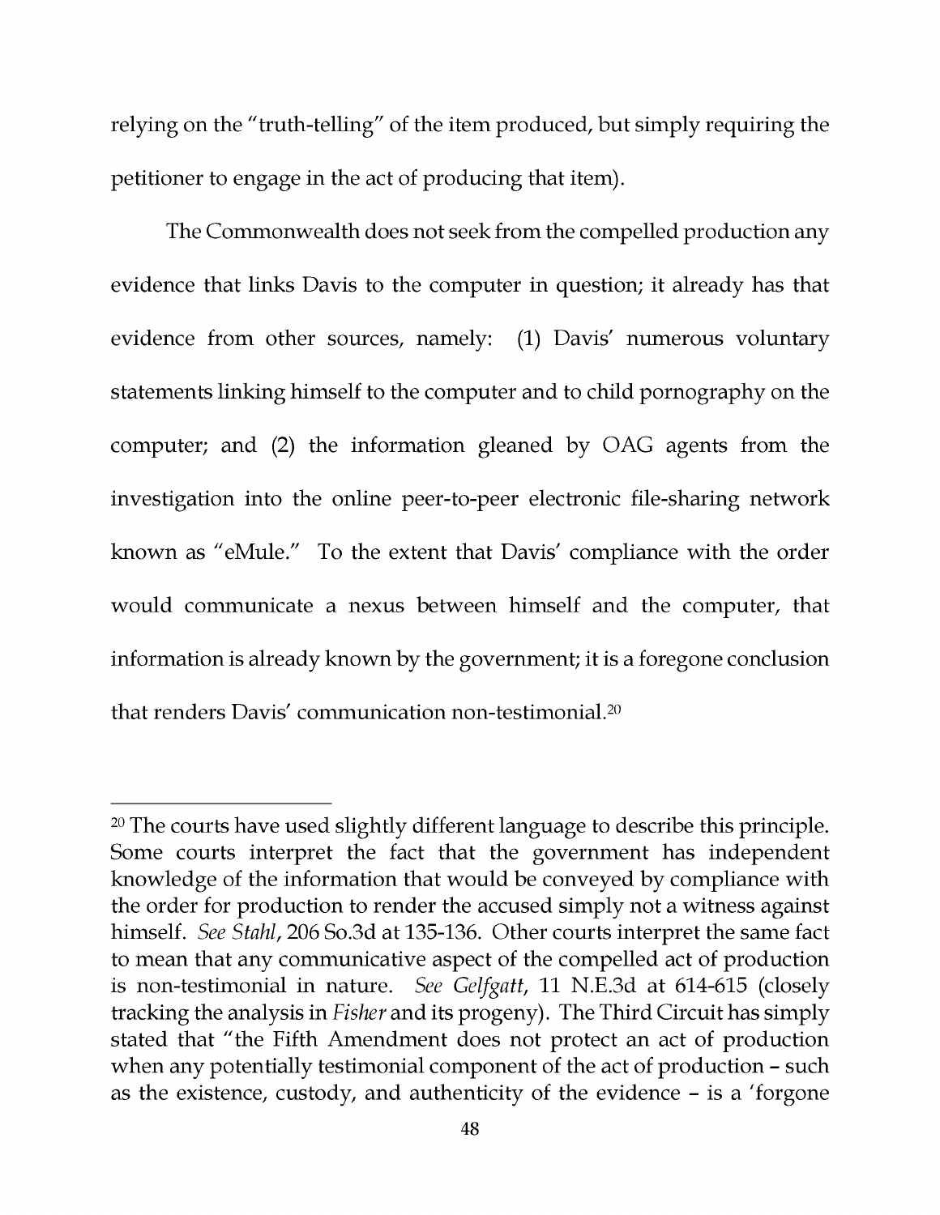relying on the "truth-telling" of the item produced, but simply requiring the petitioner to engage in the act of producing that item).

The Commonwealth does not seek from the compelled production any evidence that links Davis to the computer in question; it already has that evidence from other sources, namely: (1) Davis' numerous voluntary statements linking himself to the computer and to child pornography on the computer; and (2) the information gleaned by OAG agents from the investigation into the online peer-to-peer electronic file-sharing network known as "eMule." To the extent that Davis' compliance with the order would communicate a nexus between himself and the computer, that information is already known by the government; it is a foregone conclusion that renders Davis' communication non-testimonial.[20]

---

[20] The courts have used slightly different language to describe this principle. Some courts interpret the fact that the government has independent knowledge of the information that would be conveyed by compliance with the order for production to render the accused simply not a witness against himself. *See Stahl*, 206 So.3d at 135-136. Other courts interpret the same fact to mean that any communicative aspect of the compelled act of production is non-testimonial in nature. *See Gelfgatt*, 11 N.E.3d at 614-615 (closely tracking the analysis in *Fisher* and its progeny). The Third Circuit has simply stated that "the Fifth Amendment does not protect an act of production when any potentially testimonial component of the act of production – such as the existence, custody, and authenticity of the evidence – is a 'forgone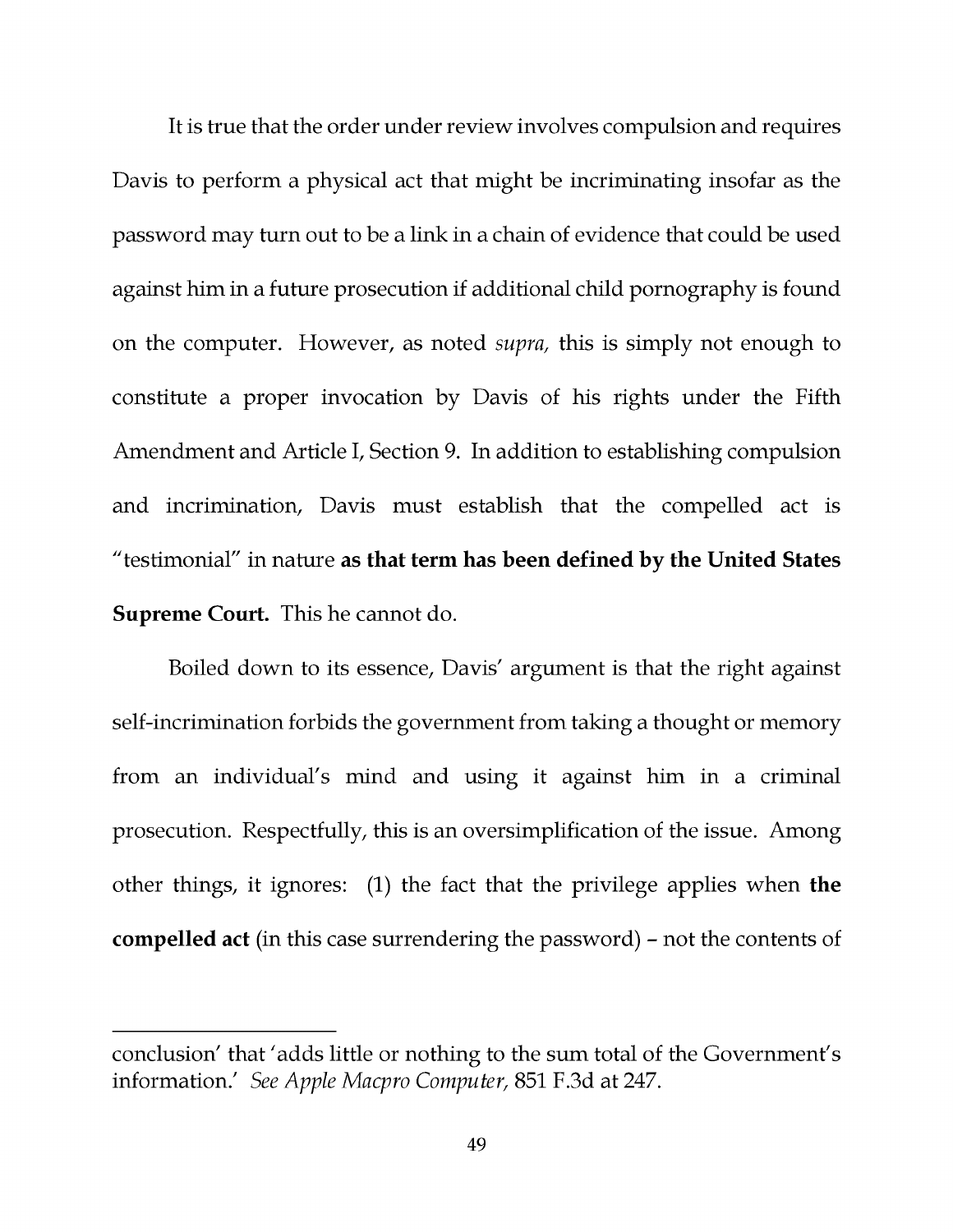It is true that the order under review involves compulsion and requires Davis to perform a physical act that might be incriminating insofar as the password may turn out to be a link in a chain of evidence that could be used against him in a future prosecution if additional child pornography is found on the computer. However, as noted *supra,* this is simply not enough to constitute a proper invocation by Davis of his rights under the Fifth Amendment and Article I, Section 9. In addition to establishing compulsion and incrimination, Davis must establish that the compelled act is "testimonial" in nature **as that term has been defined by the United States Supreme Court.** This he cannot do.

Boiled down to its essence, Davis' argument is that the right against self-incrimination forbids the government from taking a thought or memory from an individual's mind and using it against him in a criminal prosecution. Respectfully, this is an oversimplification of the issue. Among other things, it ignores: (1) the fact that the privilege applies when **the compelled act** (in this case surrendering the password) – not the contents of

---

conclusion' that 'adds little or nothing to the sum total of the Government's information.' *See Apple Macpro Computer,* 851 F.3d at 247.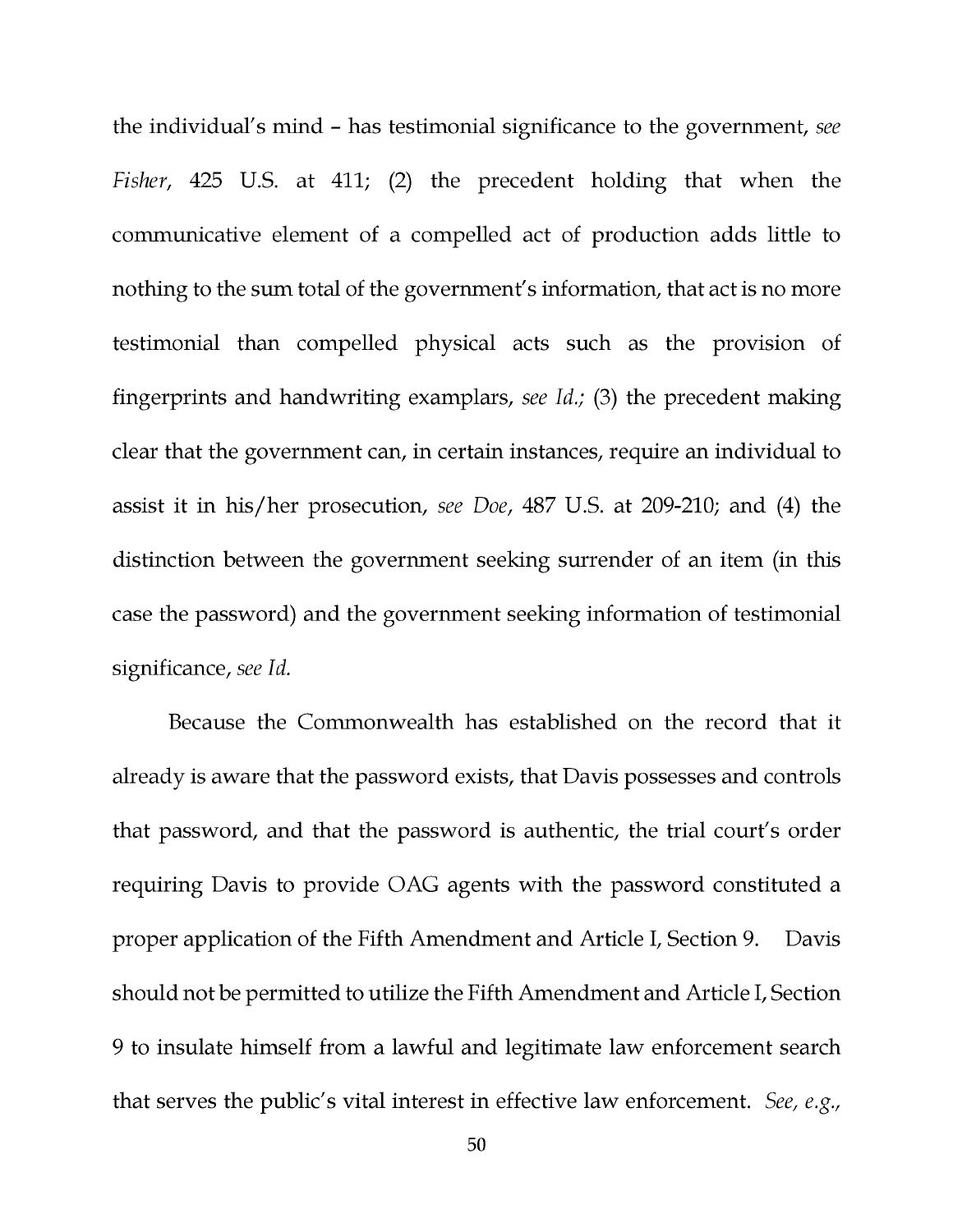the individual's mind – has testimonial significance to the government, *see Fisher*, 425 U.S. at 411; (2) the precedent holding that when the communicative element of a compelled act of production adds little to nothing to the sum total of the government's information, that act is no more testimonial than compelled physical acts such as the provision of fingerprints and handwriting examplars, *see Id.;* (3) the precedent making clear that the government can, in certain instances, require an individual to assist it in his/her prosecution, *see Doe*, 487 U.S. at 209-210; and (4) the distinction between the government seeking surrender of an item (in this case the password) and the government seeking information of testimonial significance, *see Id.*

Because the Commonwealth has established on the record that it already is aware that the password exists, that Davis possesses and controls that password, and that the password is authentic, the trial court's order requiring Davis to provide OAG agents with the password constituted a proper application of the Fifth Amendment and Article I, Section 9. Davis should not be permitted to utilize the Fifth Amendment and Article I, Section 9 to insulate himself from a lawful and legitimate law enforcement search that serves the public's vital interest in effective law enforcement. *See, e.g.,*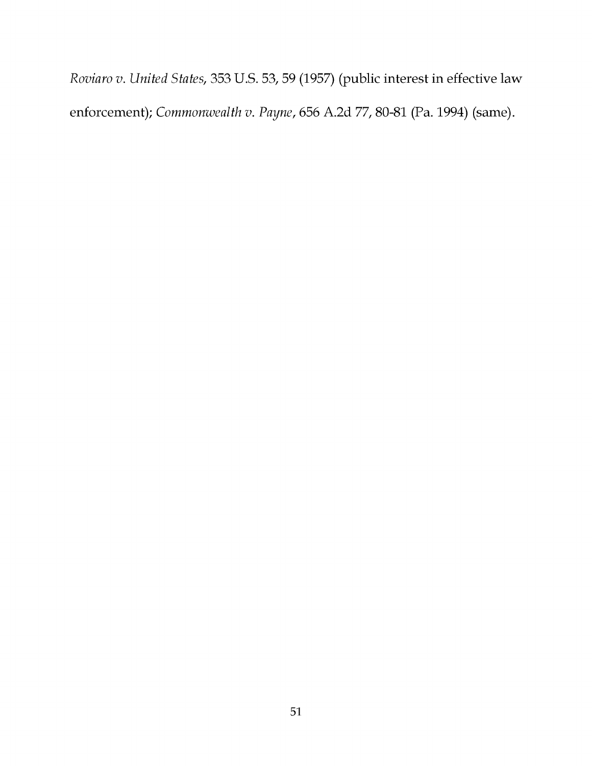*Roviaro v. United States*, 353 U.S. 53, 59 (1957) (public interest in effective law enforcement); *Commonwealth v. Payne*, 656 A.2d 77, 80-81 (Pa. 1994) (same).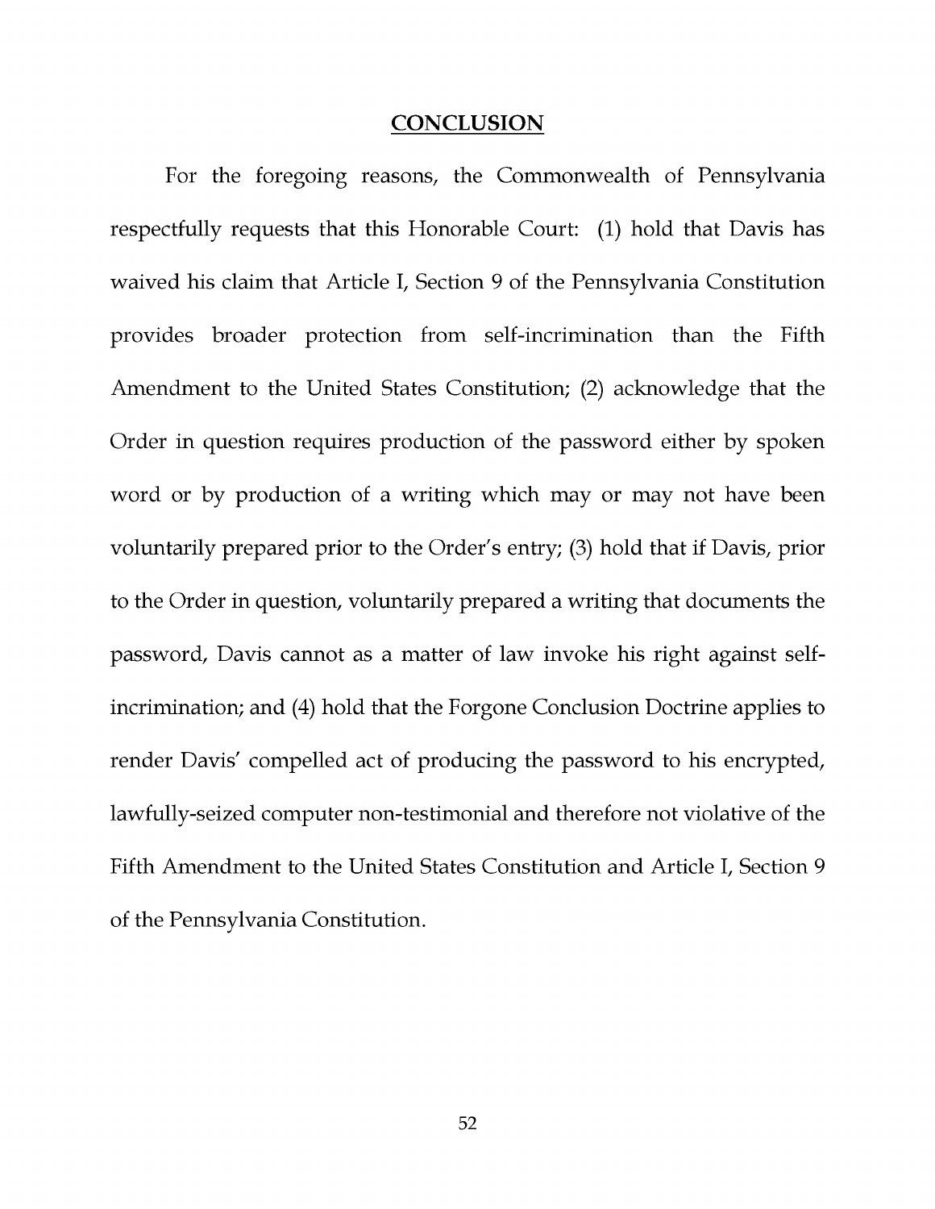## CONCLUSION

For the foregoing reasons, the Commonwealth of Pennsylvania respectfully requests that this Honorable Court: (1) hold that Davis has waived his claim that Article I, Section 9 of the Pennsylvania Constitution provides broader protection from self-incrimination than the Fifth Amendment to the United States Constitution; (2) acknowledge that the Order in question requires production of the password either by spoken word or by production of a writing which may or may not have been voluntarily prepared prior to the Order's entry; (3) hold that if Davis, prior to the Order in question, voluntarily prepared a writing that documents the password, Davis cannot as a matter of law invoke his right against self-incrimination; and (4) hold that the Forgone Conclusion Doctrine applies to render Davis' compelled act of producing the password to his encrypted, lawfully-seized computer non-testimonial and therefore not violative of the Fifth Amendment to the United States Constitution and Article I, Section 9 of the Pennsylvania Constitution.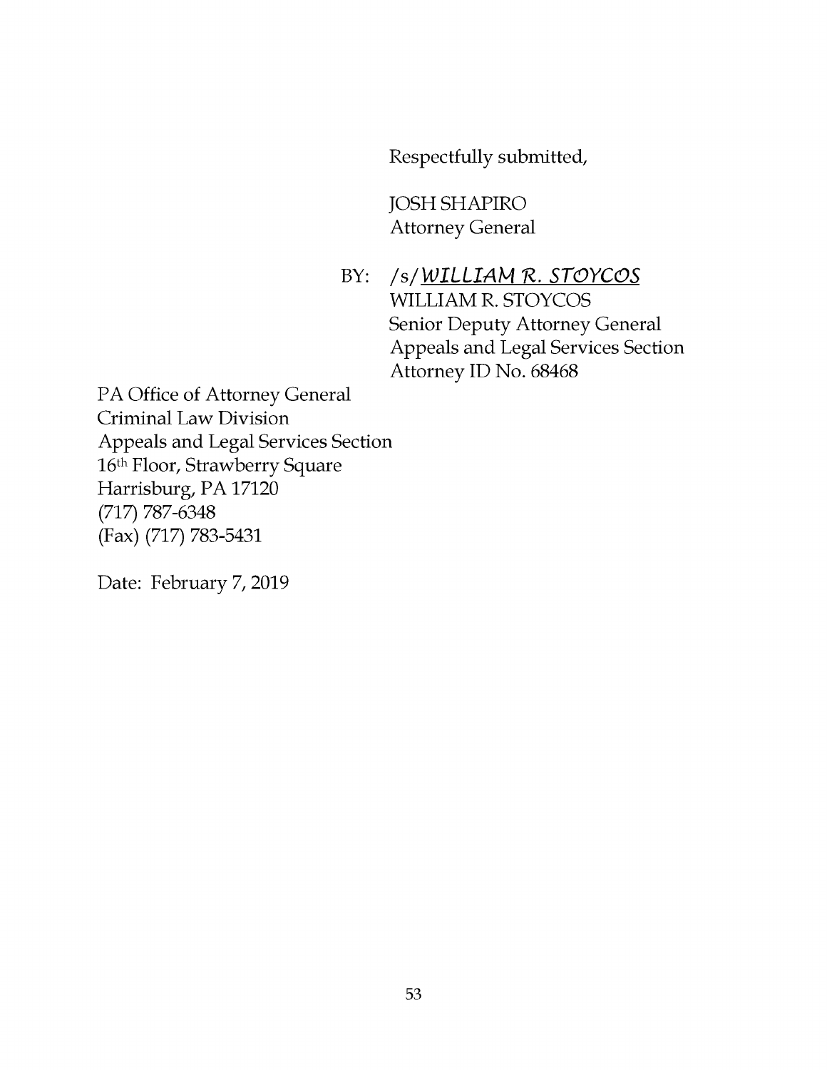Respectfully submitted,

JOSH SHAPIRO
Attorney General

BY: /s/*WILLIAM R. STOYCOS*
WILLIAM R. STOYCOS
Senior Deputy Attorney General
Appeals and Legal Services Section
Attorney ID No. 68468

PA Office of Attorney General
Criminal Law Division
Appeals and Legal Services Section
16th Floor, Strawberry Square
Harrisburg, PA 17120
(717) 787-6348
(Fax) (717) 783-5431

Date: February 7, 2019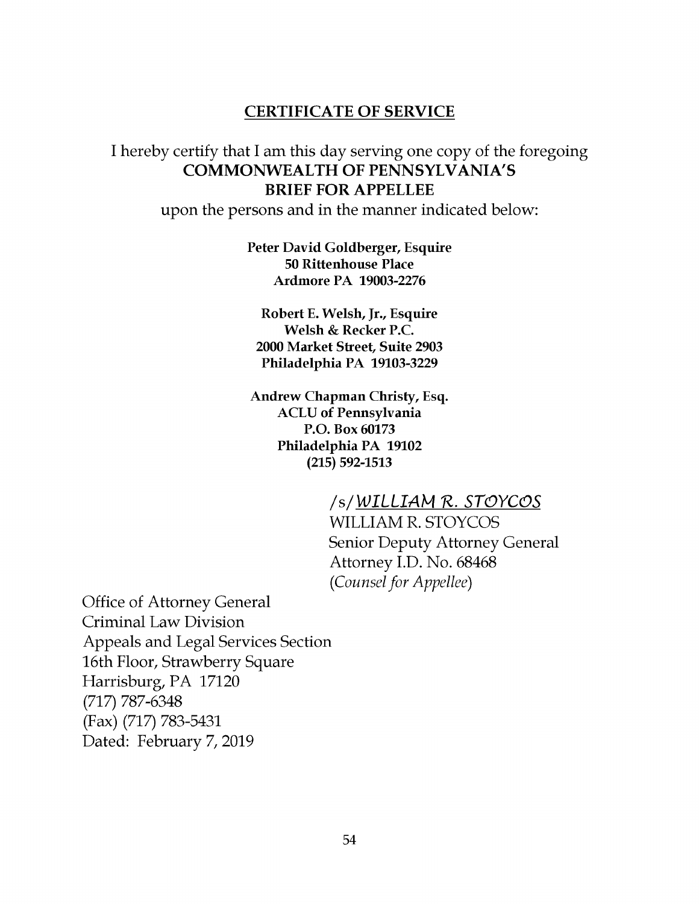## CERTIFICATE OF SERVICE

I hereby certify that I am this day serving one copy of the foregoing **COMMONWEALTH OF PENNSYLVANIA'S BRIEF FOR APPELLEE** upon the persons and in the manner indicated below:

**Peter David Goldberger, Esquire**
**50 Rittenhouse Place**
**Ardmore PA 19003-2276**

**Robert E. Welsh, Jr., Esquire**
**Welsh & Recker P.C.**
**2000 Market Street, Suite 2903**
**Philadelphia PA 19103-3229**

**Andrew Chapman Christy, Esq.**
**ACLU of Pennsylvania**
**P.O. Box 60173**
**Philadelphia PA 19102**
**(215) 592-1513**

/s/WILLIAM R. STOYCOS
WILLIAM R. STOYCOS
Senior Deputy Attorney General
Attorney I.D. No. 68468
*(Counsel for Appellee)*

Office of Attorney General
Criminal Law Division
Appeals and Legal Services Section
16th Floor, Strawberry Square
Harrisburg, PA 17120
(717) 787-6348
(Fax) (717) 783-5431
Dated: February 7, 2019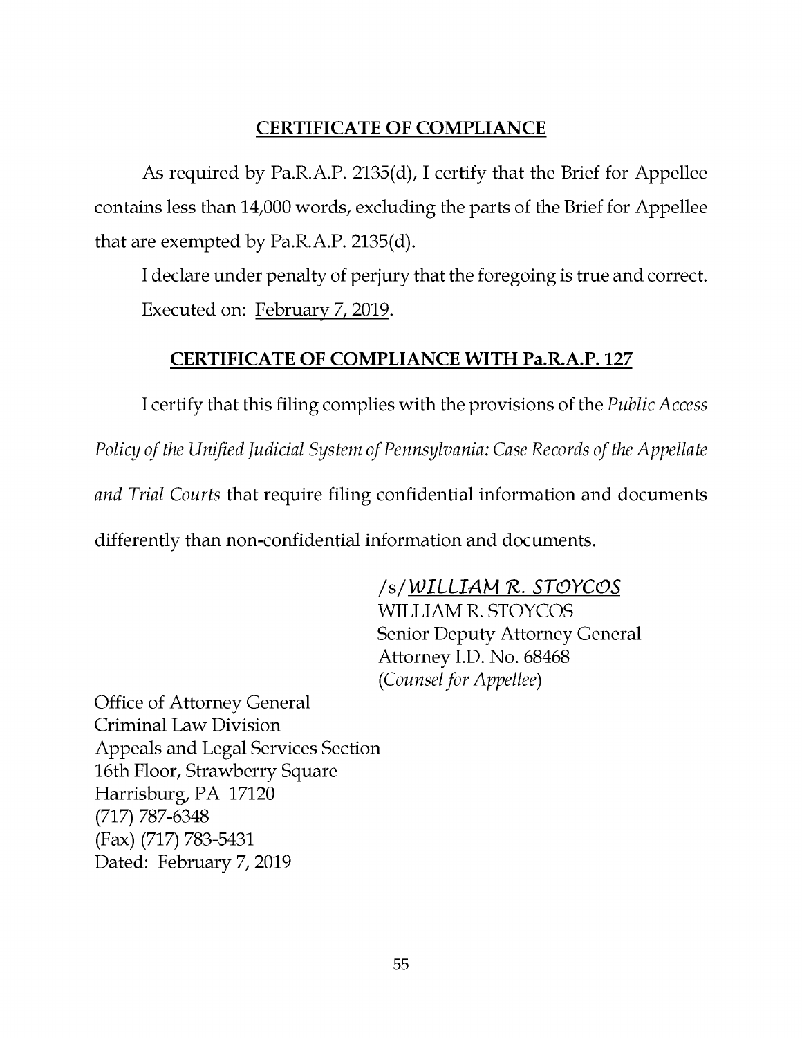## CERTIFICATE OF COMPLIANCE

As required by Pa.R.A.P. 2135(d), I certify that the Brief for Appellee contains less than 14,000 words, excluding the parts of the Brief for Appellee that are exempted by Pa.R.A.P. 2135(d).

I declare under penalty of perjury that the foregoing is true and correct.

Executed on: February 7, 2019.

## CERTIFICATE OF COMPLIANCE WITH Pa.R.A.P. 127

I certify that this filing complies with the provisions of the *Public Access Policy of the Unified Judicial System of Pennsylvania: Case Records of the Appellate and Trial Courts* that require filing confidential information and documents differently than non-confidential information and documents.

/s/*WILLIAM R. STOYCOS*
WILLIAM R. STOYCOS
Senior Deputy Attorney General
Attorney I.D. No. 68468
(*Counsel for Appellee*)

Office of Attorney General
Criminal Law Division
Appeals and Legal Services Section
16th Floor, Strawberry Square
Harrisburg, PA 17120
(717) 787-6348
(Fax) (717) 783-5431
Dated: February 7, 2019